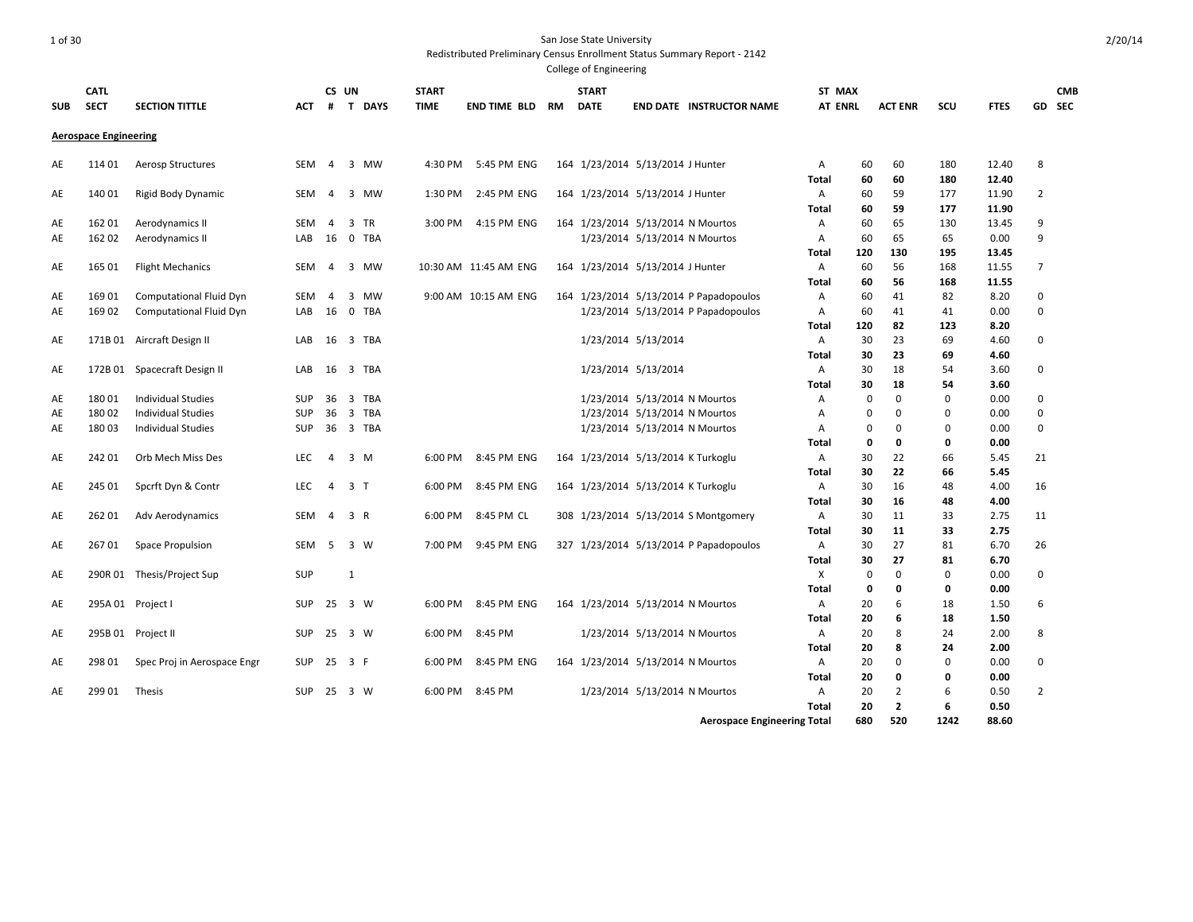San Jose State University

Redistributed Preliminary Census Enrollment Status Summary Report - 2142

College of Engineering

| SUB | CATL SECT | SECTION TITTLE | ACT | CS # | UN T | DAYS | START TIME | END TIME | BLD | RM | START DATE | END DATE | INSTRUCTOR NAME | ST AT | MAX ENRL | ACT ENR | SCU | FTES | GD | CMB SEC |
|---|---|---|---|---|---|---|---|---|---|---|---|---|---|---|---|---|---|---|---|---|
| **Aerospace Engineering** | | | | | | | | | | | | | | | | | | | | |
| AE | 114 01 | Aerosp Structures | SEM | 4 | 3 | MW | 4:30 PM | 5:45 PM | ENG | 164 | 1/23/2014 | 5/13/2014 | J Hunter | A | 60 | 60 | 180 | 12.40 | 8 | |
| | | | | | | | | | | | | | | **Total** | **60** | **60** | **180** | **12.40** | | |
| AE | 140 01 | Rigid Body Dynamic | SEM | 4 | 3 | MW | 1:30 PM | 2:45 PM | ENG | 164 | 1/23/2014 | 5/13/2014 | J Hunter | A | 60 | 59 | 177 | 11.90 | 2 | |
| | | | | | | | | | | | | | | **Total** | **60** | **59** | **177** | **11.90** | | |
| AE | 162 01 | Aerodynamics II | SEM | 4 | 3 | TR | 3:00 PM | 4:15 PM | ENG | 164 | 1/23/2014 | 5/13/2014 | N Mourtos | A | 60 | 65 | 130 | 13.45 | 9 | |
| AE | 162 02 | Aerodynamics II | LAB | 16 | 0 | TBA | | | | | 1/23/2014 | 5/13/2014 | N Mourtos | A | 60 | 65 | 65 | 0.00 | 9 | |
| | | | | | | | | | | | | | | **Total** | **120** | **130** | **195** | **13.45** | | |
| AE | 165 01 | Flight Mechanics | SEM | 4 | 3 | MW | 10:30 AM | 11:45 AM | ENG | 164 | 1/23/2014 | 5/13/2014 | J Hunter | A | 60 | 56 | 168 | 11.55 | 7 | |
| | | | | | | | | | | | | | | **Total** | **60** | **56** | **168** | **11.55** | | |
| AE | 169 01 | Computational Fluid Dyn | SEM | 4 | 3 | MW | 9:00 AM | 10:15 AM | ENG | 164 | 1/23/2014 | 5/13/2014 | P Papadopoulos | A | 60 | 41 | 82 | 8.20 | 0 | |
| AE | 169 02 | Computational Fluid Dyn | LAB | 16 | 0 | TBA | | | | | 1/23/2014 | 5/13/2014 | P Papadopoulos | A | 60 | 41 | 41 | 0.00 | 0 | |
| | | | | | | | | | | | | | | **Total** | **120** | **82** | **123** | **8.20** | | |
| AE | 171B 01 | Aircraft Design II | LAB | 16 | 3 | TBA | | | | | 1/23/2014 | 5/13/2014 | | A | 30 | 23 | 69 | 4.60 | 0 | |
| | | | | | | | | | | | | | | **Total** | **30** | **23** | **69** | **4.60** | | |
| AE | 172B 01 | Spacecraft Design II | LAB | 16 | 3 | TBA | | | | | 1/23/2014 | 5/13/2014 | | A | 30 | 18 | 54 | 3.60 | 0 | |
| | | | | | | | | | | | | | | **Total** | **30** | **18** | **54** | **3.60** | | |
| AE | 180 01 | Individual Studies | SUP | 36 | 3 | TBA | | | | | 1/23/2014 | 5/13/2014 | N Mourtos | A | 0 | 0 | 0 | 0.00 | 0 | |
| AE | 180 02 | Individual Studies | SUP | 36 | 3 | TBA | | | | | 1/23/2014 | 5/13/2014 | N Mourtos | A | 0 | 0 | 0 | 0.00 | 0 | |
| AE | 180 03 | Individual Studies | SUP | 36 | 3 | TBA | | | | | 1/23/2014 | 5/13/2014 | N Mourtos | A | 0 | 0 | 0 | 0.00 | 0 | |
| | | | | | | | | | | | | | | **Total** | **0** | **0** | **0** | **0.00** | | |
| AE | 242 01 | Orb Mech Miss Des | LEC | 4 | 3 | M | 6:00 PM | 8:45 PM | ENG | 164 | 1/23/2014 | 5/13/2014 | K Turkoglu | A | 30 | 22 | 66 | 5.45 | 21 | |
| | | | | | | | | | | | | | | **Total** | **30** | **22** | **66** | **5.45** | | |
| AE | 245 01 | Spcrft Dyn & Contr | LEC | 4 | 3 | T | 6:00 PM | 8:45 PM | ENG | 164 | 1/23/2014 | 5/13/2014 | K Turkoglu | A | 30 | 16 | 48 | 4.00 | 16 | |
| | | | | | | | | | | | | | | **Total** | **30** | **16** | **48** | **4.00** | | |
| AE | 262 01 | Adv Aerodynamics | SEM | 4 | 3 | R | 6:00 PM | 8:45 PM | CL | 308 | 1/23/2014 | 5/13/2014 | S Montgomery | A | 30 | 11 | 33 | 2.75 | 11 | |
| | | | | | | | | | | | | | | **Total** | **30** | **11** | **33** | **2.75** | | |
| AE | 267 01 | Space Propulsion | SEM | 5 | 3 | W | 7:00 PM | 9:45 PM | ENG | 327 | 1/23/2014 | 5/13/2014 | P Papadopoulos | A | 30 | 27 | 81 | 6.70 | 26 | |
| | | | | | | | | | | | | | | **Total** | **30** | **27** | **81** | **6.70** | | |
| AE | 290R 01 | Thesis/Project Sup | SUP | | 1 | | | | | | | | | X | 0 | 0 | 0 | 0.00 | 0 | |
| | | | | | | | | | | | | | | **Total** | **0** | **0** | **0** | **0.00** | | |
| AE | 295A 01 | Project I | SUP | 25 | 3 | W | 6:00 PM | 8:45 PM | ENG | 164 | 1/23/2014 | 5/13/2014 | N Mourtos | A | 20 | 6 | 18 | 1.50 | 6 | |
| | | | | | | | | | | | | | | **Total** | **20** | **6** | **18** | **1.50** | | |
| AE | 295B 01 | Project II | SUP | 25 | 3 | W | 6:00 PM | 8:45 PM | | | 1/23/2014 | 5/13/2014 | N Mourtos | A | 20 | 8 | 24 | 2.00 | 8 | |
| | | | | | | | | | | | | | | **Total** | **20** | **8** | **24** | **2.00** | | |
| AE | 298 01 | Spec Proj in Aerospace Engr | SUP | 25 | 3 | F | 6:00 PM | 8:45 PM | ENG | 164 | 1/23/2014 | 5/13/2014 | N Mourtos | A | 20 | 0 | 0 | 0.00 | 0 | |
| | | | | | | | | | | | | | | **Total** | **20** | **0** | **0** | **0.00** | | |
| AE | 299 01 | Thesis | SUP | 25 | 3 | W | 6:00 PM | 8:45 PM | | | 1/23/2014 | 5/13/2014 | N Mourtos | A | 20 | 2 | 6 | 0.50 | 2 | |
| | | | | | | | | | | | | | | **Total** | **20** | **2** | **6** | **0.50** | | |
| | | | | | | | | | | | | | **Aerospace Engineering Total** | | **680** | **520** | **1242** | **88.60** | | |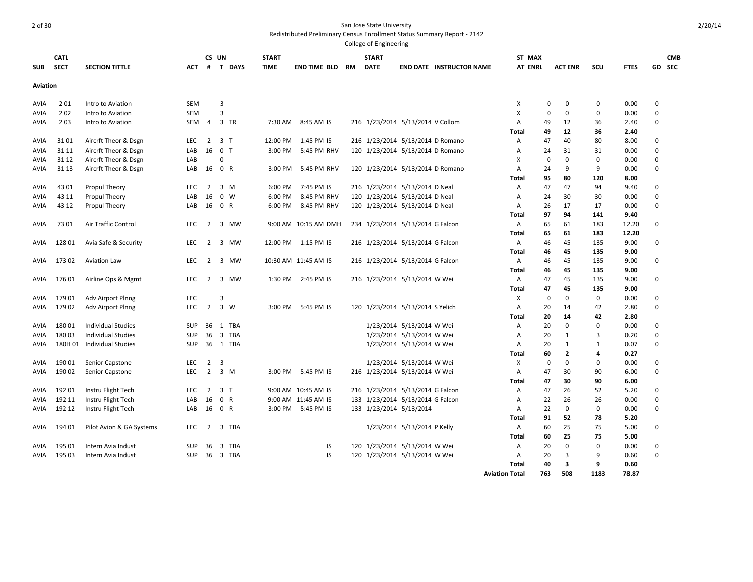San Jose State University

Redistributed Preliminary Census Enrollment Status Summary Report - 2142

College of Engineering

| SUB | CATL SECT | SECTION TITTLE | ACT | CS # | UN T | DAYS | START TIME | END TIME | BLD | RM | START DATE | END DATE | INSTRUCTOR NAME | ST AT | MAX ENRL | ACT ENR | SCU | FTES | GD | CMB SEC |
|---|---|---|---|---|---|---|---|---|---|---|---|---|---|---|---|---|---|---|---|---|
| **Aviation** | | | | | | | | | | | | | | | | | | | | |
| AVIA | 2 01 | Intro to Aviation | SEM | | 3 | | | | | | | | | X | 0 | 0 | 0 | 0.00 | 0 | |
| AVIA | 2 02 | Intro to Aviation | SEM | | 3 | | | | | | | | | X | 0 | 0 | 0 | 0.00 | 0 | |
| AVIA | 2 03 | Intro to Aviation | SEM | 4 | 3 | TR | 7:30 AM | 8:45 AM | IS | 216 | 1/23/2014 | 5/13/2014 | V Collom | A | 49 | 12 | 36 | 2.40 | 0 | |
| | | | | | | | | | | | | | | **Total** | **49** | **12** | **36** | **2.40** | | |
| AVIA | 31 01 | Aircrft Theor & Dsgn | LEC | 2 | 3 | T | 12:00 PM | 1:45 PM | IS | 216 | 1/23/2014 | 5/13/2014 | D Romano | A | 47 | 40 | 80 | 8.00 | 0 | |
| AVIA | 31 11 | Aircrft Theor & Dsgn | LAB | 16 | 0 | T | 3:00 PM | 5:45 PM | RHV | 120 | 1/23/2014 | 5/13/2014 | D Romano | A | 24 | 31 | 31 | 0.00 | 0 | |
| AVIA | 31 12 | Aircrft Theor & Dsgn | LAB | | 0 | | | | | | | | | X | 0 | 0 | 0 | 0.00 | 0 | |
| AVIA | 31 13 | Aircrft Theor & Dsgn | LAB | 16 | 0 | R | 3:00 PM | 5:45 PM | RHV | 120 | 1/23/2014 | 5/13/2014 | D Romano | A | 24 | 9 | 9 | 0.00 | 0 | |
| | | | | | | | | | | | | | | **Total** | **95** | **80** | **120** | **8.00** | | |
| AVIA | 43 01 | Propul Theory | LEC | 2 | 3 | M | 6:00 PM | 7:45 PM | IS | 216 | 1/23/2014 | 5/13/2014 | D Neal | A | 47 | 47 | 94 | 9.40 | 0 | |
| AVIA | 43 11 | Propul Theory | LAB | 16 | 0 | W | 6:00 PM | 8:45 PM | RHV | 120 | 1/23/2014 | 5/13/2014 | D Neal | A | 24 | 30 | 30 | 0.00 | 0 | |
| AVIA | 43 12 | Propul Theory | LAB | 16 | 0 | R | 6:00 PM | 8:45 PM | RHV | 120 | 1/23/2014 | 5/13/2014 | D Neal | A | 26 | 17 | 17 | 0.00 | 0 | |
| | | | | | | | | | | | | | | **Total** | **97** | **94** | **141** | **9.40** | | |
| AVIA | 73 01 | Air Traffic Control | LEC | 2 | 3 | MW | 9:00 AM | 10:15 AM | DMH | 234 | 1/23/2014 | 5/13/2014 | G Falcon | A | 65 | 61 | 183 | 12.20 | 0 | |
| | | | | | | | | | | | | | | **Total** | **65** | **61** | **183** | **12.20** | | |
| AVIA | 128 01 | Avia Safe & Security | LEC | 2 | 3 | MW | 12:00 PM | 1:15 PM | IS | 216 | 1/23/2014 | 5/13/2014 | G Falcon | A | 46 | 45 | 135 | 9.00 | 0 | |
| | | | | | | | | | | | | | | **Total** | **46** | **45** | **135** | **9.00** | | |
| AVIA | 173 02 | Aviation Law | LEC | 2 | 3 | MW | 10:30 AM | 11:45 AM | IS | 216 | 1/23/2014 | 5/13/2014 | G Falcon | A | 46 | 45 | 135 | 9.00 | 0 | |
| | | | | | | | | | | | | | | **Total** | **46** | **45** | **135** | **9.00** | | |
| AVIA | 176 01 | Airline Ops & Mgmt | LEC | 2 | 3 | MW | 1:30 PM | 2:45 PM | IS | 216 | 1/23/2014 | 5/13/2014 | W Wei | A | 47 | 45 | 135 | 9.00 | 0 | |
| | | | | | | | | | | | | | | **Total** | **47** | **45** | **135** | **9.00** | | |
| AVIA | 179 01 | Adv Airport Plnng | LEC | | 3 | | | | | | | | | X | 0 | 0 | 0 | 0.00 | 0 | |
| AVIA | 179 02 | Adv Airport Plnng | LEC | 2 | 3 | W | 3:00 PM | 5:45 PM | IS | 120 | 1/23/2014 | 5/13/2014 | S Yelich | A | 20 | 14 | 42 | 2.80 | 0 | |
| | | | | | | | | | | | | | | **Total** | **20** | **14** | **42** | **2.80** | | |
| AVIA | 180 01 | Individual Studies | SUP | 36 | 1 | TBA | | | | | 1/23/2014 | 5/13/2014 | W Wei | A | 20 | 0 | 0 | 0.00 | 0 | |
| AVIA | 180 03 | Individual Studies | SUP | 36 | 3 | TBA | | | | | 1/23/2014 | 5/13/2014 | W Wei | A | 20 | 1 | 3 | 0.20 | 0 | |
| AVIA | 180H 01 | Individual Studies | SUP | 36 | 1 | TBA | | | | | 1/23/2014 | 5/13/2014 | W Wei | A | 20 | 1 | 1 | 0.07 | 0 | |
| | | | | | | | | | | | | | | **Total** | **60** | **2** | **4** | **0.27** | | |
| AVIA | 190 01 | Senior Capstone | LEC | 2 | 3 | | | | | | 1/23/2014 | 5/13/2014 | W Wei | X | 0 | 0 | 0 | 0.00 | 0 | |
| AVIA | 190 02 | Senior Capstone | LEC | 2 | 3 | M | 3:00 PM | 5:45 PM | IS | 216 | 1/23/2014 | 5/13/2014 | W Wei | A | 47 | 30 | 90 | 6.00 | 0 | |
| | | | | | | | | | | | | | | **Total** | **47** | **30** | **90** | **6.00** | | |
| AVIA | 192 01 | Instru Flight Tech | LEC | 2 | 3 | T | 9:00 AM | 10:45 AM | IS | 216 | 1/23/2014 | 5/13/2014 | G Falcon | A | 47 | 26 | 52 | 5.20 | 0 | |
| AVIA | 192 11 | Instru Flight Tech | LAB | 16 | 0 | R | 9:00 AM | 11:45 AM | IS | 133 | 1/23/2014 | 5/13/2014 | G Falcon | A | 22 | 26 | 26 | 0.00 | 0 | |
| AVIA | 192 12 | Instru Flight Tech | LAB | 16 | 0 | R | 3:00 PM | 5:45 PM | IS | 133 | 1/23/2014 | 5/13/2014 | | A | 22 | 0 | 0 | 0.00 | 0 | |
| | | | | | | | | | | | | | | **Total** | **91** | **52** | **78** | **5.20** | | |
| AVIA | 194 01 | Pilot Avion & GA Systems | LEC | 2 | 3 | TBA | | | | | 1/23/2014 | 5/13/2014 | P Kelly | A | 60 | 25 | 75 | 5.00 | 0 | |
| | | | | | | | | | | | | | | **Total** | **60** | **25** | **75** | **5.00** | | |
| AVIA | 195 01 | Intern Avia Indust | SUP | 36 | 3 | TBA | | | IS | 120 | 1/23/2014 | 5/13/2014 | W Wei | A | 20 | 0 | 0 | 0.00 | 0 | |
| AVIA | 195 03 | Intern Avia Indust | SUP | 36 | 3 | TBA | | | IS | 120 | 1/23/2014 | 5/13/2014 | W Wei | A | 20 | 3 | 9 | 0.60 | 0 | |
| | | | | | | | | | | | | | | **Total** | **40** | **3** | **9** | **0.60** | | |
| | | | | | | | | | | | | | | **Aviation Total** | **763** | **508** | **1183** | **78.87** | | |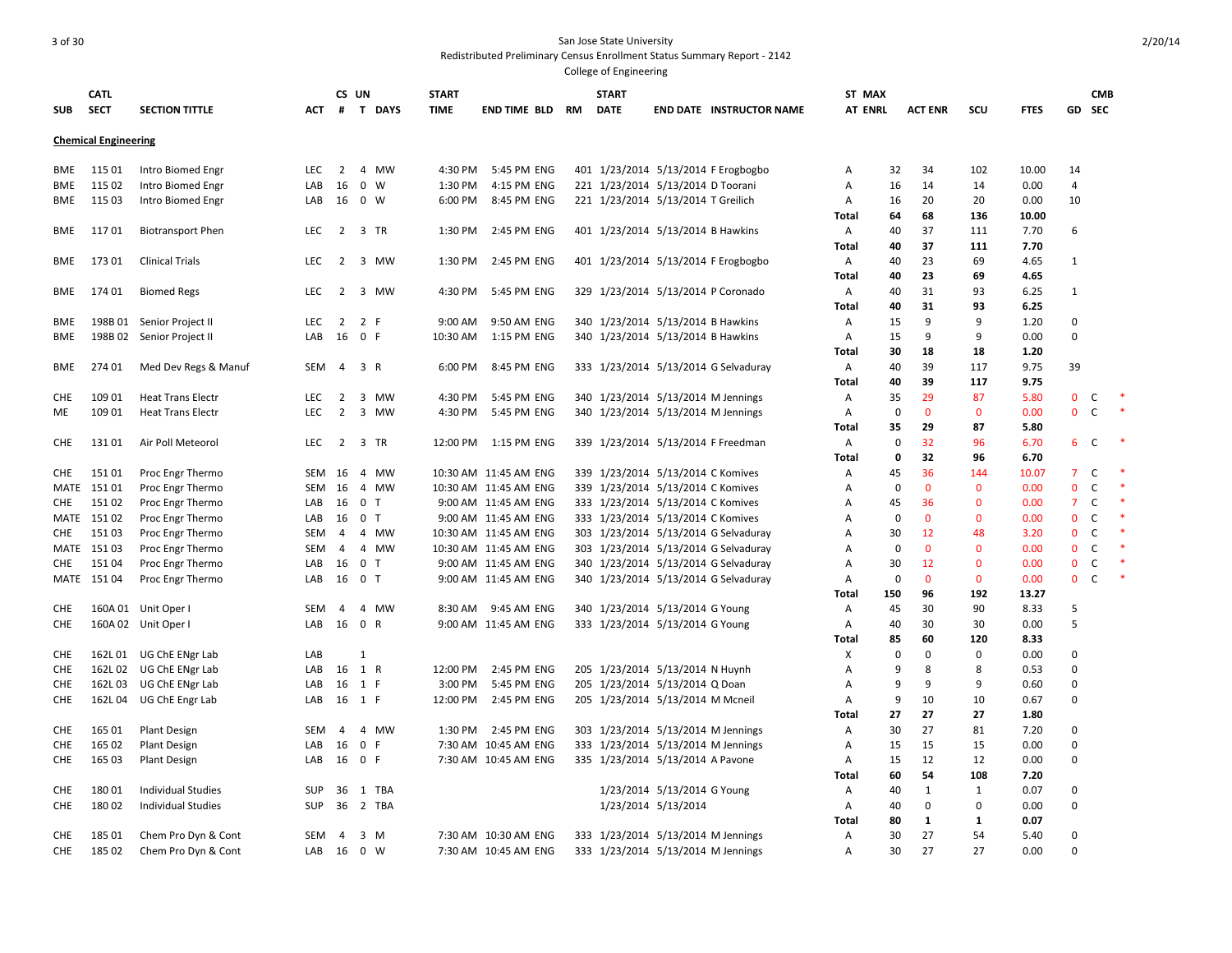San Jose State University

Redistributed Preliminary Census Enrollment Status Summary Report - 2142

College of Engineering

## Chemical Engineering

| SUB | CATL SECT | SECTION TITTLE | ACT | CS # | UN T | DAYS | START TIME | END TIME | BLD | RM | START DATE | END DATE | INSTRUCTOR NAME | ST AT | MAX ENRL | ACT ENR | SCU | FTES | GD | CMB SEC | |
|---|---|---|---|---|---|---|---|---|---|---|---|---|---|---|---|---|---|---|---|---|---|
| BME | 115 01 | Intro Biomed Engr | LEC | 2 | 4 | MW | 4:30 PM | 5:45 PM | ENG | 401 | 1/23/2014 | 5/13/2014 | F Erogbogbo | A | 32 | 34 | 102 | 10.00 | 14 | | |
| BME | 115 02 | Intro Biomed Engr | LAB | 16 | 0 | W | 1:30 PM | 4:15 PM | ENG | 221 | 1/23/2014 | 5/13/2014 | D Toorani | A | 16 | 14 | 14 | 0.00 | 4 | | |
| BME | 115 03 | Intro Biomed Engr | LAB | 16 | 0 | W | 6:00 PM | 8:45 PM | ENG | 221 | 1/23/2014 | 5/13/2014 | T Greilich | A | 16 | 20 | 20 | 0.00 | 10 | | |
| | | | | | | | | | | | | | | **Total** | **64** | **68** | **136** | **10.00** | | | |
| BME | 117 01 | Biotransport Phen | LEC | 2 | 3 | TR | 1:30 PM | 2:45 PM | ENG | 401 | 1/23/2014 | 5/13/2014 | B Hawkins | A | 40 | 37 | 111 | 7.70 | 6 | | |
| | | | | | | | | | | | | | | **Total** | **40** | **37** | **111** | **7.70** | | | |
| BME | 173 01 | Clinical Trials | LEC | 2 | 3 | MW | 1:30 PM | 2:45 PM | ENG | 401 | 1/23/2014 | 5/13/2014 | F Erogbogbo | A | 40 | 23 | 69 | 4.65 | 1 | | |
| | | | | | | | | | | | | | | **Total** | **40** | **23** | **69** | **4.65** | | | |
| BME | 174 01 | Biomed Regs | LEC | 2 | 3 | MW | 4:30 PM | 5:45 PM | ENG | 329 | 1/23/2014 | 5/13/2014 | P Coronado | A | 40 | 31 | 93 | 6.25 | 1 | | |
| | | | | | | | | | | | | | | **Total** | **40** | **31** | **93** | **6.25** | | | |
| BME | 198B 01 | Senior Project II | LEC | 2 | 2 | F | 9:00 AM | 9:50 AM | ENG | 340 | 1/23/2014 | 5/13/2014 | B Hawkins | A | 15 | 9 | 9 | 1.20 | 0 | | |
| BME | 198B 02 | Senior Project II | LAB | 16 | 0 | F | 10:30 AM | 1:15 PM | ENG | 340 | 1/23/2014 | 5/13/2014 | B Hawkins | A | 15 | 9 | 9 | 0.00 | 0 | | |
| | | | | | | | | | | | | | | **Total** | **30** | **18** | **18** | **1.20** | | | |
| BME | 274 01 | Med Dev Regs & Manuf | SEM | 4 | 3 | R | 6:00 PM | 8:45 PM | ENG | 333 | 1/23/2014 | 5/13/2014 | G Selvaduray | A | 40 | 39 | 117 | 9.75 | 39 | | |
| | | | | | | | | | | | | | | **Total** | **40** | **39** | **117** | **9.75** | | | |
| CHE | 109 01 | Heat Trans Electr | LEC | 2 | 3 | MW | 4:30 PM | 5:45 PM | ENG | 340 | 1/23/2014 | 5/13/2014 | M Jennings | A | 35 | 29 | 87 | 5.80 | 0 | C | * |
| ME | 109 01 | Heat Trans Electr | LEC | 2 | 3 | MW | 4:30 PM | 5:45 PM | ENG | 340 | 1/23/2014 | 5/13/2014 | M Jennings | A | 0 | 0 | 0 | 0.00 | 0 | C | * |
| | | | | | | | | | | | | | | **Total** | **35** | **29** | **87** | **5.80** | | | |
| CHE | 131 01 | Air Poll Meteorol | LEC | 2 | 3 | TR | 12:00 PM | 1:15 PM | ENG | 339 | 1/23/2014 | 5/13/2014 | F Freedman | A | 0 | 32 | 96 | 6.70 | 6 | C | * |
| | | | | | | | | | | | | | | **Total** | **0** | **32** | **96** | **6.70** | | | |
| CHE | 151 01 | Proc Engr Thermo | SEM | 16 | 4 | MW | 10:30 AM | 11:45 AM | ENG | 339 | 1/23/2014 | 5/13/2014 | C Komives | A | 45 | 36 | 144 | 10.07 | 7 | C | * |
| MATE | 151 01 | Proc Engr Thermo | SEM | 16 | 4 | MW | 10:30 AM | 11:45 AM | ENG | 339 | 1/23/2014 | 5/13/2014 | C Komives | A | 0 | 0 | 0 | 0.00 | 0 | C | * |
| CHE | 151 02 | Proc Engr Thermo | LAB | 16 | 0 | T | 9:00 AM | 11:45 AM | ENG | 333 | 1/23/2014 | 5/13/2014 | C Komives | A | 45 | 36 | 0 | 0.00 | 7 | C | * |
| MATE | 151 02 | Proc Engr Thermo | LAB | 16 | 0 | T | 9:00 AM | 11:45 AM | ENG | 333 | 1/23/2014 | 5/13/2014 | C Komives | A | 0 | 0 | 0 | 0.00 | 0 | C | * |
| CHE | 151 03 | Proc Engr Thermo | SEM | 4 | 4 | MW | 10:30 AM | 11:45 AM | ENG | 303 | 1/23/2014 | 5/13/2014 | G Selvaduray | A | 30 | 12 | 48 | 3.20 | 0 | C | * |
| MATE | 151 03 | Proc Engr Thermo | SEM | 4 | 4 | MW | 10:30 AM | 11:45 AM | ENG | 303 | 1/23/2014 | 5/13/2014 | G Selvaduray | A | 0 | 0 | 0 | 0.00 | 0 | C | * |
| CHE | 151 04 | Proc Engr Thermo | LAB | 16 | 0 | T | 9:00 AM | 11:45 AM | ENG | 340 | 1/23/2014 | 5/13/2014 | G Selvaduray | A | 30 | 12 | 0 | 0.00 | 0 | C | * |
| MATE | 151 04 | Proc Engr Thermo | LAB | 16 | 0 | T | 9:00 AM | 11:45 AM | ENG | 340 | 1/23/2014 | 5/13/2014 | G Selvaduray | A | 0 | 0 | 0 | 0.00 | 0 | C | * |
| | | | | | | | | | | | | | | **Total** | **150** | **96** | **192** | **13.27** | | | |
| CHE | 160A 01 | Unit Oper I | SEM | 4 | 4 | MW | 8:30 AM | 9:45 AM | ENG | 340 | 1/23/2014 | 5/13/2014 | G Young | A | 45 | 30 | 90 | 8.33 | 5 | | |
| CHE | 160A 02 | Unit Oper I | LAB | 16 | 0 | R | 9:00 AM | 11:45 AM | ENG | 333 | 1/23/2014 | 5/13/2014 | G Young | A | 40 | 30 | 30 | 0.00 | 5 | | |
| | | | | | | | | | | | | | | **Total** | **85** | **60** | **120** | **8.33** | | | |
| CHE | 162L 01 | UG ChE ENgr Lab | LAB | | 1 | | | | | | | | | X | 0 | 0 | 0 | 0.00 | 0 | | |
| CHE | 162L 02 | UG ChE ENgr Lab | LAB | 16 | 1 | R | 12:00 PM | 2:45 PM | ENG | 205 | 1/23/2014 | 5/13/2014 | N Huynh | A | 9 | 8 | 8 | 0.53 | 0 | | |
| CHE | 162L 03 | UG ChE ENgr Lab | LAB | 16 | 1 | F | 3:00 PM | 5:45 PM | ENG | 205 | 1/23/2014 | 5/13/2014 | Q Doan | A | 9 | 9 | 9 | 0.60 | 0 | | |
| CHE | 162L 04 | UG ChE Engr Lab | LAB | 16 | 1 | F | 12:00 PM | 2:45 PM | ENG | 205 | 1/23/2014 | 5/13/2014 | M Mcneil | A | 9 | 10 | 10 | 0.67 | 0 | | |
| | | | | | | | | | | | | | | **Total** | **27** | **27** | **27** | **1.80** | | | |
| CHE | 165 01 | Plant Design | SEM | 4 | 4 | MW | 1:30 PM | 2:45 PM | ENG | 303 | 1/23/2014 | 5/13/2014 | M Jennings | A | 30 | 27 | 81 | 7.20 | 0 | | |
| CHE | 165 02 | Plant Design | LAB | 16 | 0 | F | 7:30 AM | 10:45 AM | ENG | 333 | 1/23/2014 | 5/13/2014 | M Jennings | A | 15 | 15 | 15 | 0.00 | 0 | | |
| CHE | 165 03 | Plant Design | LAB | 16 | 0 | F | 7:30 AM | 10:45 AM | ENG | 335 | 1/23/2014 | 5/13/2014 | A Pavone | A | 15 | 12 | 12 | 0.00 | 0 | | |
| | | | | | | | | | | | | | | **Total** | **60** | **54** | **108** | **7.20** | | | |
| CHE | 180 01 | Individual Studies | SUP | 36 | 1 | TBA | | | | | 1/23/2014 | 5/13/2014 | G Young | A | 40 | 1 | 1 | 0.07 | 0 | | |
| CHE | 180 02 | Individual Studies | SUP | 36 | 2 | TBA | | | | | 1/23/2014 | 5/13/2014 | | A | 40 | 0 | 0 | 0.00 | 0 | | |
| | | | | | | | | | | | | | | **Total** | **80** | **1** | **1** | **0.07** | | | |
| CHE | 185 01 | Chem Pro Dyn & Cont | SEM | 4 | 3 | M | 7:30 AM | 10:30 AM | ENG | 333 | 1/23/2014 | 5/13/2014 | M Jennings | A | 30 | 27 | 54 | 5.40 | 0 | | |
| CHE | 185 02 | Chem Pro Dyn & Cont | LAB | 16 | 0 | W | 7:30 AM | 10:45 AM | ENG | 333 | 1/23/2014 | 5/13/2014 | M Jennings | A | 30 | 27 | 27 | 0.00 | 0 | | |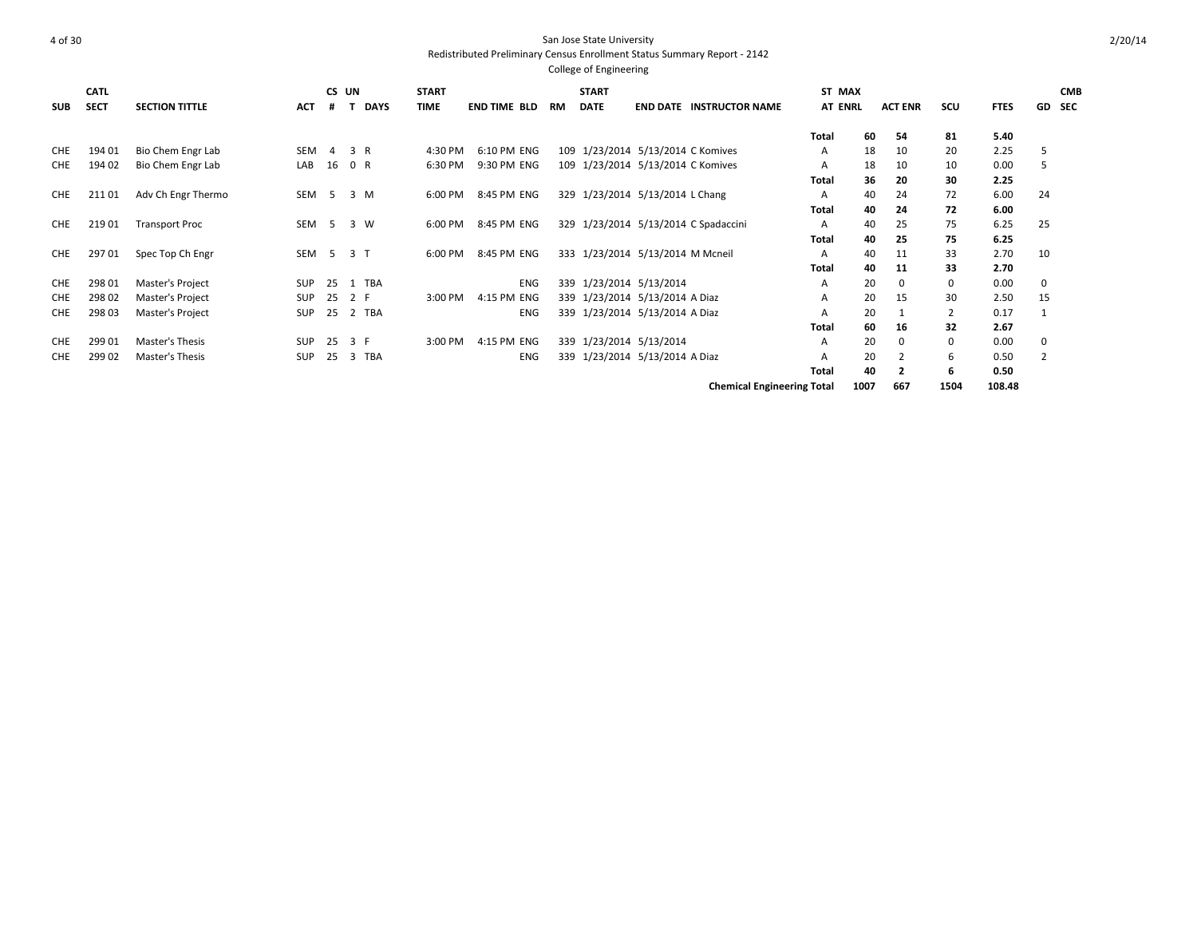San Jose State University

Redistributed Preliminary Census Enrollment Status Summary Report - 2142

College of Engineering

| SUB | CATL SECT | SECTION TITTLE | ACT | CS # | UN T | DAYS | START TIME | END TIME | BLD | RM | START DATE | END DATE | INSTRUCTOR NAME | ST AT | MAX ENRL | ACT ENR | SCU | FTES | GD | CMB SEC |
|---|---|---|---|---|---|---|---|---|---|---|---|---|---|---|---|---|---|---|---|---|
| | | | | | | | | | | | | | | **Total** | **60** | **54** | **81** | **5.40** | | |
| CHE | 194 01 | Bio Chem Engr Lab | SEM | 4 | 3 | R | 4:30 PM | 6:10 PM | ENG | 109 | 1/23/2014 | 5/13/2014 | C Komives | A | 18 | 10 | 20 | 2.25 | 5 | |
| CHE | 194 02 | Bio Chem Engr Lab | LAB | 16 | 0 | R | 6:30 PM | 9:30 PM | ENG | 109 | 1/23/2014 | 5/13/2014 | C Komives | A | 18 | 10 | 10 | 0.00 | 5 | |
| | | | | | | | | | | | | | | **Total** | **36** | **20** | **30** | **2.25** | | |
| CHE | 211 01 | Adv Ch Engr Thermo | SEM | 5 | 3 | M | 6:00 PM | 8:45 PM | ENG | 329 | 1/23/2014 | 5/13/2014 | L Chang | A | 40 | 24 | 72 | 6.00 | 24 | |
| | | | | | | | | | | | | | | **Total** | **40** | **24** | **72** | **6.00** | | |
| CHE | 219 01 | Transport Proc | SEM | 5 | 3 | W | 6:00 PM | 8:45 PM | ENG | 329 | 1/23/2014 | 5/13/2014 | C Spadaccini | A | 40 | 25 | 75 | 6.25 | 25 | |
| | | | | | | | | | | | | | | **Total** | **40** | **25** | **75** | **6.25** | | |
| CHE | 297 01 | Spec Top Ch Engr | SEM | 5 | 3 | T | 6:00 PM | 8:45 PM | ENG | 333 | 1/23/2014 | 5/13/2014 | M Mcneil | A | 40 | 11 | 33 | 2.70 | 10 | |
| | | | | | | | | | | | | | | **Total** | **40** | **11** | **33** | **2.70** | | |
| CHE | 298 01 | Master's Project | SUP | 25 | 1 | TBA | | | ENG | 339 | 1/23/2014 | 5/13/2014 | | A | 20 | 0 | 0 | 0.00 | 0 | |
| CHE | 298 02 | Master's Project | SUP | 25 | 2 | F | 3:00 PM | 4:15 PM | ENG | 339 | 1/23/2014 | 5/13/2014 | A Diaz | A | 20 | 15 | 30 | 2.50 | 15 | |
| CHE | 298 03 | Master's Project | SUP | 25 | 2 | TBA | | | ENG | 339 | 1/23/2014 | 5/13/2014 | A Diaz | A | 20 | 1 | 2 | 0.17 | 1 | |
| | | | | | | | | | | | | | | **Total** | **60** | **16** | **32** | **2.67** | | |
| CHE | 299 01 | Master's Thesis | SUP | 25 | 3 | F | 3:00 PM | 4:15 PM | ENG | 339 | 1/23/2014 | 5/13/2014 | | A | 20 | 0 | 0 | 0.00 | 0 | |
| CHE | 299 02 | Master's Thesis | SUP | 25 | 3 | TBA | | | ENG | 339 | 1/23/2014 | 5/13/2014 | A Diaz | A | 20 | 2 | 6 | 0.50 | 2 | |
| | | | | | | | | | | | | | | **Total** | **40** | **2** | **6** | **0.50** | | |
| | | | | | | | | | | | | | **Chemical Engineering Total** | | **1007** | **667** | **1504** | **108.48** | | |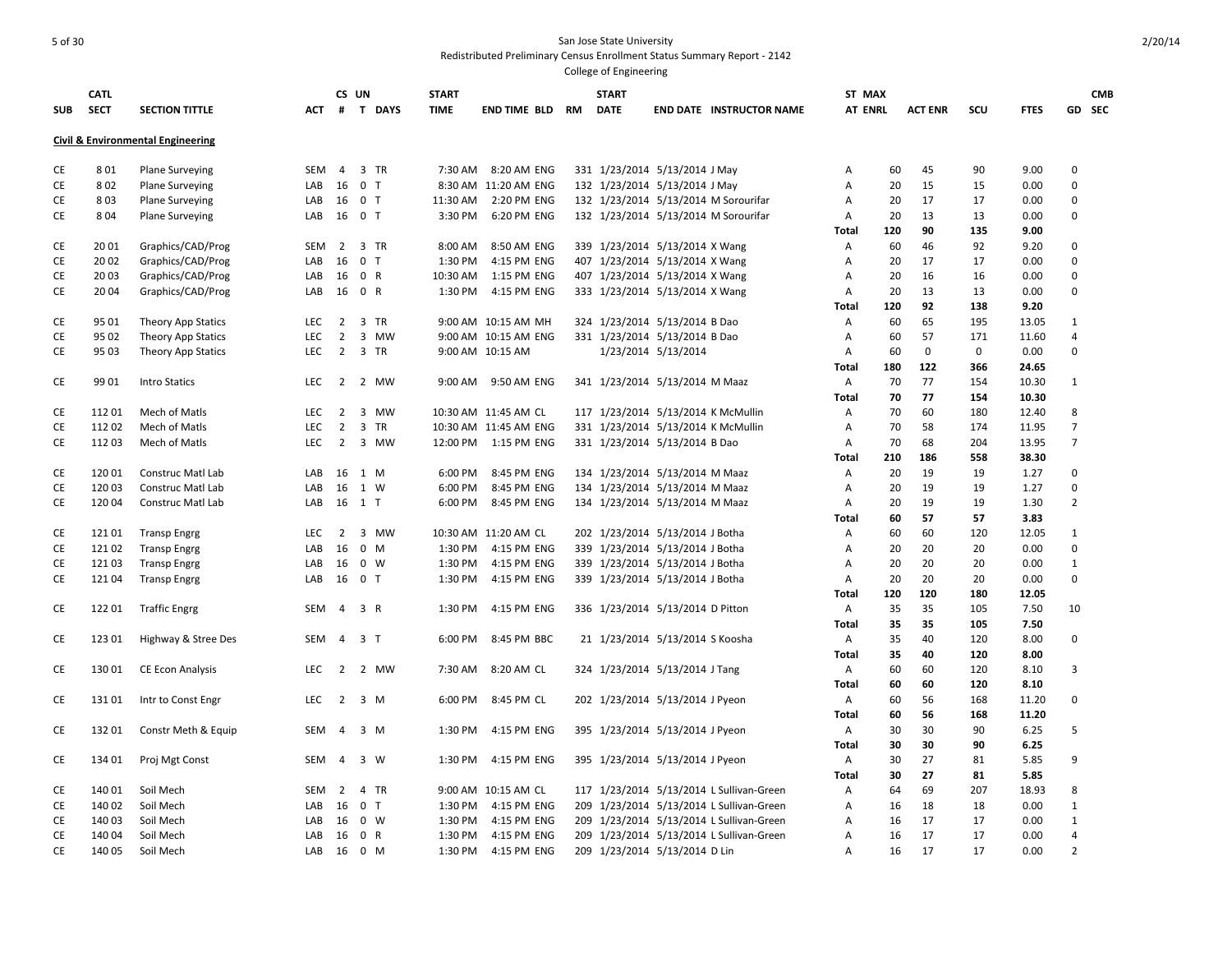San Jose State University

Redistributed Preliminary Census Enrollment Status Summary Report - 2142

College of Engineering

| SUB | CATL SECT | SECTION TITTLE | ACT | CS # | UN T | DAYS | START TIME | END TIME | BLD | RM | START DATE | END DATE | INSTRUCTOR NAME | ST AT | MAX ENRL | ACT ENR | SCU | FTES | GD | CMB SEC |
|---|---|---|---|---|---|---|---|---|---|---|---|---|---|---|---|---|---|---|---|---|
| **Civil & Environmental Engineering** | | | | | | | | | | | | | | | | | | | | |
| CE | 8 01 | Plane Surveying | SEM | 4 | 3 | TR | 7:30 AM | 8:20 AM | ENG | 331 | 1/23/2014 | 5/13/2014 | J May | A | 60 | 45 | 90 | 9.00 | 0 | |
| CE | 8 02 | Plane Surveying | LAB | 16 | 0 | T | 8:30 AM | 11:20 AM | ENG | 132 | 1/23/2014 | 5/13/2014 | J May | A | 20 | 15 | 15 | 0.00 | 0 | |
| CE | 8 03 | Plane Surveying | LAB | 16 | 0 | T | 11:30 AM | 2:20 PM | ENG | 132 | 1/23/2014 | 5/13/2014 | M Sorourifar | A | 20 | 17 | 17 | 0.00 | 0 | |
| CE | 8 04 | Plane Surveying | LAB | 16 | 0 | T | 3:30 PM | 6:20 PM | ENG | 132 | 1/23/2014 | 5/13/2014 | M Sorourifar | A | 20 | 13 | 13 | 0.00 | 0 | |
| | | | | | | | | | | | | | | **Total** | **120** | **90** | **135** | **9.00** | | |
| CE | 20 01 | Graphics/CAD/Prog | SEM | 2 | 3 | TR | 8:00 AM | 8:50 AM | ENG | 339 | 1/23/2014 | 5/13/2014 | X Wang | A | 60 | 46 | 92 | 9.20 | 0 | |
| CE | 20 02 | Graphics/CAD/Prog | LAB | 16 | 0 | T | 1:30 PM | 4:15 PM | ENG | 407 | 1/23/2014 | 5/13/2014 | X Wang | A | 20 | 17 | 17 | 0.00 | 0 | |
| CE | 20 03 | Graphics/CAD/Prog | LAB | 16 | 0 | R | 10:30 AM | 1:15 PM | ENG | 407 | 1/23/2014 | 5/13/2014 | X Wang | A | 20 | 16 | 16 | 0.00 | 0 | |
| CE | 20 04 | Graphics/CAD/Prog | LAB | 16 | 0 | R | 1:30 PM | 4:15 PM | ENG | 333 | 1/23/2014 | 5/13/2014 | X Wang | A | 20 | 13 | 13 | 0.00 | 0 | |
| | | | | | | | | | | | | | | **Total** | **120** | **92** | **138** | **9.20** | | |
| CE | 95 01 | Theory App Statics | LEC | 2 | 3 | TR | 9:00 AM | 10:15 AM | MH | 324 | 1/23/2014 | 5/13/2014 | B Dao | A | 60 | 65 | 195 | 13.05 | 1 | |
| CE | 95 02 | Theory App Statics | LEC | 2 | 3 | MW | 9:00 AM | 10:15 AM | ENG | 331 | 1/23/2014 | 5/13/2014 | B Dao | A | 60 | 57 | 171 | 11.60 | 4 | |
| CE | 95 03 | Theory App Statics | LEC | 2 | 3 | TR | 9:00 AM | 10:15 AM | | | 1/23/2014 | 5/13/2014 | | A | 60 | 0 | 0 | 0.00 | 0 | |
| | | | | | | | | | | | | | | **Total** | **180** | **122** | **366** | **24.65** | | |
| CE | 99 01 | Intro Statics | LEC | 2 | 2 | MW | 9:00 AM | 9:50 AM | ENG | 341 | 1/23/2014 | 5/13/2014 | M Maaz | A | 70 | 77 | 154 | 10.30 | 1 | |
| | | | | | | | | | | | | | | **Total** | **70** | **77** | **154** | **10.30** | | |
| CE | 112 01 | Mech of Matls | LEC | 2 | 3 | MW | 10:30 AM | 11:45 AM | CL | 117 | 1/23/2014 | 5/13/2014 | K McMullin | A | 70 | 60 | 180 | 12.40 | 8 | |
| CE | 112 02 | Mech of Matls | LEC | 2 | 3 | TR | 10:30 AM | 11:45 AM | ENG | 331 | 1/23/2014 | 5/13/2014 | K McMullin | A | 70 | 58 | 174 | 11.95 | 7 | |
| CE | 112 03 | Mech of Matls | LEC | 2 | 3 | MW | 12:00 PM | 1:15 PM | ENG | 331 | 1/23/2014 | 5/13/2014 | B Dao | A | 70 | 68 | 204 | 13.95 | 7 | |
| | | | | | | | | | | | | | | **Total** | **210** | **186** | **558** | **38.30** | | |
| CE | 120 01 | Construc Matl Lab | LAB | 16 | 1 | M | 6:00 PM | 8:45 PM | ENG | 134 | 1/23/2014 | 5/13/2014 | M Maaz | A | 20 | 19 | 19 | 1.27 | 0 | |
| CE | 120 03 | Construc Matl Lab | LAB | 16 | 1 | W | 6:00 PM | 8:45 PM | ENG | 134 | 1/23/2014 | 5/13/2014 | M Maaz | A | 20 | 19 | 19 | 1.27 | 0 | |
| CE | 120 04 | Construc Matl Lab | LAB | 16 | 1 | T | 6:00 PM | 8:45 PM | ENG | 134 | 1/23/2014 | 5/13/2014 | M Maaz | A | 20 | 19 | 19 | 1.30 | 2 | |
| | | | | | | | | | | | | | | **Total** | **60** | **57** | **57** | **3.83** | | |
| CE | 121 01 | Transp Engrg | LEC | 2 | 3 | MW | 10:30 AM | 11:20 AM | CL | 202 | 1/23/2014 | 5/13/2014 | J Botha | A | 60 | 60 | 120 | 12.05 | 1 | |
| CE | 121 02 | Transp Engrg | LAB | 16 | 0 | M | 1:30 PM | 4:15 PM | ENG | 339 | 1/23/2014 | 5/13/2014 | J Botha | A | 20 | 20 | 20 | 0.00 | 0 | |
| CE | 121 03 | Transp Engrg | LAB | 16 | 0 | W | 1:30 PM | 4:15 PM | ENG | 339 | 1/23/2014 | 5/13/2014 | J Botha | A | 20 | 20 | 20 | 0.00 | 1 | |
| CE | 121 04 | Transp Engrg | LAB | 16 | 0 | T | 1:30 PM | 4:15 PM | ENG | 339 | 1/23/2014 | 5/13/2014 | J Botha | A | 20 | 20 | 20 | 0.00 | 0 | |
| | | | | | | | | | | | | | | **Total** | **120** | **120** | **180** | **12.05** | | |
| CE | 122 01 | Traffic Engrg | SEM | 4 | 3 | R | 1:30 PM | 4:15 PM | ENG | 336 | 1/23/2014 | 5/13/2014 | D Pitton | A | 35 | 35 | 105 | 7.50 | 10 | |
| | | | | | | | | | | | | | | **Total** | **35** | **35** | **105** | **7.50** | | |
| CE | 123 01 | Highway & Stree Des | SEM | 4 | 3 | T | 6:00 PM | 8:45 PM | BBC | 21 | 1/23/2014 | 5/13/2014 | S Koosha | A | 35 | 40 | 120 | 8.00 | 0 | |
| | | | | | | | | | | | | | | **Total** | **35** | **40** | **120** | **8.00** | | |
| CE | 130 01 | CE Econ Analysis | LEC | 2 | 2 | MW | 7:30 AM | 8:20 AM | CL | 324 | 1/23/2014 | 5/13/2014 | J Tang | A | 60 | 60 | 120 | 8.10 | 3 | |
| | | | | | | | | | | | | | | **Total** | **60** | **60** | **120** | **8.10** | | |
| CE | 131 01 | Intr to Const Engr | LEC | 2 | 3 | M | 6:00 PM | 8:45 PM | CL | 202 | 1/23/2014 | 5/13/2014 | J Pyeon | A | 60 | 56 | 168 | 11.20 | 0 | |
| | | | | | | | | | | | | | | **Total** | **60** | **56** | **168** | **11.20** | | |
| CE | 132 01 | Constr Meth & Equip | SEM | 4 | 3 | M | 1:30 PM | 4:15 PM | ENG | 395 | 1/23/2014 | 5/13/2014 | J Pyeon | A | 30 | 30 | 90 | 6.25 | 5 | |
| | | | | | | | | | | | | | | **Total** | **30** | **30** | **90** | **6.25** | | |
| CE | 134 01 | Proj Mgt Const | SEM | 4 | 3 | W | 1:30 PM | 4:15 PM | ENG | 395 | 1/23/2014 | 5/13/2014 | J Pyeon | A | 30 | 27 | 81 | 5.85 | 9 | |
| | | | | | | | | | | | | | | **Total** | **30** | **27** | **81** | **5.85** | | |
| CE | 140 01 | Soil Mech | SEM | 2 | 4 | TR | 9:00 AM | 10:15 AM | CL | 117 | 1/23/2014 | 5/13/2014 | L Sullivan-Green | A | 64 | 69 | 207 | 18.93 | 8 | |
| CE | 140 02 | Soil Mech | LAB | 16 | 0 | T | 1:30 PM | 4:15 PM | ENG | 209 | 1/23/2014 | 5/13/2014 | L Sullivan-Green | A | 16 | 18 | 18 | 0.00 | 1 | |
| CE | 140 03 | Soil Mech | LAB | 16 | 0 | W | 1:30 PM | 4:15 PM | ENG | 209 | 1/23/2014 | 5/13/2014 | L Sullivan-Green | A | 16 | 17 | 17 | 0.00 | 1 | |
| CE | 140 04 | Soil Mech | LAB | 16 | 0 | R | 1:30 PM | 4:15 PM | ENG | 209 | 1/23/2014 | 5/13/2014 | L Sullivan-Green | A | 16 | 17 | 17 | 0.00 | 4 | |
| CE | 140 05 | Soil Mech | LAB | 16 | 0 | M | 1:30 PM | 4:15 PM | ENG | 209 | 1/23/2014 | 5/13/2014 | D Lin | A | 16 | 17 | 17 | 0.00 | 2 | |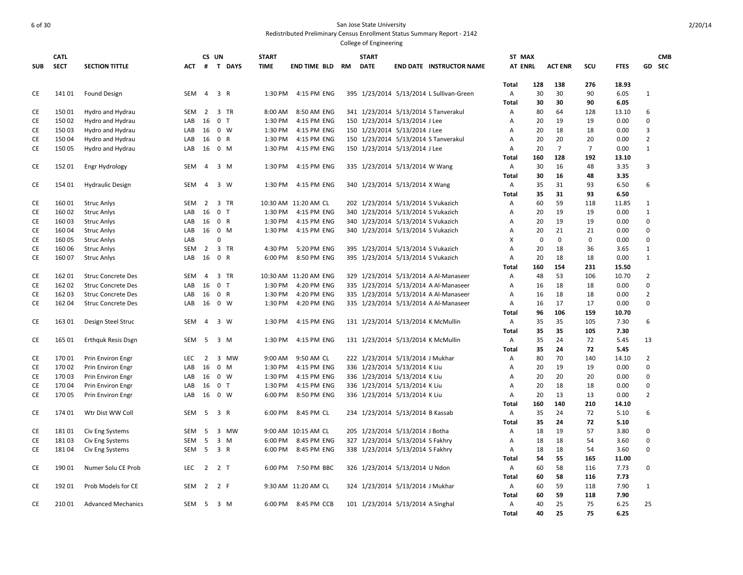# San Jose State University

Redistributed Preliminary Census Enrollment Status Summary Report - 2142

College of Engineering

| SUB | CATL SECT | SECTION TITTLE | ACT | CS # | UN T | DAYS | START TIME | END TIME | BLD | RM | START DATE | END DATE | INSTRUCTOR NAME | ST AT | MAX ENRL | ACT ENR | SCU | FTES | GD | CMB SEC |
|---|---|---|---|---|---|---|---|---|---|---|---|---|---|---|---|---|---|---|---|---|
| | | | | | | | | | | | | | | Total | 128 | 138 | 276 | 18.93 | | |
| CE | 141 01 | Found Design | SEM | 4 | 3 | R | 1:30 PM | 4:15 PM | ENG | 395 | 1/23/2014 | 5/13/2014 | L Sullivan-Green | A | 30 | 30 | 90 | 6.05 | 1 | |
| | | | | | | | | | | | | | | Total | 30 | 30 | 90 | 6.05 | | |
| CE | 150 01 | Hydro and Hydrau | SEM | 2 | 3 | TR | 8:00 AM | 8:50 AM | ENG | 341 | 1/23/2014 | 5/13/2014 | S Tanverakul | A | 80 | 64 | 128 | 13.10 | 6 | |
| CE | 150 02 | Hydro and Hydrau | LAB | 16 | 0 | T | 1:30 PM | 4:15 PM | ENG | 150 | 1/23/2014 | 5/13/2014 | J Lee | A | 20 | 19 | 19 | 0.00 | 0 | |
| CE | 150 03 | Hydro and Hydrau | LAB | 16 | 0 | W | 1:30 PM | 4:15 PM | ENG | 150 | 1/23/2014 | 5/13/2014 | J Lee | A | 20 | 18 | 18 | 0.00 | 3 | |
| CE | 150 04 | Hydro and Hydrau | LAB | 16 | 0 | R | 1:30 PM | 4:15 PM | ENG | 150 | 1/23/2014 | 5/13/2014 | S Tanverakul | A | 20 | 20 | 20 | 0.00 | 2 | |
| CE | 150 05 | Hydro and Hydrau | LAB | 16 | 0 | M | 1:30 PM | 4:15 PM | ENG | 150 | 1/23/2014 | 5/13/2014 | J Lee | A | 20 | 7 | 7 | 0.00 | 1 | |
| | | | | | | | | | | | | | | Total | 160 | 128 | 192 | 13.10 | | |
| CE | 152 01 | Engr Hydrology | SEM | 4 | 3 | M | 1:30 PM | 4:15 PM | ENG | 335 | 1/23/2014 | 5/13/2014 | W Wang | A | 30 | 16 | 48 | 3.35 | 3 | |
| | | | | | | | | | | | | | | Total | 30 | 16 | 48 | 3.35 | | |
| CE | 154 01 | Hydraulic Design | SEM | 4 | 3 | W | 1:30 PM | 4:15 PM | ENG | 340 | 1/23/2014 | 5/13/2014 | X Wang | A | 35 | 31 | 93 | 6.50 | 6 | |
| | | | | | | | | | | | | | | Total | 35 | 31 | 93 | 6.50 | | |
| CE | 160 01 | Struc Anlys | SEM | 2 | 3 | TR | 10:30 AM | 11:20 AM | CL | 202 | 1/23/2014 | 5/13/2014 | S Vukazich | A | 60 | 59 | 118 | 11.85 | 1 | |
| CE | 160 02 | Struc Anlys | LAB | 16 | 0 | T | 1:30 PM | 4:15 PM | ENG | 340 | 1/23/2014 | 5/13/2014 | S Vukazich | A | 20 | 19 | 19 | 0.00 | 1 | |
| CE | 160 03 | Struc Anlys | LAB | 16 | 0 | R | 1:30 PM | 4:15 PM | ENG | 340 | 1/23/2014 | 5/13/2014 | S Vukazich | A | 20 | 19 | 19 | 0.00 | 0 | |
| CE | 160 04 | Struc Anlys | LAB | 16 | 0 | M | 1:30 PM | 4:15 PM | ENG | 340 | 1/23/2014 | 5/13/2014 | S Vukazich | A | 20 | 21 | 21 | 0.00 | 0 | |
| CE | 160 05 | Struc Anlys | LAB | | 0 | | | | | | | | | X | 0 | 0 | 0 | 0.00 | 0 | |
| CE | 160 06 | Struc Anlys | SEM | 2 | 3 | TR | 4:30 PM | 5:20 PM | ENG | 395 | 1/23/2014 | 5/13/2014 | S Vukazich | A | 20 | 18 | 36 | 3.65 | 1 | |
| CE | 160 07 | Struc Anlys | LAB | 16 | 0 | R | 6:00 PM | 8:50 PM | ENG | 395 | 1/23/2014 | 5/13/2014 | S Vukazich | A | 20 | 18 | 18 | 0.00 | 1 | |
| | | | | | | | | | | | | | | Total | 160 | 154 | 231 | 15.50 | | |
| CE | 162 01 | Struc Concrete Des | SEM | 4 | 3 | TR | 10:30 AM | 11:20 AM | ENG | 329 | 1/23/2014 | 5/13/2014 | A Al-Manaseer | A | 48 | 53 | 106 | 10.70 | 2 | |
| CE | 162 02 | Struc Concrete Des | LAB | 16 | 0 | T | 1:30 PM | 4:20 PM | ENG | 335 | 1/23/2014 | 5/13/2014 | A Al-Manaseer | A | 16 | 18 | 18 | 0.00 | 0 | |
| CE | 162 03 | Struc Concrete Des | LAB | 16 | 0 | R | 1:30 PM | 4:20 PM | ENG | 335 | 1/23/2014 | 5/13/2014 | A Al-Manaseer | A | 16 | 18 | 18 | 0.00 | 2 | |
| CE | 162 04 | Struc Concrete Des | LAB | 16 | 0 | W | 1:30 PM | 4:20 PM | ENG | 335 | 1/23/2014 | 5/13/2014 | A Al-Manaseer | A | 16 | 17 | 17 | 0.00 | 0 | |
| | | | | | | | | | | | | | | Total | 96 | 106 | 159 | 10.70 | | |
| CE | 163 01 | Design Steel Struc | SEM | 4 | 3 | W | 1:30 PM | 4:15 PM | ENG | 131 | 1/23/2014 | 5/13/2014 | K McMullin | A | 35 | 35 | 105 | 7.30 | 6 | |
| | | | | | | | | | | | | | | Total | 35 | 35 | 105 | 7.30 | | |
| CE | 165 01 | Erthquk Resis Dsgn | SEM | 5 | 3 | M | 1:30 PM | 4:15 PM | ENG | 131 | 1/23/2014 | 5/13/2014 | K McMullin | A | 35 | 24 | 72 | 5.45 | 13 | |
| | | | | | | | | | | | | | | Total | 35 | 24 | 72 | 5.45 | | |
| CE | 170 01 | Prin Environ Engr | LEC | 2 | 3 | MW | 9:00 AM | 9:50 AM | CL | 222 | 1/23/2014 | 5/13/2014 | J Mukhar | A | 80 | 70 | 140 | 14.10 | 2 | |
| CE | 170 02 | Prin Environ Engr | LAB | 16 | 0 | M | 1:30 PM | 4:15 PM | ENG | 336 | 1/23/2014 | 5/13/2014 | K Liu | A | 20 | 19 | 19 | 0.00 | 0 | |
| CE | 170 03 | Prin Environ Engr | LAB | 16 | 0 | W | 1:30 PM | 4:15 PM | ENG | 336 | 1/23/2014 | 5/13/2014 | K Liu | A | 20 | 20 | 20 | 0.00 | 0 | |
| CE | 170 04 | Prin Environ Engr | LAB | 16 | 0 | T | 1:30 PM | 4:15 PM | ENG | 336 | 1/23/2014 | 5/13/2014 | K Liu | A | 20 | 18 | 18 | 0.00 | 0 | |
| CE | 170 05 | Prin Environ Engr | LAB | 16 | 0 | W | 6:00 PM | 8:50 PM | ENG | 336 | 1/23/2014 | 5/13/2014 | K Liu | A | 20 | 13 | 13 | 0.00 | 2 | |
| | | | | | | | | | | | | | | Total | 160 | 140 | 210 | 14.10 | | |
| CE | 174 01 | Wtr Dist WW Coll | SEM | 5 | 3 | R | 6:00 PM | 8:45 PM | CL | 234 | 1/23/2014 | 5/13/2014 | B Kassab | A | 35 | 24 | 72 | 5.10 | 6 | |
| | | | | | | | | | | | | | | Total | 35 | 24 | 72 | 5.10 | | |
| CE | 181 01 | Civ Eng Systems | SEM | 5 | 3 | MW | 9:00 AM | 10:15 AM | CL | 205 | 1/23/2014 | 5/13/2014 | J Botha | A | 18 | 19 | 57 | 3.80 | 0 | |
| CE | 181 03 | Civ Eng Systems | SEM | 5 | 3 | M | 6:00 PM | 8:45 PM | ENG | 327 | 1/23/2014 | 5/13/2014 | S Fakhry | A | 18 | 18 | 54 | 3.60 | 0 | |
| CE | 181 04 | Civ Eng Systems | SEM | 5 | 3 | R | 6:00 PM | 8:45 PM | ENG | 338 | 1/23/2014 | 5/13/2014 | S Fakhry | A | 18 | 18 | 54 | 3.60 | 0 | |
| | | | | | | | | | | | | | | Total | 54 | 55 | 165 | 11.00 | | |
| CE | 190 01 | Numer Solu CE Prob | LEC | 2 | 2 | T | 6:00 PM | 7:50 PM | BBC | 326 | 1/23/2014 | 5/13/2014 | U Ndon | A | 60 | 58 | 116 | 7.73 | 0 | |
| | | | | | | | | | | | | | | Total | 60 | 58 | 116 | 7.73 | | |
| CE | 192 01 | Prob Models for CE | SEM | 2 | 2 | F | 9:30 AM | 11:20 AM | CL | 324 | 1/23/2014 | 5/13/2014 | J Mukhar | A | 60 | 59 | 118 | 7.90 | 1 | |
| | | | | | | | | | | | | | | Total | 60 | 59 | 118 | 7.90 | | |
| CE | 210 01 | Advanced Mechanics | SEM | 5 | 3 | M | 6:00 PM | 8:45 PM | CCB | 101 | 1/23/2014 | 5/13/2014 | A Singhal | A | 40 | 25 | 75 | 6.25 | 25 | |
| | | | | | | | | | | | | | | Total | 40 | 25 | 75 | 6.25 | | |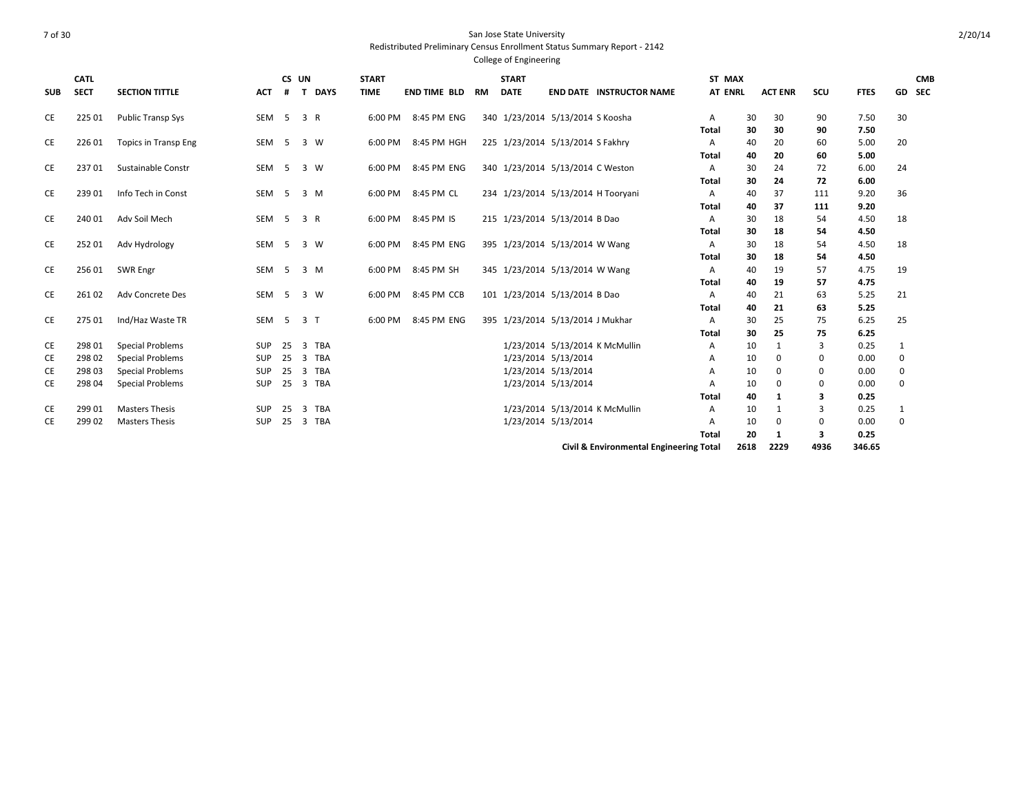San Jose State University

Redistributed Preliminary Census Enrollment Status Summary Report - 2142

College of Engineering

| SUB | CATL SECT | SECTION TITTLE | ACT | CS # | UN T | DAYS | START TIME | END TIME | BLD | RM | START DATE | END DATE | INSTRUCTOR NAME | ST AT | MAX ENRL | ACT ENR | SCU | FTES | GD | CMB SEC |
|---|---|---|---|---|---|---|---|---|---|---|---|---|---|---|---|---|---|---|---|---|
| CE | 225 01 | Public Transp Sys | SEM | 5 | 3 | R | 6:00 PM | 8:45 PM | ENG | 340 | 1/23/2014 | 5/13/2014 | S Koosha | A | 30 | 30 | 90 | 7.50 | 30 | |
| | | | | | | | | | | | | | | **Total** | **30** | **30** | **90** | **7.50** | | |
| CE | 226 01 | Topics in Transp Eng | SEM | 5 | 3 | W | 6:00 PM | 8:45 PM | HGH | 225 | 1/23/2014 | 5/13/2014 | S Fakhry | A | 40 | 20 | 60 | 5.00 | 20 | |
| | | | | | | | | | | | | | | **Total** | **40** | **20** | **60** | **5.00** | | |
| CE | 237 01 | Sustainable Constr | SEM | 5 | 3 | W | 6:00 PM | 8:45 PM | ENG | 340 | 1/23/2014 | 5/13/2014 | C Weston | A | 30 | 24 | 72 | 6.00 | 24 | |
| | | | | | | | | | | | | | | **Total** | **30** | **24** | **72** | **6.00** | | |
| CE | 239 01 | Info Tech in Const | SEM | 5 | 3 | M | 6:00 PM | 8:45 PM | CL | 234 | 1/23/2014 | 5/13/2014 | H Tooryani | A | 40 | 37 | 111 | 9.20 | 36 | |
| | | | | | | | | | | | | | | **Total** | **40** | **37** | **111** | **9.20** | | |
| CE | 240 01 | Adv Soil Mech | SEM | 5 | 3 | R | 6:00 PM | 8:45 PM | IS | 215 | 1/23/2014 | 5/13/2014 | B Dao | A | 30 | 18 | 54 | 4.50 | 18 | |
| | | | | | | | | | | | | | | **Total** | **30** | **18** | **54** | **4.50** | | |
| CE | 252 01 | Adv Hydrology | SEM | 5 | 3 | W | 6:00 PM | 8:45 PM | ENG | 395 | 1/23/2014 | 5/13/2014 | W Wang | A | 30 | 18 | 54 | 4.50 | 18 | |
| | | | | | | | | | | | | | | **Total** | **30** | **18** | **54** | **4.50** | | |
| CE | 256 01 | SWR Engr | SEM | 5 | 3 | M | 6:00 PM | 8:45 PM | SH | 345 | 1/23/2014 | 5/13/2014 | W Wang | A | 40 | 19 | 57 | 4.75 | 19 | |
| | | | | | | | | | | | | | | **Total** | **40** | **19** | **57** | **4.75** | | |
| CE | 261 02 | Adv Concrete Des | SEM | 5 | 3 | W | 6:00 PM | 8:45 PM | CCB | 101 | 1/23/2014 | 5/13/2014 | B Dao | A | 40 | 21 | 63 | 5.25 | 21 | |
| | | | | | | | | | | | | | | **Total** | **40** | **21** | **63** | **5.25** | | |
| CE | 275 01 | Ind/Haz Waste TR | SEM | 5 | 3 | T | 6:00 PM | 8:45 PM | ENG | 395 | 1/23/2014 | 5/13/2014 | J Mukhar | A | 30 | 25 | 75 | 6.25 | 25 | |
| | | | | | | | | | | | | | | **Total** | **30** | **25** | **75** | **6.25** | | |
| CE | 298 01 | Special Problems | SUP | 25 | 3 | TBA | | | | | 1/23/2014 | 5/13/2014 | K McMullin | A | 10 | 1 | 3 | 0.25 | 1 | |
| CE | 298 02 | Special Problems | SUP | 25 | 3 | TBA | | | | | 1/23/2014 | 5/13/2014 | | A | 10 | 0 | 0 | 0.00 | 0 | |
| CE | 298 03 | Special Problems | SUP | 25 | 3 | TBA | | | | | 1/23/2014 | 5/13/2014 | | A | 10 | 0 | 0 | 0.00 | 0 | |
| CE | 298 04 | Special Problems | SUP | 25 | 3 | TBA | | | | | 1/23/2014 | 5/13/2014 | | A | 10 | 0 | 0 | 0.00 | 0 | |
| | | | | | | | | | | | | | | **Total** | **40** | **1** | **3** | **0.25** | | |
| CE | 299 01 | Masters Thesis | SUP | 25 | 3 | TBA | | | | | 1/23/2014 | 5/13/2014 | K McMullin | A | 10 | 1 | 3 | 0.25 | 1 | |
| CE | 299 02 | Masters Thesis | SUP | 25 | 3 | TBA | | | | | 1/23/2014 | 5/13/2014 | | A | 10 | 0 | 0 | 0.00 | 0 | |
| | | | | | | | | | | | | | | **Total** | **20** | **1** | **3** | **0.25** | | |
| | | | | | | | | | | | | | **Civil & Environmental Engineering Total** | | **2618** | **2229** | **4936** | **346.65** | | |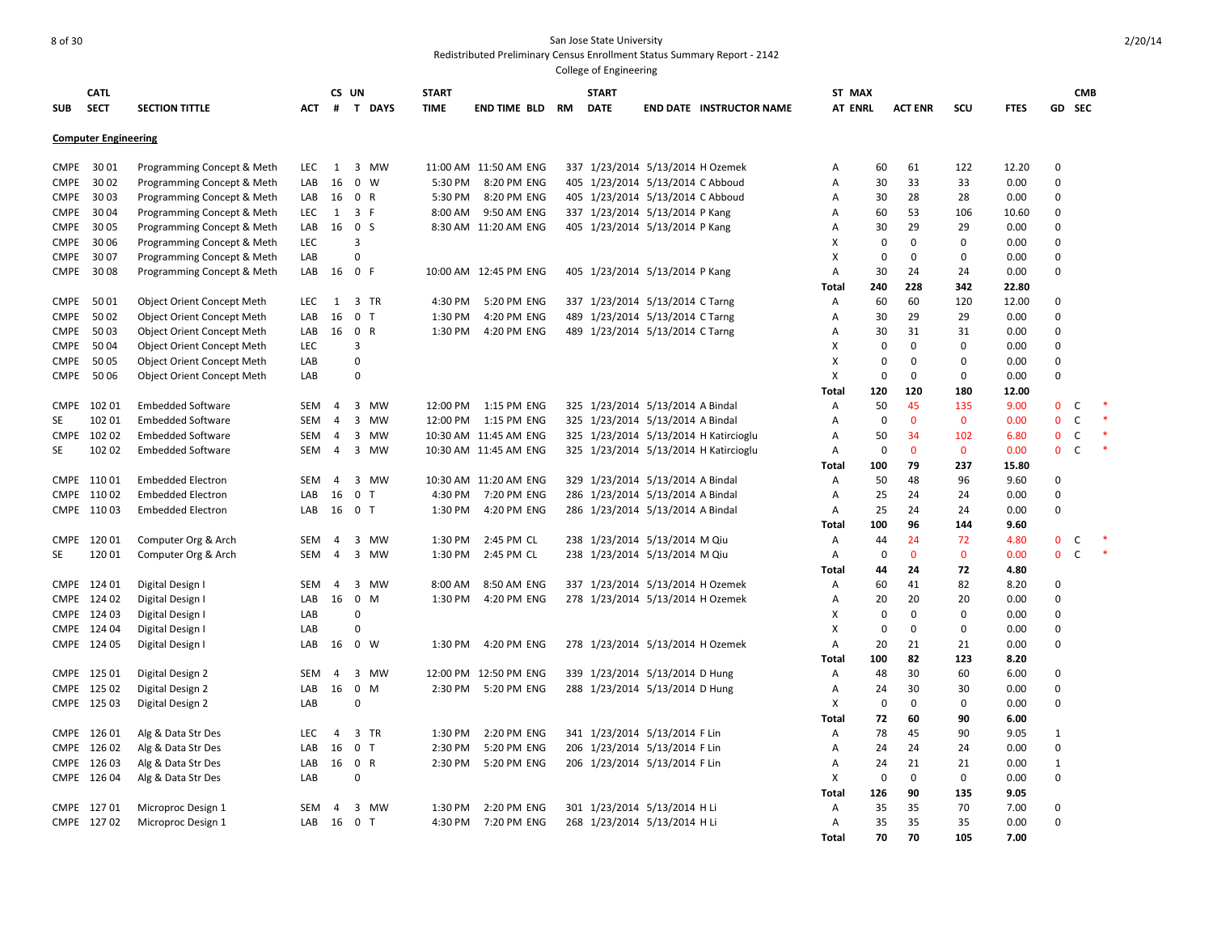San Jose State University

Redistributed Preliminary Census Enrollment Status Summary Report - 2142

College of Engineering

**Computer Engineering**

| SUB | CATL SECT | SECTION TITTLE | ACT | CS # | UN T | DAYS | START TIME | END TIME | BLD | RM | START DATE | END DATE | INSTRUCTOR NAME | ST AT | MAX ENRL | ACT ENR | SCU | FTES | GD | CMB SEC | |
|---|---|---|---|---|---|---|---|---|---|---|---|---|---|---|---|---|---|---|---|---|---|
| CMPE | 30 01 | Programming Concept & Meth | LEC | 1 | 3 | MW | 11:00 AM | 11:50 AM | ENG | 337 | 1/23/2014 | 5/13/2014 | H Ozemek | A | 60 | 61 | 122 | 12.20 | 0 | | |
| CMPE | 30 02 | Programming Concept & Meth | LAB | 16 | 0 | W | 5:30 PM | 8:20 PM | ENG | 405 | 1/23/2014 | 5/13/2014 | C Abboud | A | 30 | 33 | 33 | 0.00 | 0 | | |
| CMPE | 30 03 | Programming Concept & Meth | LAB | 16 | 0 | R | 5:30 PM | 8:20 PM | ENG | 405 | 1/23/2014 | 5/13/2014 | C Abboud | A | 30 | 28 | 28 | 0.00 | 0 | | |
| CMPE | 30 04 | Programming Concept & Meth | LEC | 1 | 3 | F | 8:00 AM | 9:50 AM | ENG | 337 | 1/23/2014 | 5/13/2014 | P Kang | A | 60 | 53 | 106 | 10.60 | 0 | | |
| CMPE | 30 05 | Programming Concept & Meth | LAB | 16 | 0 | S | 8:30 AM | 11:20 AM | ENG | 405 | 1/23/2014 | 5/13/2014 | P Kang | A | 30 | 29 | 29 | 0.00 | 0 | | |
| CMPE | 30 06 | Programming Concept & Meth | LEC | | 3 | | | | | | | | | X | 0 | 0 | 0 | 0.00 | 0 | | |
| CMPE | 30 07 | Programming Concept & Meth | LAB | | 0 | | | | | | | | | X | 0 | 0 | 0 | 0.00 | 0 | | |
| CMPE | 30 08 | Programming Concept & Meth | LAB | 16 | 0 | F | 10:00 AM | 12:45 PM | ENG | 405 | 1/23/2014 | 5/13/2014 | P Kang | A | 30 | 24 | 24 | 0.00 | 0 | | |
| | | | | | | | | | | | | | | Total | 240 | 228 | 342 | 22.80 | | | |
| CMPE | 50 01 | Object Orient Concept Meth | LEC | 1 | 3 | TR | 4:30 PM | 5:20 PM | ENG | 337 | 1/23/2014 | 5/13/2014 | C Tarng | A | 60 | 60 | 120 | 12.00 | 0 | | |
| CMPE | 50 02 | Object Orient Concept Meth | LAB | 16 | 0 | T | 1:30 PM | 4:20 PM | ENG | 489 | 1/23/2014 | 5/13/2014 | C Tarng | A | 30 | 29 | 29 | 0.00 | 0 | | |
| CMPE | 50 03 | Object Orient Concept Meth | LAB | 16 | 0 | R | 1:30 PM | 4:20 PM | ENG | 489 | 1/23/2014 | 5/13/2014 | C Tarng | A | 30 | 31 | 31 | 0.00 | 0 | | |
| CMPE | 50 04 | Object Orient Concept Meth | LEC | | 3 | | | | | | | | | X | 0 | 0 | 0 | 0.00 | 0 | | |
| CMPE | 50 05 | Object Orient Concept Meth | LAB | | 0 | | | | | | | | | X | 0 | 0 | 0 | 0.00 | 0 | | |
| CMPE | 50 06 | Object Orient Concept Meth | LAB | | 0 | | | | | | | | | X | 0 | 0 | 0 | 0.00 | 0 | | |
| | | | | | | | | | | | | | | Total | 120 | 120 | 180 | 12.00 | | | |
| CMPE | 102 01 | Embedded Software | SEM | 4 | 3 | MW | 12:00 PM | 1:15 PM | ENG | 325 | 1/23/2014 | 5/13/2014 | A Bindal | A | 50 | 45 | 135 | 9.00 | 0 | C | * |
| SE | 102 01 | Embedded Software | SEM | 4 | 3 | MW | 12:00 PM | 1:15 PM | ENG | 325 | 1/23/2014 | 5/13/2014 | A Bindal | A | 0 | 0 | 0 | 0.00 | 0 | C | * |
| CMPE | 102 02 | Embedded Software | SEM | 4 | 3 | MW | 10:30 AM | 11:45 AM | ENG | 325 | 1/23/2014 | 5/13/2014 | H Katircioglu | A | 50 | 34 | 102 | 6.80 | 0 | C | * |
| SE | 102 02 | Embedded Software | SEM | 4 | 3 | MW | 10:30 AM | 11:45 AM | ENG | 325 | 1/23/2014 | 5/13/2014 | H Katircioglu | A | 0 | 0 | 0 | 0.00 | 0 | C | * |
| | | | | | | | | | | | | | | Total | 100 | 79 | 237 | 15.80 | | | |
| CMPE | 110 01 | Embedded Electron | SEM | 4 | 3 | MW | 10:30 AM | 11:20 AM | ENG | 329 | 1/23/2014 | 5/13/2014 | A Bindal | A | 50 | 48 | 96 | 9.60 | 0 | | |
| CMPE | 110 02 | Embedded Electron | LAB | 16 | 0 | T | 4:30 PM | 7:20 PM | ENG | 286 | 1/23/2014 | 5/13/2014 | A Bindal | A | 25 | 24 | 24 | 0.00 | 0 | | |
| CMPE | 110 03 | Embedded Electron | LAB | 16 | 0 | T | 1:30 PM | 4:20 PM | ENG | 286 | 1/23/2014 | 5/13/2014 | A Bindal | A | 25 | 24 | 24 | 0.00 | 0 | | |
| | | | | | | | | | | | | | | Total | 100 | 96 | 144 | 9.60 | | | |
| CMPE | 120 01 | Computer Org & Arch | SEM | 4 | 3 | MW | 1:30 PM | 2:45 PM | CL | 238 | 1/23/2014 | 5/13/2014 | M Qiu | A | 44 | 24 | 72 | 4.80 | 0 | C | * |
| SE | 120 01 | Computer Org & Arch | SEM | 4 | 3 | MW | 1:30 PM | 2:45 PM | CL | 238 | 1/23/2014 | 5/13/2014 | M Qiu | A | 0 | 0 | 0 | 0.00 | 0 | C | * |
| | | | | | | | | | | | | | | Total | 44 | 24 | 72 | 4.80 | | | |
| CMPE | 124 01 | Digital Design I | SEM | 4 | 3 | MW | 8:00 AM | 8:50 AM | ENG | 337 | 1/23/2014 | 5/13/2014 | H Ozemek | A | 60 | 41 | 82 | 8.20 | 0 | | |
| CMPE | 124 02 | Digital Design I | LAB | 16 | 0 | M | 1:30 PM | 4:20 PM | ENG | 278 | 1/23/2014 | 5/13/2014 | H Ozemek | A | 20 | 20 | 20 | 0.00 | 0 | | |
| CMPE | 124 03 | Digital Design I | LAB | | 0 | | | | | | | | | X | 0 | 0 | 0 | 0.00 | 0 | | |
| CMPE | 124 04 | Digital Design I | LAB | | 0 | | | | | | | | | X | 0 | 0 | 0 | 0.00 | 0 | | |
| CMPE | 124 05 | Digital Design I | LAB | 16 | 0 | W | 1:30 PM | 4:20 PM | ENG | 278 | 1/23/2014 | 5/13/2014 | H Ozemek | A | 20 | 21 | 21 | 0.00 | 0 | | |
| | | | | | | | | | | | | | | Total | 100 | 82 | 123 | 8.20 | | | |
| CMPE | 125 01 | Digital Design 2 | SEM | 4 | 3 | MW | 12:00 PM | 12:50 PM | ENG | 339 | 1/23/2014 | 5/13/2014 | D Hung | A | 48 | 30 | 60 | 6.00 | 0 | | |
| CMPE | 125 02 | Digital Design 2 | LAB | 16 | 0 | M | 2:30 PM | 5:20 PM | ENG | 288 | 1/23/2014 | 5/13/2014 | D Hung | A | 24 | 30 | 30 | 0.00 | 0 | | |
| CMPE | 125 03 | Digital Design 2 | LAB | | 0 | | | | | | | | | X | 0 | 0 | 0 | 0.00 | 0 | | |
| | | | | | | | | | | | | | | Total | 72 | 60 | 90 | 6.00 | | | |
| CMPE | 126 01 | Alg & Data Str Des | LEC | 4 | 3 | TR | 1:30 PM | 2:20 PM | ENG | 341 | 1/23/2014 | 5/13/2014 | F Lin | A | 78 | 45 | 90 | 9.05 | 1 | | |
| CMPE | 126 02 | Alg & Data Str Des | LAB | 16 | 0 | T | 2:30 PM | 5:20 PM | ENG | 206 | 1/23/2014 | 5/13/2014 | F Lin | A | 24 | 24 | 24 | 0.00 | 0 | | |
| CMPE | 126 03 | Alg & Data Str Des | LAB | 16 | 0 | R | 2:30 PM | 5:20 PM | ENG | 206 | 1/23/2014 | 5/13/2014 | F Lin | A | 24 | 21 | 21 | 0.00 | 1 | | |
| CMPE | 126 04 | Alg & Data Str Des | LAB | | 0 | | | | | | | | | X | 0 | 0 | 0 | 0.00 | 0 | | |
| | | | | | | | | | | | | | | Total | 126 | 90 | 135 | 9.05 | | | |
| CMPE | 127 01 | Microproc Design 1 | SEM | 4 | 3 | MW | 1:30 PM | 2:20 PM | ENG | 301 | 1/23/2014 | 5/13/2014 | H Li | A | 35 | 35 | 70 | 7.00 | 0 | | |
| CMPE | 127 02 | Microproc Design 1 | LAB | 16 | 0 | T | 4:30 PM | 7:20 PM | ENG | 268 | 1/23/2014 | 5/13/2014 | H Li | A | 35 | 35 | 35 | 0.00 | 0 | | |
| | | | | | | | | | | | | | | Total | 70 | 70 | 105 | 7.00 | | | |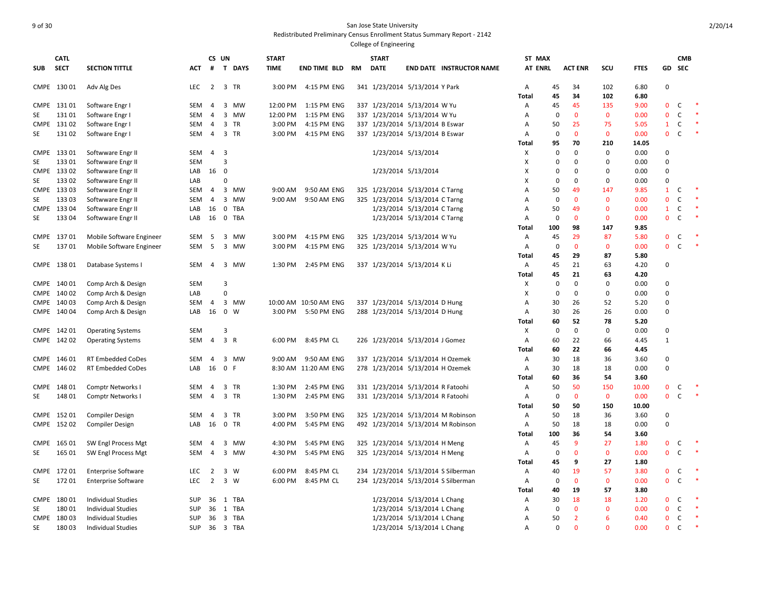San Jose State University

Redistributed Preliminary Census Enrollment Status Summary Report - 2142

College of Engineering

| SUB | CATL SECT | SECTION TITTLE | ACT | CS # | UN T | DAYS | START TIME | END TIME | BLD | RM | START DATE | END DATE | INSTRUCTOR NAME | ST AT | MAX ENRL | ACT ENR | SCU | FTES | GD | CMB SEC | |
|---|---|---|---|---|---|---|---|---|---|---|---|---|---|---|---|---|---|---|---|---|---|
| CMPE | 130 01 | Adv Alg Des | LEC | 2 | 3 | TR | 3:00 PM | 4:15 PM | ENG | 341 | 1/23/2014 | 5/13/2014 | Y Park | A | 45 | 34 | 102 | 6.80 | 0 | | |
| | | | | | | | | | | | | | | Total | 45 | 34 | 102 | 6.80 | | | |
| CMPE | 131 01 | Software Engr I | SEM | 4 | 3 | MW | 12:00 PM | 1:15 PM | ENG | 337 | 1/23/2014 | 5/13/2014 | W Yu | A | 45 | 45 | 135 | 9.00 | 0 | C | * |
| SE | 131 01 | Software Engr I | SEM | 4 | 3 | MW | 12:00 PM | 1:15 PM | ENG | 337 | 1/23/2014 | 5/13/2014 | W Yu | A | 0 | 0 | 0 | 0.00 | 0 | C | * |
| CMPE | 131 02 | Software Engr I | SEM | 4 | 3 | TR | 3:00 PM | 4:15 PM | ENG | 337 | 1/23/2014 | 5/13/2014 | B Eswar | A | 50 | 25 | 75 | 5.05 | 1 | C | * |
| SE | 131 02 | Software Engr I | SEM | 4 | 3 | TR | 3:00 PM | 4:15 PM | ENG | 337 | 1/23/2014 | 5/13/2014 | B Eswar | A | 0 | 0 | 0 | 0.00 | 0 | C | * |
| | | | | | | | | | | | | | | Total | 95 | 70 | 210 | 14.05 | | | |
| CMPE | 133 01 | Softwware Engr II | SEM | 4 | 3 | | | | | | 1/23/2014 | 5/13/2014 | | X | 0 | 0 | 0 | 0.00 | 0 | | |
| SE | 133 01 | Softwware Engr II | SEM | | 3 | | | | | | | | | X | 0 | 0 | 0 | 0.00 | 0 | | |
| CMPE | 133 02 | Softwware Engr II | LAB | 16 | 0 | | | | | | 1/23/2014 | 5/13/2014 | | X | 0 | 0 | 0 | 0.00 | 0 | | |
| SE | 133 02 | Softwware Engr II | LAB | | 0 | | | | | | | | | X | 0 | 0 | 0 | 0.00 | 0 | | |
| CMPE | 133 03 | Softwware Engr II | SEM | 4 | 3 | MW | 9:00 AM | 9:50 AM | ENG | 325 | 1/23/2014 | 5/13/2014 | C Tarng | A | 50 | 49 | 147 | 9.85 | 1 | C | * |
| SE | 133 03 | Softwware Engr II | SEM | 4 | 3 | MW | 9:00 AM | 9:50 AM | ENG | 325 | 1/23/2014 | 5/13/2014 | C Tarng | A | 0 | 0 | 0 | 0.00 | 0 | C | * |
| CMPE | 133 04 | Softwware Engr II | LAB | 16 | 0 | TBA | | | | | 1/23/2014 | 5/13/2014 | C Tarng | A | 50 | 49 | 0 | 0.00 | 1 | C | * |
| SE | 133 04 | Softwware Engr II | LAB | 16 | 0 | TBA | | | | | 1/23/2014 | 5/13/2014 | C Tarng | A | 0 | 0 | 0 | 0.00 | 0 | C | * |
| | | | | | | | | | | | | | | Total | 100 | 98 | 147 | 9.85 | | | |
| CMPE | 137 01 | Mobile Software Engineer | SEM | 5 | 3 | MW | 3:00 PM | 4:15 PM | ENG | 325 | 1/23/2014 | 5/13/2014 | W Yu | A | 45 | 29 | 87 | 5.80 | 0 | C | * |
| SE | 137 01 | Mobile Software Engineer | SEM | 5 | 3 | MW | 3:00 PM | 4:15 PM | ENG | 325 | 1/23/2014 | 5/13/2014 | W Yu | A | 0 | 0 | 0 | 0.00 | 0 | C | * |
| | | | | | | | | | | | | | | Total | 45 | 29 | 87 | 5.80 | | | |
| CMPE | 138 01 | Database Systems I | SEM | 4 | 3 | MW | 1:30 PM | 2:45 PM | ENG | 337 | 1/23/2014 | 5/13/2014 | K Li | A | 45 | 21 | 63 | 4.20 | 0 | | |
| | | | | | | | | | | | | | | Total | 45 | 21 | 63 | 4.20 | | | |
| CMPE | 140 01 | Comp Arch & Design | SEM | | 3 | | | | | | | | | X | 0 | 0 | 0 | 0.00 | 0 | | |
| CMPE | 140 02 | Comp Arch & Design | LAB | | 0 | | | | | | | | | X | 0 | 0 | 0 | 0.00 | 0 | | |
| CMPE | 140 03 | Comp Arch & Design | SEM | 4 | 3 | MW | 10:00 AM | 10:50 AM | ENG | 337 | 1/23/2014 | 5/13/2014 | D Hung | A | 30 | 26 | 52 | 5.20 | 0 | | |
| CMPE | 140 04 | Comp Arch & Design | LAB | 16 | 0 | W | 3:00 PM | 5:50 PM | ENG | 288 | 1/23/2014 | 5/13/2014 | D Hung | A | 30 | 26 | 26 | 0.00 | 0 | | |
| | | | | | | | | | | | | | | Total | 60 | 52 | 78 | 5.20 | | | |
| CMPE | 142 01 | Operating Systems | SEM | | 3 | | | | | | | | | X | 0 | 0 | 0 | 0.00 | 0 | | |
| CMPE | 142 02 | Operating Systems | SEM | 4 | 3 | R | 6:00 PM | 8:45 PM | CL | 226 | 1/23/2014 | 5/13/2014 | J Gomez | A | 60 | 22 | 66 | 4.45 | 1 | | |
| | | | | | | | | | | | | | | Total | 60 | 22 | 66 | 4.45 | | | |
| CMPE | 146 01 | RT Embedded CoDes | SEM | 4 | 3 | MW | 9:00 AM | 9:50 AM | ENG | 337 | 1/23/2014 | 5/13/2014 | H Ozemek | A | 30 | 18 | 36 | 3.60 | 0 | | |
| CMPE | 146 02 | RT Embedded CoDes | LAB | 16 | 0 | F | 8:30 AM | 11:20 AM | ENG | 278 | 1/23/2014 | 5/13/2014 | H Ozemek | A | 30 | 18 | 18 | 0.00 | 0 | | |
| | | | | | | | | | | | | | | Total | 60 | 36 | 54 | 3.60 | | | |
| CMPE | 148 01 | Comptr Networks I | SEM | 4 | 3 | TR | 1:30 PM | 2:45 PM | ENG | 331 | 1/23/2014 | 5/13/2014 | R Fatoohi | A | 50 | 50 | 150 | 10.00 | 0 | C | * |
| SE | 148 01 | Comptr Networks I | SEM | 4 | 3 | TR | 1:30 PM | 2:45 PM | ENG | 331 | 1/23/2014 | 5/13/2014 | R Fatoohi | A | 0 | 0 | 0 | 0.00 | 0 | C | * |
| | | | | | | | | | | | | | | Total | 50 | 50 | 150 | 10.00 | | | |
| CMPE | 152 01 | Compiler Design | SEM | 4 | 3 | TR | 3:00 PM | 3:50 PM | ENG | 325 | 1/23/2014 | 5/13/2014 | M Robinson | A | 50 | 18 | 36 | 3.60 | 0 | | |
| CMPE | 152 02 | Compiler Design | LAB | 16 | 0 | TR | 4:00 PM | 5:45 PM | ENG | 492 | 1/23/2014 | 5/13/2014 | M Robinson | A | 50 | 18 | 18 | 0.00 | 0 | | |
| | | | | | | | | | | | | | | Total | 100 | 36 | 54 | 3.60 | | | |
| CMPE | 165 01 | SW Engl Process Mgt | SEM | 4 | 3 | MW | 4:30 PM | 5:45 PM | ENG | 325 | 1/23/2014 | 5/13/2014 | H Meng | A | 45 | 9 | 27 | 1.80 | 0 | C | * |
| SE | 165 01 | SW Engl Process Mgt | SEM | 4 | 3 | MW | 4:30 PM | 5:45 PM | ENG | 325 | 1/23/2014 | 5/13/2014 | H Meng | A | 0 | 0 | 0 | 0.00 | 0 | C | * |
| | | | | | | | | | | | | | | Total | 45 | 9 | 27 | 1.80 | | | |
| CMPE | 172 01 | Enterprise Software | LEC | 2 | 3 | W | 6:00 PM | 8:45 PM | CL | 234 | 1/23/2014 | 5/13/2014 | S Silberman | A | 40 | 19 | 57 | 3.80 | 0 | C | * |
| SE | 172 01 | Enterprise Software | LEC | 2 | 3 | W | 6:00 PM | 8:45 PM | CL | 234 | 1/23/2014 | 5/13/2014 | S Silberman | A | 0 | 0 | 0 | 0.00 | 0 | C | * |
| | | | | | | | | | | | | | | Total | 40 | 19 | 57 | 3.80 | | | |
| CMPE | 180 01 | Individual Studies | SUP | 36 | 1 | TBA | | | | | 1/23/2014 | 5/13/2014 | L Chang | A | 30 | 18 | 18 | 1.20 | 0 | C | * |
| SE | 180 01 | Individual Studies | SUP | 36 | 1 | TBA | | | | | 1/23/2014 | 5/13/2014 | L Chang | A | 0 | 0 | 0 | 0.00 | 0 | C | * |
| CMPE | 180 03 | Individual Studies | SUP | 36 | 3 | TBA | | | | | 1/23/2014 | 5/13/2014 | L Chang | A | 50 | 2 | 6 | 0.40 | 0 | C | * |
| SE | 180 03 | Individual Studies | SUP | 36 | 3 | TBA | | | | | 1/23/2014 | 5/13/2014 | L Chang | A | 0 | 0 | 0 | 0.00 | 0 | C | * |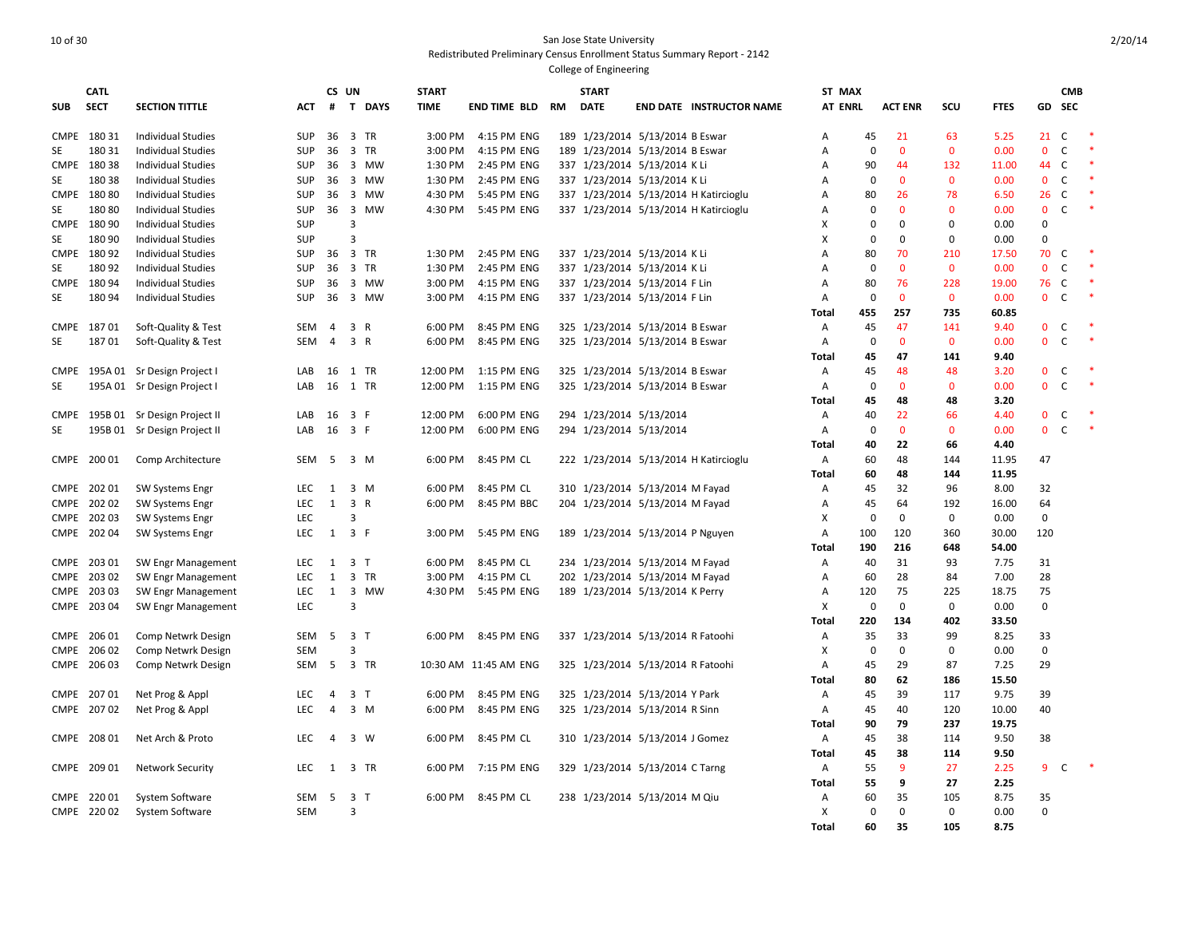San Jose State University
Redistributed Preliminary Census Enrollment Status Summary Report - 2142
College of Engineering

| SUB | CATL SECT | SECTION TITTLE | ACT | CS # | UN T | DAYS | START TIME | END TIME | BLD | RM | START DATE | END DATE | INSTRUCTOR NAME | ST AT | MAX ENRL | ACT ENR | SCU | FTES | GD | CMB SEC | |
|---|---|---|---|---|---|---|---|---|---|---|---|---|---|---|---|---|---|---|---|---|---|
| CMPE | 180 31 | Individual Studies | SUP | 36 | 3 | TR | 3:00 PM | 4:15 PM | ENG | 189 | 1/23/2014 | 5/13/2014 | B Eswar | A | 45 | 21 | 63 | 5.25 | 21 | C | * |
| SE | 180 31 | Individual Studies | SUP | 36 | 3 | TR | 3:00 PM | 4:15 PM | ENG | 189 | 1/23/2014 | 5/13/2014 | B Eswar | A | 0 | 0 | 0 | 0.00 | 0 | C | * |
| CMPE | 180 38 | Individual Studies | SUP | 36 | 3 | MW | 1:30 PM | 2:45 PM | ENG | 337 | 1/23/2014 | 5/13/2014 | K Li | A | 90 | 44 | 132 | 11.00 | 44 | C | * |
| SE | 180 38 | Individual Studies | SUP | 36 | 3 | MW | 1:30 PM | 2:45 PM | ENG | 337 | 1/23/2014 | 5/13/2014 | K Li | A | 0 | 0 | 0 | 0.00 | 0 | C | * |
| CMPE | 180 80 | Individual Studies | SUP | 36 | 3 | MW | 4:30 PM | 5:45 PM | ENG | 337 | 1/23/2014 | 5/13/2014 | H Katircioglu | A | 80 | 26 | 78 | 6.50 | 26 | C | * |
| SE | 180 80 | Individual Studies | SUP | 36 | 3 | MW | 4:30 PM | 5:45 PM | ENG | 337 | 1/23/2014 | 5/13/2014 | H Katircioglu | A | 0 | 0 | 0 | 0.00 | 0 | C | * |
| CMPE | 180 90 | Individual Studies | SUP | | 3 | | | | | | | | | X | 0 | 0 | 0 | 0.00 | 0 | | |
| SE | 180 90 | Individual Studies | SUP | | 3 | | | | | | | | | X | 0 | 0 | 0 | 0.00 | 0 | | |
| CMPE | 180 92 | Individual Studies | SUP | 36 | 3 | TR | 1:30 PM | 2:45 PM | ENG | 337 | 1/23/2014 | 5/13/2014 | K Li | A | 80 | 70 | 210 | 17.50 | 70 | C | * |
| SE | 180 92 | Individual Studies | SUP | 36 | 3 | TR | 1:30 PM | 2:45 PM | ENG | 337 | 1/23/2014 | 5/13/2014 | K Li | A | 0 | 0 | 0 | 0.00 | 0 | C | * |
| CMPE | 180 94 | Individual Studies | SUP | 36 | 3 | MW | 3:00 PM | 4:15 PM | ENG | 337 | 1/23/2014 | 5/13/2014 | F Lin | A | 80 | 76 | 228 | 19.00 | 76 | C | * |
| SE | 180 94 | Individual Studies | SUP | 36 | 3 | MW | 3:00 PM | 4:15 PM | ENG | 337 | 1/23/2014 | 5/13/2014 | F Lin | A | 0 | 0 | 0 | 0.00 | 0 | C | * |
| | | | | | | | | | | | | | | **Total** | **455** | **257** | **735** | **60.85** | | | |
| CMPE | 187 01 | Soft-Quality & Test | SEM | 4 | 3 | R | 6:00 PM | 8:45 PM | ENG | 325 | 1/23/2014 | 5/13/2014 | B Eswar | A | 45 | 47 | 141 | 9.40 | 0 | C | * |
| SE | 187 01 | Soft-Quality & Test | SEM | 4 | 3 | R | 6:00 PM | 8:45 PM | ENG | 325 | 1/23/2014 | 5/13/2014 | B Eswar | A | 0 | 0 | 0 | 0.00 | 0 | C | * |
| | | | | | | | | | | | | | | **Total** | **45** | **47** | **141** | **9.40** | | | |
| CMPE | 195A 01 | Sr Design Project I | LAB | 16 | 1 | TR | 12:00 PM | 1:15 PM | ENG | 325 | 1/23/2014 | 5/13/2014 | B Eswar | A | 45 | 48 | 48 | 3.20 | 0 | C | * |
| SE | 195A 01 | Sr Design Project I | LAB | 16 | 1 | TR | 12:00 PM | 1:15 PM | ENG | 325 | 1/23/2014 | 5/13/2014 | B Eswar | A | 0 | 0 | 0 | 0.00 | 0 | C | * |
| | | | | | | | | | | | | | | **Total** | **45** | **48** | **48** | **3.20** | | | |
| CMPE | 195B 01 | Sr Design Project II | LAB | 16 | 3 | F | 12:00 PM | 6:00 PM | ENG | 294 | 1/23/2014 | 5/13/2014 | | A | 40 | 22 | 66 | 4.40 | 0 | C | * |
| SE | 195B 01 | Sr Design Project II | LAB | 16 | 3 | F | 12:00 PM | 6:00 PM | ENG | 294 | 1/23/2014 | 5/13/2014 | | A | 0 | 0 | 0 | 0.00 | 0 | C | * |
| | | | | | | | | | | | | | | **Total** | **40** | **22** | **66** | **4.40** | | | |
| CMPE | 200 01 | Comp Architecture | SEM | 5 | 3 | M | 6:00 PM | 8:45 PM | CL | 222 | 1/23/2014 | 5/13/2014 | H Katircioglu | A | 60 | 48 | 144 | 11.95 | 47 | | |
| | | | | | | | | | | | | | | **Total** | **60** | **48** | **144** | **11.95** | | | |
| CMPE | 202 01 | SW Systems Engr | LEC | 1 | 3 | M | 6:00 PM | 8:45 PM | CL | 310 | 1/23/2014 | 5/13/2014 | M Fayad | A | 45 | 32 | 96 | 8.00 | 32 | | |
| CMPE | 202 02 | SW Systems Engr | LEC | 1 | 3 | R | 6:00 PM | 8:45 PM | BBC | 204 | 1/23/2014 | 5/13/2014 | M Fayad | A | 45 | 64 | 192 | 16.00 | 64 | | |
| CMPE | 202 03 | SW Systems Engr | LEC | | 3 | | | | | | | | | X | 0 | 0 | 0 | 0.00 | 0 | | |
| CMPE | 202 04 | SW Systems Engr | LEC | 1 | 3 | F | 3:00 PM | 5:45 PM | ENG | 189 | 1/23/2014 | 5/13/2014 | P Nguyen | A | 100 | 120 | 360 | 30.00 | 120 | | |
| | | | | | | | | | | | | | | **Total** | **190** | **216** | **648** | **54.00** | | | |
| CMPE | 203 01 | SW Engr Management | LEC | 1 | 3 | T | 6:00 PM | 8:45 PM | CL | 234 | 1/23/2014 | 5/13/2014 | M Fayad | A | 40 | 31 | 93 | 7.75 | 31 | | |
| CMPE | 203 02 | SW Engr Management | LEC | 1 | 3 | TR | 3:00 PM | 4:15 PM | CL | 202 | 1/23/2014 | 5/13/2014 | M Fayad | A | 60 | 28 | 84 | 7.00 | 28 | | |
| CMPE | 203 03 | SW Engr Management | LEC | 1 | 3 | MW | 4:30 PM | 5:45 PM | ENG | 189 | 1/23/2014 | 5/13/2014 | K Perry | A | 120 | 75 | 225 | 18.75 | 75 | | |
| CMPE | 203 04 | SW Engr Management | LEC | | 3 | | | | | | | | | X | 0 | 0 | 0 | 0.00 | 0 | | |
| | | | | | | | | | | | | | | **Total** | **220** | **134** | **402** | **33.50** | | | |
| CMPE | 206 01 | Comp Netwrk Design | SEM | 5 | 3 | T | 6:00 PM | 8:45 PM | ENG | 337 | 1/23/2014 | 5/13/2014 | R Fatoohi | A | 35 | 33 | 99 | 8.25 | 33 | | |
| CMPE | 206 02 | Comp Netwrk Design | SEM | | 3 | | | | | | | | | X | 0 | 0 | 0 | 0.00 | 0 | | |
| CMPE | 206 03 | Comp Netwrk Design | SEM | 5 | 3 | TR | 10:30 AM | 11:45 AM | ENG | 325 | 1/23/2014 | 5/13/2014 | R Fatoohi | A | 45 | 29 | 87 | 7.25 | 29 | | |
| | | | | | | | | | | | | | | **Total** | **80** | **62** | **186** | **15.50** | | | |
| CMPE | 207 01 | Net Prog & Appl | LEC | 4 | 3 | T | 6:00 PM | 8:45 PM | ENG | 325 | 1/23/2014 | 5/13/2014 | Y Park | A | 45 | 39 | 117 | 9.75 | 39 | | |
| CMPE | 207 02 | Net Prog & Appl | LEC | 4 | 3 | M | 6:00 PM | 8:45 PM | ENG | 325 | 1/23/2014 | 5/13/2014 | R Sinn | A | 45 | 40 | 120 | 10.00 | 40 | | |
| | | | | | | | | | | | | | | **Total** | **90** | **79** | **237** | **19.75** | | | |
| CMPE | 208 01 | Net Arch & Proto | LEC | 4 | 3 | W | 6:00 PM | 8:45 PM | CL | 310 | 1/23/2014 | 5/13/2014 | J Gomez | A | 45 | 38 | 114 | 9.50 | 38 | | |
| | | | | | | | | | | | | | | **Total** | **45** | **38** | **114** | **9.50** | | | |
| CMPE | 209 01 | Network Security | LEC | 1 | 3 | TR | 6:00 PM | 7:15 PM | ENG | 329 | 1/23/2014 | 5/13/2014 | C Tarng | A | 55 | 9 | 27 | 2.25 | 9 | C | * |
| | | | | | | | | | | | | | | **Total** | **55** | **9** | **27** | **2.25** | | | |
| CMPE | 220 01 | System Software | SEM | 5 | 3 | T | 6:00 PM | 8:45 PM | CL | 238 | 1/23/2014 | 5/13/2014 | M Qiu | A | 60 | 35 | 105 | 8.75 | 35 | | |
| CMPE | 220 02 | System Software | SEM | | 3 | | | | | | | | | X | 0 | 0 | 0 | 0.00 | 0 | | |
| | | | | | | | | | | | | | | **Total** | **60** | **35** | **105** | **8.75** | | | |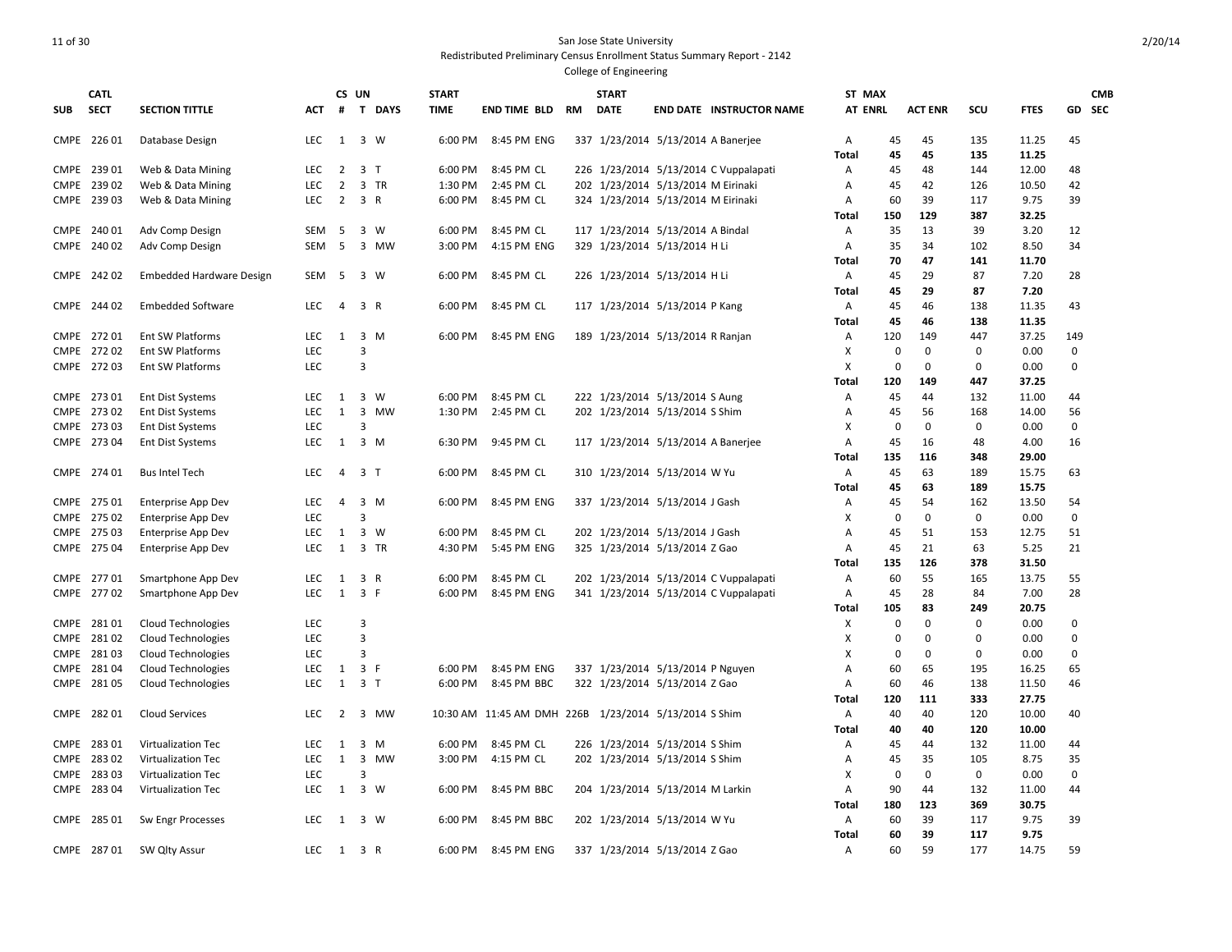San Jose State University

Redistributed Preliminary Census Enrollment Status Summary Report - 2142

College of Engineering

| SUB | CATL SECT | SECTION TITTLE | ACT | CS # | UN T | DAYS | START TIME | END TIME | BLD | RM | START DATE | END DATE | INSTRUCTOR NAME | ST AT | MAX ENRL | ACT ENR | SCU | FTES | GD | CMB SEC |
|---|---|---|---|---|---|---|---|---|---|---|---|---|---|---|---|---|---|---|---|---|
| CMPE | 226 01 | Database Design | LEC | 1 | 3 | W | 6:00 PM | 8:45 PM | ENG | 337 | 1/23/2014 | 5/13/2014 | A Banerjee | A | 45 | 45 | 135 | 11.25 | 45 | |
| | | | | | | | | | | | | | | **Total** | **45** | **45** | **135** | **11.25** | | |
| CMPE | 239 01 | Web & Data Mining | LEC | 2 | 3 | T | 6:00 PM | 8:45 PM | CL | 226 | 1/23/2014 | 5/13/2014 | C Vuppalapati | A | 45 | 48 | 144 | 12.00 | 48 | |
| CMPE | 239 02 | Web & Data Mining | LEC | 2 | 3 | TR | 1:30 PM | 2:45 PM | CL | 202 | 1/23/2014 | 5/13/2014 | M Eirinaki | A | 45 | 42 | 126 | 10.50 | 42 | |
| CMPE | 239 03 | Web & Data Mining | LEC | 2 | 3 | R | 6:00 PM | 8:45 PM | CL | 324 | 1/23/2014 | 5/13/2014 | M Eirinaki | A | 60 | 39 | 117 | 9.75 | 39 | |
| | | | | | | | | | | | | | | **Total** | **150** | **129** | **387** | **32.25** | | |
| CMPE | 240 01 | Adv Comp Design | SEM | 5 | 3 | W | 6:00 PM | 8:45 PM | CL | 117 | 1/23/2014 | 5/13/2014 | A Bindal | A | 35 | 13 | 39 | 3.20 | 12 | |
| CMPE | 240 02 | Adv Comp Design | SEM | 5 | 3 | MW | 3:00 PM | 4:15 PM | ENG | 329 | 1/23/2014 | 5/13/2014 | H Li | A | 35 | 34 | 102 | 8.50 | 34 | |
| | | | | | | | | | | | | | | **Total** | **70** | **47** | **141** | **11.70** | | |
| CMPE | 242 02 | Embedded Hardware Design | SEM | 5 | 3 | W | 6:00 PM | 8:45 PM | CL | 226 | 1/23/2014 | 5/13/2014 | H Li | A | 45 | 29 | 87 | 7.20 | 28 | |
| | | | | | | | | | | | | | | **Total** | **45** | **29** | **87** | **7.20** | | |
| CMPE | 244 02 | Embedded Software | LEC | 4 | 3 | R | 6:00 PM | 8:45 PM | CL | 117 | 1/23/2014 | 5/13/2014 | P Kang | A | 45 | 46 | 138 | 11.35 | 43 | |
| | | | | | | | | | | | | | | **Total** | **45** | **46** | **138** | **11.35** | | |
| CMPE | 272 01 | Ent SW Platforms | LEC | 1 | 3 | M | 6:00 PM | 8:45 PM | ENG | 189 | 1/23/2014 | 5/13/2014 | R Ranjan | A | 120 | 149 | 447 | 37.25 | 149 | |
| CMPE | 272 02 | Ent SW Platforms | LEC | | 3 | | | | | | | | | X | 0 | 0 | 0 | 0.00 | 0 | |
| CMPE | 272 03 | Ent SW Platforms | LEC | | 3 | | | | | | | | | X | 0 | 0 | 0 | 0.00 | 0 | |
| | | | | | | | | | | | | | | **Total** | **120** | **149** | **447** | **37.25** | | |
| CMPE | 273 01 | Ent Dist Systems | LEC | 1 | 3 | W | 6:00 PM | 8:45 PM | CL | 222 | 1/23/2014 | 5/13/2014 | S Aung | A | 45 | 44 | 132 | 11.00 | 44 | |
| CMPE | 273 02 | Ent Dist Systems | LEC | 1 | 3 | MW | 1:30 PM | 2:45 PM | CL | 202 | 1/23/2014 | 5/13/2014 | S Shim | A | 45 | 56 | 168 | 14.00 | 56 | |
| CMPE | 273 03 | Ent Dist Systems | LEC | | 3 | | | | | | | | | X | 0 | 0 | 0 | 0.00 | 0 | |
| CMPE | 273 04 | Ent Dist Systems | LEC | 1 | 3 | M | 6:30 PM | 9:45 PM | CL | 117 | 1/23/2014 | 5/13/2014 | A Banerjee | A | 45 | 16 | 48 | 4.00 | 16 | |
| | | | | | | | | | | | | | | **Total** | **135** | **116** | **348** | **29.00** | | |
| CMPE | 274 01 | Bus Intel Tech | LEC | 4 | 3 | T | 6:00 PM | 8:45 PM | CL | 310 | 1/23/2014 | 5/13/2014 | W Yu | A | 45 | 63 | 189 | 15.75 | 63 | |
| | | | | | | | | | | | | | | **Total** | **45** | **63** | **189** | **15.75** | | |
| CMPE | 275 01 | Enterprise App Dev | LEC | 4 | 3 | M | 6:00 PM | 8:45 PM | ENG | 337 | 1/23/2014 | 5/13/2014 | J Gash | A | 45 | 54 | 162 | 13.50 | 54 | |
| CMPE | 275 02 | Enterprise App Dev | LEC | | 3 | | | | | | | | | X | 0 | 0 | 0 | 0.00 | 0 | |
| CMPE | 275 03 | Enterprise App Dev | LEC | 1 | 3 | W | 6:00 PM | 8:45 PM | CL | 202 | 1/23/2014 | 5/13/2014 | J Gash | A | 45 | 51 | 153 | 12.75 | 51 | |
| CMPE | 275 04 | Enterprise App Dev | LEC | 1 | 3 | TR | 4:30 PM | 5:45 PM | ENG | 325 | 1/23/2014 | 5/13/2014 | Z Gao | A | 45 | 21 | 63 | 5.25 | 21 | |
| | | | | | | | | | | | | | | **Total** | **135** | **126** | **378** | **31.50** | | |
| CMPE | 277 01 | Smartphone App Dev | LEC | 1 | 3 | R | 6:00 PM | 8:45 PM | CL | 202 | 1/23/2014 | 5/13/2014 | C Vuppalapati | A | 60 | 55 | 165 | 13.75 | 55 | |
| CMPE | 277 02 | Smartphone App Dev | LEC | 1 | 3 | F | 6:00 PM | 8:45 PM | ENG | 341 | 1/23/2014 | 5/13/2014 | C Vuppalapati | A | 45 | 28 | 84 | 7.00 | 28 | |
| | | | | | | | | | | | | | | **Total** | **105** | **83** | **249** | **20.75** | | |
| CMPE | 281 01 | Cloud Technologies | LEC | | 3 | | | | | | | | | X | 0 | 0 | 0 | 0.00 | 0 | |
| CMPE | 281 02 | Cloud Technologies | LEC | | 3 | | | | | | | | | X | 0 | 0 | 0 | 0.00 | 0 | |
| CMPE | 281 03 | Cloud Technologies | LEC | | 3 | | | | | | | | | X | 0 | 0 | 0 | 0.00 | 0 | |
| CMPE | 281 04 | Cloud Technologies | LEC | 1 | 3 | F | 6:00 PM | 8:45 PM | ENG | 337 | 1/23/2014 | 5/13/2014 | P Nguyen | A | 60 | 65 | 195 | 16.25 | 65 | |
| CMPE | 281 05 | Cloud Technologies | LEC | 1 | 3 | T | 6:00 PM | 8:45 PM | BBC | 322 | 1/23/2014 | 5/13/2014 | Z Gao | A | 60 | 46 | 138 | 11.50 | 46 | |
| | | | | | | | | | | | | | | **Total** | **120** | **111** | **333** | **27.75** | | |
| CMPE | 282 01 | Cloud Services | LEC | 2 | 3 | MW | 10:30 AM | 11:45 AM | DMH | 226B | 1/23/2014 | 5/13/2014 | S Shim | A | 40 | 40 | 120 | 10.00 | 40 | |
| | | | | | | | | | | | | | | **Total** | **40** | **40** | **120** | **10.00** | | |
| CMPE | 283 01 | Virtualization Tec | LEC | 1 | 3 | M | 6:00 PM | 8:45 PM | CL | 226 | 1/23/2014 | 5/13/2014 | S Shim | A | 45 | 44 | 132 | 11.00 | 44 | |
| CMPE | 283 02 | Virtualization Tec | LEC | 1 | 3 | MW | 3:00 PM | 4:15 PM | CL | 202 | 1/23/2014 | 5/13/2014 | S Shim | A | 45 | 35 | 105 | 8.75 | 35 | |
| CMPE | 283 03 | Virtualization Tec | LEC | | 3 | | | | | | | | | X | 0 | 0 | 0 | 0.00 | 0 | |
| CMPE | 283 04 | Virtualization Tec | LEC | 1 | 3 | W | 6:00 PM | 8:45 PM | BBC | 204 | 1/23/2014 | 5/13/2014 | M Larkin | A | 90 | 44 | 132 | 11.00 | 44 | |
| | | | | | | | | | | | | | | **Total** | **180** | **123** | **369** | **30.75** | | |
| CMPE | 285 01 | Sw Engr Processes | LEC | 1 | 3 | W | 6:00 PM | 8:45 PM | BBC | 202 | 1/23/2014 | 5/13/2014 | W Yu | A | 60 | 39 | 117 | 9.75 | 39 | |
| | | | | | | | | | | | | | | **Total** | **60** | **39** | **117** | **9.75** | | |
| CMPE | 287 01 | SW Qlty Assur | LEC | 1 | 3 | R | 6:00 PM | 8:45 PM | ENG | 337 | 1/23/2014 | 5/13/2014 | Z Gao | A | 60 | 59 | 177 | 14.75 | 59 | |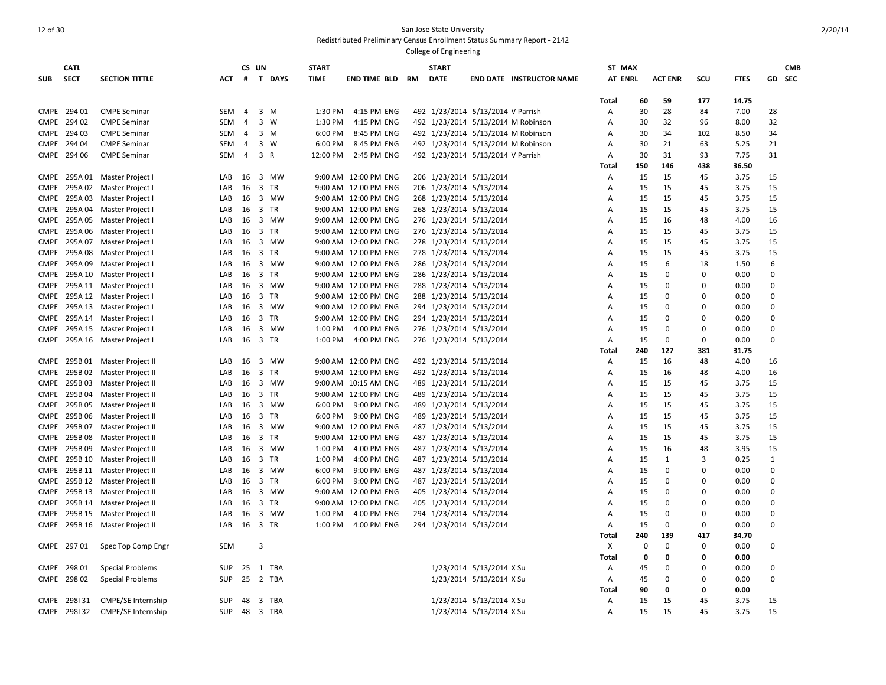San Jose State University

Redistributed Preliminary Census Enrollment Status Summary Report - 2142

College of Engineering

| SUB | CATL SECT | SECTION TITTLE | ACT | CS # | UN T | DAYS | START TIME | END TIME | BLD | RM | START DATE | END DATE | INSTRUCTOR NAME | ST AT | MAX ENRL | ACT ENR | SCU | FTES | GD | CMB SEC |
|---|---|---|---|---|---|---|---|---|---|---|---|---|---|---|---|---|---|---|---|---|
| | | | | | | | | | | | | | | Total | 60 | 59 | 177 | 14.75 | | |
| CMPE | 294 01 | CMPE Seminar | SEM | 4 | 3 | M | 1:30 PM | 4:15 PM | ENG | 492 | 1/23/2014 | 5/13/2014 | V Parrish | A | 30 | 28 | 84 | 7.00 | 28 | |
| CMPE | 294 02 | CMPE Seminar | SEM | 4 | 3 | W | 1:30 PM | 4:15 PM | ENG | 492 | 1/23/2014 | 5/13/2014 | M Robinson | A | 30 | 32 | 96 | 8.00 | 32 | |
| CMPE | 294 03 | CMPE Seminar | SEM | 4 | 3 | M | 6:00 PM | 8:45 PM | ENG | 492 | 1/23/2014 | 5/13/2014 | M Robinson | A | 30 | 34 | 102 | 8.50 | 34 | |
| CMPE | 294 04 | CMPE Seminar | SEM | 4 | 3 | W | 6:00 PM | 8:45 PM | ENG | 492 | 1/23/2014 | 5/13/2014 | M Robinson | A | 30 | 21 | 63 | 5.25 | 21 | |
| CMPE | 294 06 | CMPE Seminar | SEM | 4 | 3 | R | 12:00 PM | 2:45 PM | ENG | 492 | 1/23/2014 | 5/13/2014 | V Parrish | A | 30 | 31 | 93 | 7.75 | 31 | |
| | | | | | | | | | | | | | | Total | 150 | 146 | 438 | 36.50 | | |
| CMPE | 295A 01 | Master Project I | LAB | 16 | 3 | MW | 9:00 AM | 12:00 PM | ENG | 206 | 1/23/2014 | 5/13/2014 | | A | 15 | 15 | 45 | 3.75 | 15 | |
| CMPE | 295A 02 | Master Project I | LAB | 16 | 3 | TR | 9:00 AM | 12:00 PM | ENG | 206 | 1/23/2014 | 5/13/2014 | | A | 15 | 15 | 45 | 3.75 | 15 | |
| CMPE | 295A 03 | Master Project I | LAB | 16 | 3 | MW | 9:00 AM | 12:00 PM | ENG | 268 | 1/23/2014 | 5/13/2014 | | A | 15 | 15 | 45 | 3.75 | 15 | |
| CMPE | 295A 04 | Master Project I | LAB | 16 | 3 | TR | 9:00 AM | 12:00 PM | ENG | 268 | 1/23/2014 | 5/13/2014 | | A | 15 | 15 | 45 | 3.75 | 15 | |
| CMPE | 295A 05 | Master Project I | LAB | 16 | 3 | MW | 9:00 AM | 12:00 PM | ENG | 276 | 1/23/2014 | 5/13/2014 | | A | 15 | 16 | 48 | 4.00 | 16 | |
| CMPE | 295A 06 | Master Project I | LAB | 16 | 3 | TR | 9:00 AM | 12:00 PM | ENG | 276 | 1/23/2014 | 5/13/2014 | | A | 15 | 15 | 45 | 3.75 | 15 | |
| CMPE | 295A 07 | Master Project I | LAB | 16 | 3 | MW | 9:00 AM | 12:00 PM | ENG | 278 | 1/23/2014 | 5/13/2014 | | A | 15 | 15 | 45 | 3.75 | 15 | |
| CMPE | 295A 08 | Master Project I | LAB | 16 | 3 | TR | 9:00 AM | 12:00 PM | ENG | 278 | 1/23/2014 | 5/13/2014 | | A | 15 | 15 | 45 | 3.75 | 15 | |
| CMPE | 295A 09 | Master Project I | LAB | 16 | 3 | MW | 9:00 AM | 12:00 PM | ENG | 286 | 1/23/2014 | 5/13/2014 | | A | 15 | 6 | 18 | 1.50 | 6 | |
| CMPE | 295A 10 | Master Project I | LAB | 16 | 3 | TR | 9:00 AM | 12:00 PM | ENG | 286 | 1/23/2014 | 5/13/2014 | | A | 15 | 0 | 0 | 0.00 | 0 | |
| CMPE | 295A 11 | Master Project I | LAB | 16 | 3 | MW | 9:00 AM | 12:00 PM | ENG | 288 | 1/23/2014 | 5/13/2014 | | A | 15 | 0 | 0 | 0.00 | 0 | |
| CMPE | 295A 12 | Master Project I | LAB | 16 | 3 | TR | 9:00 AM | 12:00 PM | ENG | 288 | 1/23/2014 | 5/13/2014 | | A | 15 | 0 | 0 | 0.00 | 0 | |
| CMPE | 295A 13 | Master Project I | LAB | 16 | 3 | MW | 9:00 AM | 12:00 PM | ENG | 294 | 1/23/2014 | 5/13/2014 | | A | 15 | 0 | 0 | 0.00 | 0 | |
| CMPE | 295A 14 | Master Project I | LAB | 16 | 3 | TR | 9:00 AM | 12:00 PM | ENG | 294 | 1/23/2014 | 5/13/2014 | | A | 15 | 0 | 0 | 0.00 | 0 | |
| CMPE | 295A 15 | Master Project I | LAB | 16 | 3 | MW | 1:00 PM | 4:00 PM | ENG | 276 | 1/23/2014 | 5/13/2014 | | A | 15 | 0 | 0 | 0.00 | 0 | |
| CMPE | 295A 16 | Master Project I | LAB | 16 | 3 | TR | 1:00 PM | 4:00 PM | ENG | 276 | 1/23/2014 | 5/13/2014 | | A | 15 | 0 | 0 | 0.00 | 0 | |
| | | | | | | | | | | | | | | Total | 240 | 127 | 381 | 31.75 | | |
| CMPE | 295B 01 | Master Project II | LAB | 16 | 3 | MW | 9:00 AM | 12:00 PM | ENG | 492 | 1/23/2014 | 5/13/2014 | | A | 15 | 16 | 48 | 4.00 | 16 | |
| CMPE | 295B 02 | Master Project II | LAB | 16 | 3 | TR | 9:00 AM | 12:00 PM | ENG | 492 | 1/23/2014 | 5/13/2014 | | A | 15 | 16 | 48 | 4.00 | 16 | |
| CMPE | 295B 03 | Master Project II | LAB | 16 | 3 | MW | 9:00 AM | 10:15 AM | ENG | 489 | 1/23/2014 | 5/13/2014 | | A | 15 | 15 | 45 | 3.75 | 15 | |
| CMPE | 295B 04 | Master Project II | LAB | 16 | 3 | TR | 9:00 AM | 12:00 PM | ENG | 489 | 1/23/2014 | 5/13/2014 | | A | 15 | 15 | 45 | 3.75 | 15 | |
| CMPE | 295B 05 | Master Project II | LAB | 16 | 3 | MW | 6:00 PM | 9:00 PM | ENG | 489 | 1/23/2014 | 5/13/2014 | | A | 15 | 15 | 45 | 3.75 | 15 | |
| CMPE | 295B 06 | Master Project II | LAB | 16 | 3 | TR | 6:00 PM | 9:00 PM | ENG | 489 | 1/23/2014 | 5/13/2014 | | A | 15 | 15 | 45 | 3.75 | 15 | |
| CMPE | 295B 07 | Master Project II | LAB | 16 | 3 | MW | 9:00 AM | 12:00 PM | ENG | 487 | 1/23/2014 | 5/13/2014 | | A | 15 | 15 | 45 | 3.75 | 15 | |
| CMPE | 295B 08 | Master Project II | LAB | 16 | 3 | TR | 9:00 AM | 12:00 PM | ENG | 487 | 1/23/2014 | 5/13/2014 | | A | 15 | 15 | 45 | 3.75 | 15 | |
| CMPE | 295B 09 | Master Project II | LAB | 16 | 3 | MW | 1:00 PM | 4:00 PM | ENG | 487 | 1/23/2014 | 5/13/2014 | | A | 15 | 16 | 48 | 3.95 | 15 | |
| CMPE | 295B 10 | Master Project II | LAB | 16 | 3 | TR | 1:00 PM | 4:00 PM | ENG | 487 | 1/23/2014 | 5/13/2014 | | A | 15 | 1 | 3 | 0.25 | 1 | |
| CMPE | 295B 11 | Master Project II | LAB | 16 | 3 | MW | 6:00 PM | 9:00 PM | ENG | 487 | 1/23/2014 | 5/13/2014 | | A | 15 | 0 | 0 | 0.00 | 0 | |
| CMPE | 295B 12 | Master Project II | LAB | 16 | 3 | TR | 6:00 PM | 9:00 PM | ENG | 487 | 1/23/2014 | 5/13/2014 | | A | 15 | 0 | 0 | 0.00 | 0 | |
| CMPE | 295B 13 | Master Project II | LAB | 16 | 3 | MW | 9:00 AM | 12:00 PM | ENG | 405 | 1/23/2014 | 5/13/2014 | | A | 15 | 0 | 0 | 0.00 | 0 | |
| CMPE | 295B 14 | Master Project II | LAB | 16 | 3 | TR | 9:00 AM | 12:00 PM | ENG | 405 | 1/23/2014 | 5/13/2014 | | A | 15 | 0 | 0 | 0.00 | 0 | |
| CMPE | 295B 15 | Master Project II | LAB | 16 | 3 | MW | 1:00 PM | 4:00 PM | ENG | 294 | 1/23/2014 | 5/13/2014 | | A | 15 | 0 | 0 | 0.00 | 0 | |
| CMPE | 295B 16 | Master Project II | LAB | 16 | 3 | TR | 1:00 PM | 4:00 PM | ENG | 294 | 1/23/2014 | 5/13/2014 | | A | 15 | 0 | 0 | 0.00 | 0 | |
| | | | | | | | | | | | | | | Total | 240 | 139 | 417 | 34.70 | | |
| CMPE | 297 01 | Spec Top Comp Engr | SEM | | 3 | | | | | | | | | X | 0 | 0 | 0 | 0.00 | 0 | |
| | | | | | | | | | | | | | | Total | 0 | 0 | 0 | 0.00 | | |
| CMPE | 298 01 | Special Problems | SUP | 25 | 1 | TBA | | | | | 1/23/2014 | 5/13/2014 | X Su | A | 45 | 0 | 0 | 0.00 | 0 | |
| CMPE | 298 02 | Special Problems | SUP | 25 | 2 | TBA | | | | | 1/23/2014 | 5/13/2014 | X Su | A | 45 | 0 | 0 | 0.00 | 0 | |
| | | | | | | | | | | | | | | Total | 90 | 0 | 0 | 0.00 | | |
| CMPE | 298I 31 | CMPE/SE Internship | SUP | 48 | 3 | TBA | | | | | 1/23/2014 | 5/13/2014 | X Su | A | 15 | 15 | 45 | 3.75 | 15 | |
| CMPE | 298I 32 | CMPE/SE Internship | SUP | 48 | 3 | TBA | | | | | 1/23/2014 | 5/13/2014 | X Su | A | 15 | 15 | 45 | 3.75 | 15 | |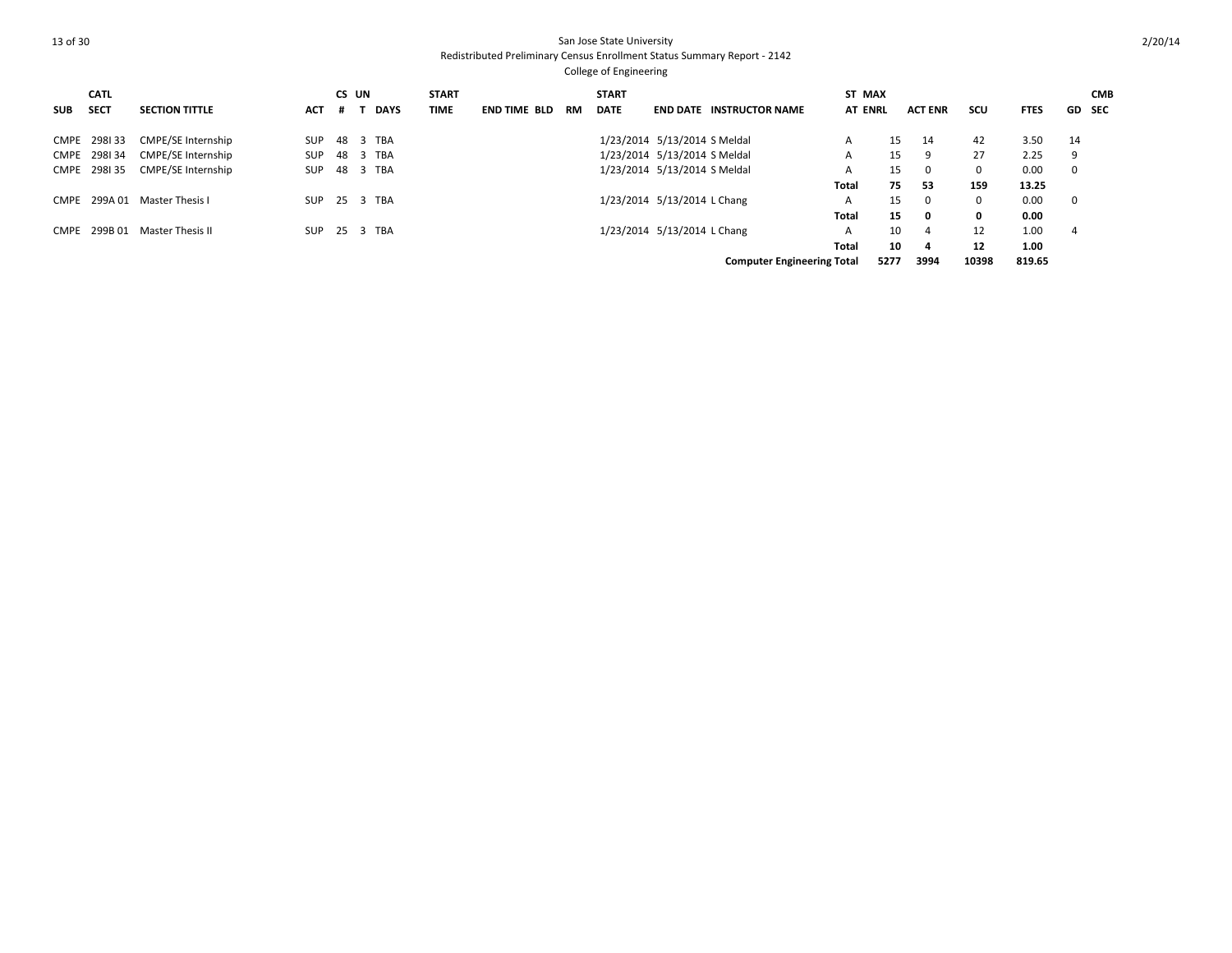San Jose State University
Redistributed Preliminary Census Enrollment Status Summary Report - 2142
College of Engineering

| SUB | CATL SECT | SECTION TITTLE | ACT | CS # | UN T | DAYS | START TIME | END TIME | BLD | RM | START DATE | END DATE | INSTRUCTOR NAME | ST AT | MAX ENRL | ACT ENR | SCU | FTES | GD | CMB SEC |
|---|---|---|---|---|---|---|---|---|---|---|---|---|---|---|---|---|---|---|---|---|
| CMPE | 298I 33 | CMPE/SE Internship | SUP | 48 | 3 | TBA | | | | | 1/23/2014 | 5/13/2014 | S Meldal | A | 15 | 14 | 42 | 3.50 | 14 | |
| CMPE | 298I 34 | CMPE/SE Internship | SUP | 48 | 3 | TBA | | | | | 1/23/2014 | 5/13/2014 | S Meldal | A | 15 | 9 | 27 | 2.25 | 9 | |
| CMPE | 298I 35 | CMPE/SE Internship | SUP | 48 | 3 | TBA | | | | | 1/23/2014 | 5/13/2014 | S Meldal | A | 15 | 0 | 0 | 0.00 | 0 | |
| | | | | | | | | | | | | | | **Total** | **75** | **53** | **159** | **13.25** | | |
| CMPE | 299A 01 | Master Thesis I | SUP | 25 | 3 | TBA | | | | | 1/23/2014 | 5/13/2014 | L Chang | A | 15 | 0 | 0 | 0.00 | 0 | |
| | | | | | | | | | | | | | | **Total** | **15** | **0** | **0** | **0.00** | | |
| CMPE | 299B 01 | Master Thesis II | SUP | 25 | 3 | TBA | | | | | 1/23/2014 | 5/13/2014 | L Chang | A | 10 | 4 | 12 | 1.00 | 4 | |
| | | | | | | | | | | | | | | **Total** | **10** | **4** | **12** | **1.00** | | |
| | | | | | | | | | | | | | **Computer Engineering Total** | | **5277** | **3994** | **10398** | **819.65** | | |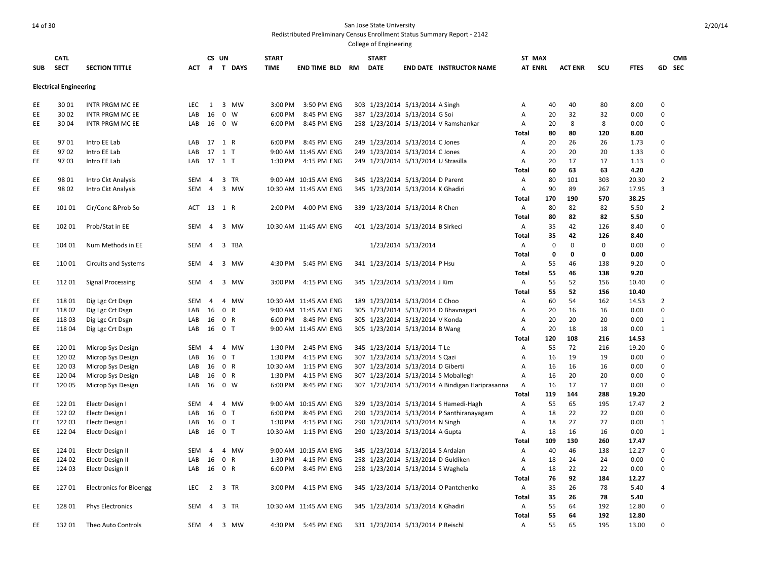San Jose State University

Redistributed Preliminary Census Enrollment Status Summary Report - 2142

College of Engineering

| SUB | CATL SECT | SECTION TITTLE | ACT | CS # | UN T | DAYS | START TIME | END TIME | BLD | RM | START DATE | END DATE | INSTRUCTOR NAME | ST AT | MAX ENRL | ACT ENR | SCU | FTES | GD | CMB SEC |
|---|---|---|---|---|---|---|---|---|---|---|---|---|---|---|---|---|---|---|---|---|
| **Electrical Engineering** | | | | | | | | | | | | | | | | | | | | |
| EE | 30 01 | INTR PRGM MC EE | LEC | 1 | 3 | MW | 3:00 PM | 3:50 PM | ENG | 303 | 1/23/2014 | 5/13/2014 | A Singh | A | 40 | 40 | 80 | 8.00 | 0 | |
| EE | 30 02 | INTR PRGM MC EE | LAB | 16 | 0 | W | 6:00 PM | 8:45 PM | ENG | 387 | 1/23/2014 | 5/13/2014 | G Soi | A | 20 | 32 | 32 | 0.00 | 0 | |
| EE | 30 04 | INTR PRGM MC EE | LAB | 16 | 0 | W | 6:00 PM | 8:45 PM | ENG | 258 | 1/23/2014 | 5/13/2014 | V Ramshankar | A | 20 | 8 | 8 | 0.00 | 0 | |
| | | | | | | | | | | | | | | **Total** | **80** | **80** | **120** | **8.00** | | |
| EE | 97 01 | Intro EE Lab | LAB | 17 | 1 | R | 6:00 PM | 8:45 PM | ENG | 249 | 1/23/2014 | 5/13/2014 | C Jones | A | 20 | 26 | 26 | 1.73 | 0 | |
| EE | 97 02 | Intro EE Lab | LAB | 17 | 1 | T | 9:00 AM | 11:45 AM | ENG | 249 | 1/23/2014 | 5/13/2014 | C Jones | A | 20 | 20 | 20 | 1.33 | 0 | |
| EE | 97 03 | Intro EE Lab | LAB | 17 | 1 | T | 1:30 PM | 4:15 PM | ENG | 249 | 1/23/2014 | 5/13/2014 | U Strasilla | A | 20 | 17 | 17 | 1.13 | 0 | |
| | | | | | | | | | | | | | | **Total** | **60** | **63** | **63** | **4.20** | | |
| EE | 98 01 | Intro Ckt Analysis | SEM | 4 | 3 | TR | 9:00 AM | 10:15 AM | ENG | 345 | 1/23/2014 | 5/13/2014 | D Parent | A | 80 | 101 | 303 | 20.30 | 2 | |
| EE | 98 02 | Intro Ckt Analysis | SEM | 4 | 3 | MW | 10:30 AM | 11:45 AM | ENG | 345 | 1/23/2014 | 5/13/2014 | K Ghadiri | A | 90 | 89 | 267 | 17.95 | 3 | |
| | | | | | | | | | | | | | | **Total** | **170** | **190** | **570** | **38.25** | | |
| EE | 101 01 | Cir/Conc &Prob So | ACT | 13 | 1 | R | 2:00 PM | 4:00 PM | ENG | 339 | 1/23/2014 | 5/13/2014 | R Chen | A | 80 | 82 | 82 | 5.50 | 2 | |
| | | | | | | | | | | | | | | **Total** | **80** | **82** | **82** | **5.50** | | |
| EE | 102 01 | Prob/Stat in EE | SEM | 4 | 3 | MW | 10:30 AM | 11:45 AM | ENG | 401 | 1/23/2014 | 5/13/2014 | B Sirkeci | A | 35 | 42 | 126 | 8.40 | 0 | |
| | | | | | | | | | | | | | | **Total** | **35** | **42** | **126** | **8.40** | | |
| EE | 104 01 | Num Methods in EE | SEM | 4 | 3 | TBA | | | | | 1/23/2014 | 5/13/2014 | | A | 0 | 0 | 0 | 0.00 | 0 | |
| | | | | | | | | | | | | | | **Total** | **0** | **0** | **0** | **0.00** | | |
| EE | 110 01 | Circuits and Systems | SEM | 4 | 3 | MW | 4:30 PM | 5:45 PM | ENG | 341 | 1/23/2014 | 5/13/2014 | P Hsu | A | 55 | 46 | 138 | 9.20 | 0 | |
| | | | | | | | | | | | | | | **Total** | **55** | **46** | **138** | **9.20** | | |
| EE | 112 01 | Signal Processing | SEM | 4 | 3 | MW | 3:00 PM | 4:15 PM | ENG | 345 | 1/23/2014 | 5/13/2014 | J Kim | A | 55 | 52 | 156 | 10.40 | 0 | |
| | | | | | | | | | | | | | | **Total** | **55** | **52** | **156** | **10.40** | | |
| EE | 118 01 | Dig Lgc Crt Dsgn | SEM | 4 | 4 | MW | 10:30 AM | 11:45 AM | ENG | 189 | 1/23/2014 | 5/13/2014 | C Choo | A | 60 | 54 | 162 | 14.53 | 2 | |
| EE | 118 02 | Dig Lgc Crt Dsgn | LAB | 16 | 0 | R | 9:00 AM | 11:45 AM | ENG | 305 | 1/23/2014 | 5/13/2014 | D Bhavnagari | A | 20 | 16 | 16 | 0.00 | 0 | |
| EE | 118 03 | Dig Lgc Crt Dsgn | LAB | 16 | 0 | R | 6:00 PM | 8:45 PM | ENG | 305 | 1/23/2014 | 5/13/2014 | V Konda | A | 20 | 20 | 20 | 0.00 | 1 | |
| EE | 118 04 | Dig Lgc Crt Dsgn | LAB | 16 | 0 | T | 9:00 AM | 11:45 AM | ENG | 305 | 1/23/2014 | 5/13/2014 | B Wang | A | 20 | 18 | 18 | 0.00 | 1 | |
| | | | | | | | | | | | | | | **Total** | **120** | **108** | **216** | **14.53** | | |
| EE | 120 01 | Microp Sys Design | SEM | 4 | 4 | MW | 1:30 PM | 2:45 PM | ENG | 345 | 1/23/2014 | 5/13/2014 | T Le | A | 55 | 72 | 216 | 19.20 | 0 | |
| EE | 120 02 | Microp Sys Design | LAB | 16 | 0 | T | 1:30 PM | 4:15 PM | ENG | 307 | 1/23/2014 | 5/13/2014 | S Qazi | A | 16 | 19 | 19 | 0.00 | 0 | |
| EE | 120 03 | Microp Sys Design | LAB | 16 | 0 | R | 10:30 AM | 1:15 PM | ENG | 307 | 1/23/2014 | 5/13/2014 | D Giberti | A | 16 | 16 | 16 | 0.00 | 0 | |
| EE | 120 04 | Microp Sys Design | LAB | 16 | 0 | R | 1:30 PM | 4:15 PM | ENG | 307 | 1/23/2014 | 5/13/2014 | S Moballegh | A | 16 | 20 | 20 | 0.00 | 0 | |
| EE | 120 05 | Microp Sys Design | LAB | 16 | 0 | W | 6:00 PM | 8:45 PM | ENG | 307 | 1/23/2014 | 5/13/2014 | A Bindigan Hariprasanna | A | 16 | 17 | 17 | 0.00 | 0 | |
| | | | | | | | | | | | | | | **Total** | **119** | **144** | **288** | **19.20** | | |
| EE | 122 01 | Electr Design I | SEM | 4 | 4 | MW | 9:00 AM | 10:15 AM | ENG | 329 | 1/23/2014 | 5/13/2014 | S Hamedi-Hagh | A | 55 | 65 | 195 | 17.47 | 2 | |
| EE | 122 02 | Electr Design I | LAB | 16 | 0 | T | 6:00 PM | 8:45 PM | ENG | 290 | 1/23/2014 | 5/13/2014 | P Santhiranayagam | A | 18 | 22 | 22 | 0.00 | 0 | |
| EE | 122 03 | Electr Design I | LAB | 16 | 0 | T | 1:30 PM | 4:15 PM | ENG | 290 | 1/23/2014 | 5/13/2014 | N Singh | A | 18 | 27 | 27 | 0.00 | 1 | |
| EE | 122 04 | Electr Design I | LAB | 16 | 0 | T | 10:30 AM | 1:15 PM | ENG | 290 | 1/23/2014 | 5/13/2014 | A Gupta | A | 18 | 16 | 16 | 0.00 | 1 | |
| | | | | | | | | | | | | | | **Total** | **109** | **130** | **260** | **17.47** | | |
| EE | 124 01 | Electr Design II | SEM | 4 | 4 | MW | 9:00 AM | 10:15 AM | ENG | 345 | 1/23/2014 | 5/13/2014 | S Ardalan | A | 40 | 46 | 138 | 12.27 | 0 | |
| EE | 124 02 | Electr Design II | LAB | 16 | 0 | R | 1:30 PM | 4:15 PM | ENG | 258 | 1/23/2014 | 5/13/2014 | D Guldiken | A | 18 | 24 | 24 | 0.00 | 0 | |
| EE | 124 03 | Electr Design II | LAB | 16 | 0 | R | 6:00 PM | 8:45 PM | ENG | 258 | 1/23/2014 | 5/13/2014 | S Waghela | A | 18 | 22 | 22 | 0.00 | 0 | |
| | | | | | | | | | | | | | | **Total** | **76** | **92** | **184** | **12.27** | | |
| EE | 127 01 | Electronics for Bioengg | LEC | 2 | 3 | TR | 3:00 PM | 4:15 PM | ENG | 345 | 1/23/2014 | 5/13/2014 | O Pantchenko | A | 35 | 26 | 78 | 5.40 | 4 | |
| | | | | | | | | | | | | | | **Total** | **35** | **26** | **78** | **5.40** | | |
| EE | 128 01 | Phys Electronics | SEM | 4 | 3 | TR | 10:30 AM | 11:45 AM | ENG | 345 | 1/23/2014 | 5/13/2014 | K Ghadiri | A | 55 | 64 | 192 | 12.80 | 0 | |
| | | | | | | | | | | | | | | **Total** | **55** | **64** | **192** | **12.80** | | |
| EE | 132 01 | Theo Auto Controls | SEM | 4 | 3 | MW | 4:30 PM | 5:45 PM | ENG | 331 | 1/23/2014 | 5/13/2014 | P Reischl | A | 55 | 65 | 195 | 13.00 | 0 | |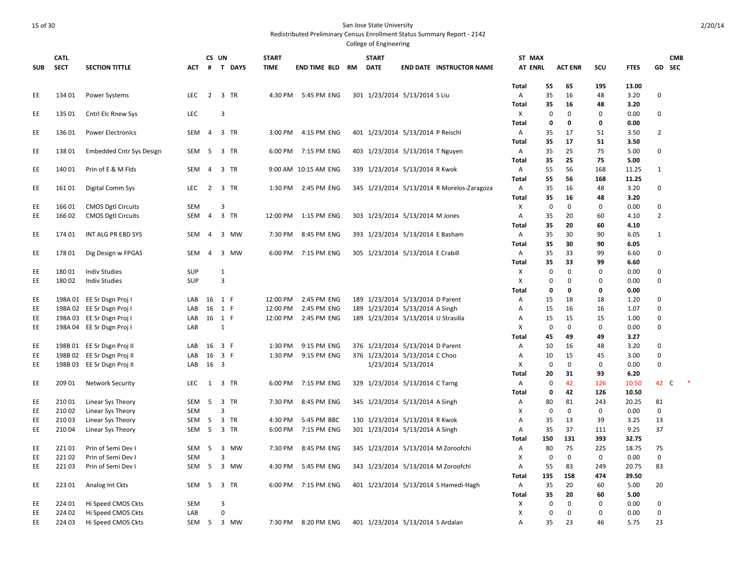San Jose State University

Redistributed Preliminary Census Enrollment Status Summary Report - 2142

College of Engineering

| SUB | CATL SECT | SECTION TITTLE | ACT | CS # | UN T | DAYS | START TIME | END TIME | BLD | RM | START DATE | END DATE | INSTRUCTOR NAME | ST AT | MAX ENRL | ACT ENR | SCU | FTES | GD | CMB SEC |
|---|---|---|---|---|---|---|---|---|---|---|---|---|---|---|---|---|---|---|---|---|
| | | | | | | | | | | | | | | Total | 55 | 65 | 195 | 13.00 | | |
| EE | 134 01 | Power Systems | LEC | 2 | 3 | TR | 4:30 PM | 5:45 PM | ENG | 301 | 1/23/2014 | 5/13/2014 | S Liu | A | 35 | 16 | 48 | 3.20 | 0 | |
| | | | | | | | | | | | | | | Total | 35 | 16 | 48 | 3.20 | | |
| EE | 135 01 | Cntrl Elc Rnew Sys | LEC | | 3 | | | | | | | | | X | 0 | 0 | 0 | 0.00 | 0 | |
| | | | | | | | | | | | | | | Total | 0 | 0 | 0 | 0.00 | | |
| EE | 136 01 | Power Electronics | SEM | 4 | 3 | TR | 3:00 PM | 4:15 PM | ENG | 401 | 1/23/2014 | 5/13/2014 | P Reischl | A | 35 | 17 | 51 | 3.50 | 2 | |
| | | | | | | | | | | | | | | Total | 35 | 17 | 51 | 3.50 | | |
| EE | 138 01 | Embedded Cntr Sys Design | SEM | 5 | 3 | TR | 6:00 PM | 7:15 PM | ENG | 403 | 1/23/2014 | 5/13/2014 | T Nguyen | A | 35 | 25 | 75 | 5.00 | 0 | |
| | | | | | | | | | | | | | | Total | 35 | 25 | 75 | 5.00 | | |
| EE | 140 01 | Prin of E & M Flds | SEM | 4 | 3 | TR | 9:00 AM | 10:15 AM | ENG | 339 | 1/23/2014 | 5/13/2014 | R Kwok | A | 55 | 56 | 168 | 11.25 | 1 | |
| | | | | | | | | | | | | | | Total | 55 | 56 | 168 | 11.25 | | |
| EE | 161 01 | Digital Comm Sys | LEC | 2 | 3 | TR | 1:30 PM | 2:45 PM | ENG | 345 | 1/23/2014 | 5/13/2014 | R Morelos-Zaragoza | A | 35 | 16 | 48 | 3.20 | 0 | |
| | | | | | | | | | | | | | | Total | 35 | 16 | 48 | 3.20 | | |
| EE | 166 01 | CMOS Dgtl Circuits | SEM | | 3 | | | | | | | | | X | 0 | 0 | 0 | 0.00 | 0 | |
| EE | 166 02 | CMOS Dgtl Circuits | SEM | 4 | 3 | TR | 12:00 PM | 1:15 PM | ENG | 303 | 1/23/2014 | 5/13/2014 | M Jones | A | 35 | 20 | 60 | 4.10 | 2 | |
| | | | | | | | | | | | | | | Total | 35 | 20 | 60 | 4.10 | | |
| EE | 174 01 | INT ALG PR EBD SYS | SEM | 4 | 3 | MW | 7:30 PM | 8:45 PM | ENG | 393 | 1/23/2014 | 5/13/2014 | E Basham | A | 35 | 30 | 90 | 6.05 | 1 | |
| | | | | | | | | | | | | | | Total | 35 | 30 | 90 | 6.05 | | |
| EE | 178 01 | Dig Design w FPGAS | SEM | 4 | 3 | MW | 6:00 PM | 7:15 PM | ENG | 305 | 1/23/2014 | 5/13/2014 | E Crabill | A | 35 | 33 | 99 | 6.60 | 0 | |
| | | | | | | | | | | | | | | Total | 35 | 33 | 99 | 6.60 | | |
| EE | 180 01 | Indiv Studies | SUP | | 1 | | | | | | | | | X | 0 | 0 | 0 | 0.00 | 0 | |
| EE | 180 02 | Indiv Studies | SUP | | 3 | | | | | | | | | X | 0 | 0 | 0 | 0.00 | 0 | |
| | | | | | | | | | | | | | | Total | 0 | 0 | 0 | 0.00 | | |
| EE | 198A 01 | EE Sr Dsgn Proj I | LAB | 16 | 1 | F | 12:00 PM | 2:45 PM | ENG | 189 | 1/23/2014 | 5/13/2014 | D Parent | A | 15 | 18 | 18 | 1.20 | 0 | |
| EE | 198A 02 | EE Sr Dsgn Proj I | LAB | 16 | 1 | F | 12:00 PM | 2:45 PM | ENG | 189 | 1/23/2014 | 5/13/2014 | A Singh | A | 15 | 16 | 16 | 1.07 | 0 | |
| EE | 198A 03 | EE Sr Dsgn Proj I | LAB | 16 | 1 | F | 12:00 PM | 2:45 PM | ENG | 189 | 1/23/2014 | 5/13/2014 | U Strasilla | A | 15 | 15 | 15 | 1.00 | 0 | |
| EE | 198A 04 | EE Sr Dsgn Proj I | LAB | | 1 | | | | | | | | | X | 0 | 0 | 0 | 0.00 | 0 | |
| | | | | | | | | | | | | | | Total | 45 | 49 | 49 | 3.27 | | |
| EE | 198B 01 | EE Sr Dsgn Proj II | LAB | 16 | 3 | F | 1:30 PM | 9:15 PM | ENG | 376 | 1/23/2014 | 5/13/2014 | D Parent | A | 10 | 16 | 48 | 3.20 | 0 | |
| EE | 198B 02 | EE Sr Dsgn Proj II | LAB | 16 | 3 | F | 1:30 PM | 9:15 PM | ENG | 376 | 1/23/2014 | 5/13/2014 | C Choo | A | 10 | 15 | 45 | 3.00 | 0 | |
| EE | 198B 03 | EE Sr Dsgn Proj II | LAB | 16 | 3 | | | | | | 1/23/2014 | 5/13/2014 | | X | 0 | 0 | 0 | 0.00 | 0 | |
| | | | | | | | | | | | | | | Total | 20 | 31 | 93 | 6.20 | | |
| EE | 209 01 | Network Security | LEC | 1 | 3 | TR | 6:00 PM | 7:15 PM | ENG | 329 | 1/23/2014 | 5/13/2014 | C Tarng | A | 0 | 42 | 126 | 10.50 | 42 | C * |
| | | | | | | | | | | | | | | Total | 0 | 42 | 126 | 10.50 | | |
| EE | 210 01 | Linear Sys Theory | SEM | 5 | 3 | TR | 7:30 PM | 8:45 PM | ENG | 345 | 1/23/2014 | 5/13/2014 | A Singh | A | 80 | 81 | 243 | 20.25 | 81 | |
| EE | 210 02 | Linear Sys Theory | SEM | | 3 | | | | | | | | | X | 0 | 0 | 0 | 0.00 | 0 | |
| EE | 210 03 | Linear Sys Theory | SEM | 5 | 3 | TR | 4:30 PM | 5:45 PM | BBC | 130 | 1/23/2014 | 5/13/2014 | R Kwok | A | 35 | 13 | 39 | 3.25 | 13 | |
| EE | 210 04 | Linear Sys Theory | SEM | 5 | 3 | TR | 6:00 PM | 7:15 PM | ENG | 301 | 1/23/2014 | 5/13/2014 | A Singh | A | 35 | 37 | 111 | 9.25 | 37 | |
| | | | | | | | | | | | | | | Total | 150 | 131 | 393 | 32.75 | | |
| EE | 221 01 | Prin of Semi Dev I | SEM | 5 | 3 | MW | 7:30 PM | 8:45 PM | ENG | 345 | 1/23/2014 | 5/13/2014 | M Zoroofchi | A | 80 | 75 | 225 | 18.75 | 75 | |
| EE | 221 02 | Prin of Semi Dev I | SEM | | 3 | | | | | | | | | X | 0 | 0 | 0 | 0.00 | 0 | |
| EE | 221 03 | Prin of Semi Dev I | SEM | 5 | 3 | MW | 4:30 PM | 5:45 PM | ENG | 343 | 1/23/2014 | 5/13/2014 | M Zoroofchi | A | 55 | 83 | 249 | 20.75 | 83 | |
| | | | | | | | | | | | | | | Total | 135 | 158 | 474 | 39.50 | | |
| EE | 223 01 | Analog Int Ckts | SEM | 5 | 3 | TR | 6:00 PM | 7:15 PM | ENG | 401 | 1/23/2014 | 5/13/2014 | S Hamedi-Hagh | A | 35 | 20 | 60 | 5.00 | 20 | |
| | | | | | | | | | | | | | | Total | 35 | 20 | 60 | 5.00 | | |
| EE | 224 01 | Hi Speed CMOS Ckts | SEM | | 3 | | | | | | | | | X | 0 | 0 | 0 | 0.00 | 0 | |
| EE | 224 02 | Hi Speed CMOS Ckts | LAB | | 0 | | | | | | | | | X | 0 | 0 | 0 | 0.00 | 0 | |
| EE | 224 03 | Hi Speed CMOS Ckts | SEM | 5 | 3 | MW | 7:30 PM | 8:20 PM | ENG | 401 | 1/23/2014 | 5/13/2014 | S Ardalan | A | 35 | 23 | 46 | 5.75 | 23 | |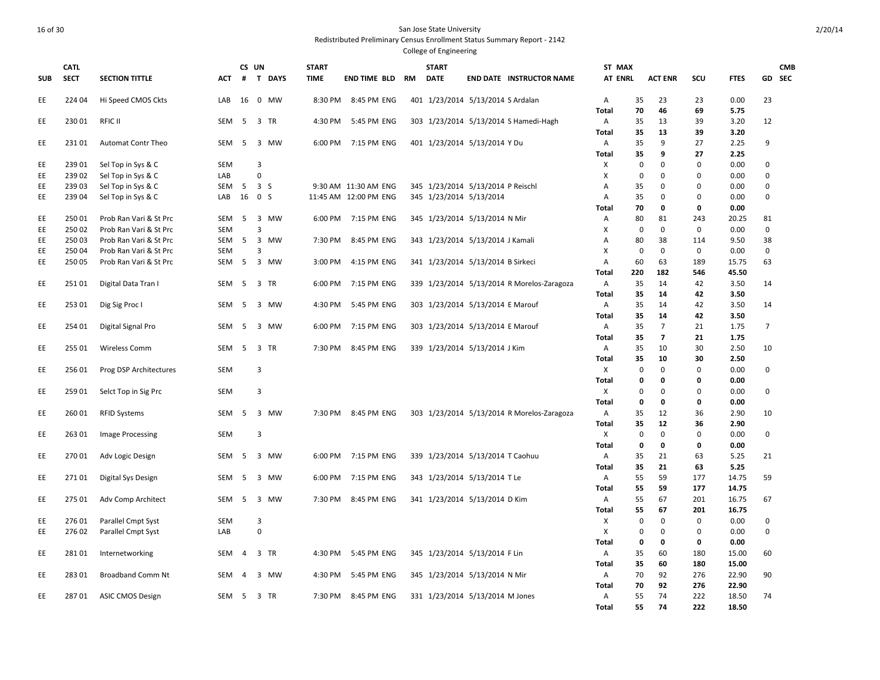San Jose State University

Redistributed Preliminary Census Enrollment Status Summary Report - 2142

College of Engineering

| SUB | CATL SECT | SECTION TITTLE | ACT | CS # | UN T | DAYS | START TIME | END TIME | BLD | RM | START DATE | END DATE | INSTRUCTOR NAME | ST AT | MAX ENRL | ACT ENR | SCU | FTES | GD | CMB SEC |
|---|---|---|---|---|---|---|---|---|---|---|---|---|---|---|---|---|---|---|---|---|
| EE | 224 04 | Hi Speed CMOS Ckts | LAB | 16 | 0 | MW | 8:30 PM | 8:45 PM | ENG | 401 | 1/23/2014 | 5/13/2014 | S Ardalan | A | 35 | 23 | 23 | 0.00 | 23 | |
| | | | | | | | | | | | | | | Total | 70 | 46 | 69 | 5.75 | | |
| EE | 230 01 | RFIC II | SEM | 5 | 3 | TR | 4:30 PM | 5:45 PM | ENG | 303 | 1/23/2014 | 5/13/2014 | S Hamedi-Hagh | A | 35 | 13 | 39 | 3.20 | 12 | |
| | | | | | | | | | | | | | | Total | 35 | 13 | 39 | 3.20 | | |
| EE | 231 01 | Automat Contr Theo | SEM | 5 | 3 | MW | 6:00 PM | 7:15 PM | ENG | 401 | 1/23/2014 | 5/13/2014 | Y Du | A | 35 | 9 | 27 | 2.25 | 9 | |
| | | | | | | | | | | | | | | Total | 35 | 9 | 27 | 2.25 | | |
| EE | 239 01 | Sel Top in Sys & C | SEM | | 3 | | | | | | | | | X | 0 | 0 | 0 | 0.00 | 0 | |
| EE | 239 02 | Sel Top in Sys & C | LAB | | 0 | | | | | | | | | X | 0 | 0 | 0 | 0.00 | 0 | |
| EE | 239 03 | Sel Top in Sys & C | SEM | 5 | 3 | S | 9:30 AM | 11:30 AM | ENG | 345 | 1/23/2014 | 5/13/2014 | P Reischl | A | 35 | 0 | 0 | 0.00 | 0 | |
| EE | 239 04 | Sel Top in Sys & C | LAB | 16 | 0 | S | 11:45 AM | 12:00 PM | ENG | 345 | 1/23/2014 | 5/13/2014 | | A | 35 | 0 | 0 | 0.00 | 0 | |
| | | | | | | | | | | | | | | Total | 70 | 0 | 0 | 0.00 | | |
| EE | 250 01 | Prob Ran Vari & St Prc | SEM | 5 | 3 | MW | 6:00 PM | 7:15 PM | ENG | 345 | 1/23/2014 | 5/13/2014 | N Mir | A | 80 | 81 | 243 | 20.25 | 81 | |
| EE | 250 02 | Prob Ran Vari & St Prc | SEM | | 3 | | | | | | | | | X | 0 | 0 | 0 | 0.00 | 0 | |
| EE | 250 03 | Prob Ran Vari & St Prc | SEM | 5 | 3 | MW | 7:30 PM | 8:45 PM | ENG | 343 | 1/23/2014 | 5/13/2014 | J Kamali | A | 80 | 38 | 114 | 9.50 | 38 | |
| EE | 250 04 | Prob Ran Vari & St Prc | SEM | | 3 | | | | | | | | | X | 0 | 0 | 0 | 0.00 | 0 | |
| EE | 250 05 | Prob Ran Vari & St Prc | SEM | 5 | 3 | MW | 3:00 PM | 4:15 PM | ENG | 341 | 1/23/2014 | 5/13/2014 | B Sirkeci | A | 60 | 63 | 189 | 15.75 | 63 | |
| | | | | | | | | | | | | | | Total | 220 | 182 | 546 | 45.50 | | |
| EE | 251 01 | Digital Data Tran I | SEM | 5 | 3 | TR | 6:00 PM | 7:15 PM | ENG | 339 | 1/23/2014 | 5/13/2014 | R Morelos-Zaragoza | A | 35 | 14 | 42 | 3.50 | 14 | |
| | | | | | | | | | | | | | | Total | 35 | 14 | 42 | 3.50 | | |
| EE | 253 01 | Dig Sig Proc I | SEM | 5 | 3 | MW | 4:30 PM | 5:45 PM | ENG | 303 | 1/23/2014 | 5/13/2014 | E Marouf | A | 35 | 14 | 42 | 3.50 | 14 | |
| | | | | | | | | | | | | | | Total | 35 | 14 | 42 | 3.50 | | |
| EE | 254 01 | Digital Signal Pro | SEM | 5 | 3 | MW | 6:00 PM | 7:15 PM | ENG | 303 | 1/23/2014 | 5/13/2014 | E Marouf | A | 35 | 7 | 21 | 1.75 | 7 | |
| | | | | | | | | | | | | | | Total | 35 | 7 | 21 | 1.75 | | |
| EE | 255 01 | Wireless Comm | SEM | 5 | 3 | TR | 7:30 PM | 8:45 PM | ENG | 339 | 1/23/2014 | 5/13/2014 | J Kim | A | 35 | 10 | 30 | 2.50 | 10 | |
| | | | | | | | | | | | | | | Total | 35 | 10 | 30 | 2.50 | | |
| EE | 256 01 | Prog DSP Architectures | SEM | | 3 | | | | | | | | | X | 0 | 0 | 0 | 0.00 | 0 | |
| | | | | | | | | | | | | | | Total | 0 | 0 | 0 | 0.00 | | |
| EE | 259 01 | Selct Top in Sig Prc | SEM | | 3 | | | | | | | | | X | 0 | 0 | 0 | 0.00 | 0 | |
| | | | | | | | | | | | | | | Total | 0 | 0 | 0 | 0.00 | | |
| EE | 260 01 | RFID Systems | SEM | 5 | 3 | MW | 7:30 PM | 8:45 PM | ENG | 303 | 1/23/2014 | 5/13/2014 | R Morelos-Zaragoza | A | 35 | 12 | 36 | 2.90 | 10 | |
| | | | | | | | | | | | | | | Total | 35 | 12 | 36 | 2.90 | | |
| EE | 263 01 | Image Processing | SEM | | 3 | | | | | | | | | X | 0 | 0 | 0 | 0.00 | 0 | |
| | | | | | | | | | | | | | | Total | 0 | 0 | 0 | 0.00 | | |
| EE | 270 01 | Adv Logic Design | SEM | 5 | 3 | MW | 6:00 PM | 7:15 PM | ENG | 339 | 1/23/2014 | 5/13/2014 | T Caohuu | A | 35 | 21 | 63 | 5.25 | 21 | |
| | | | | | | | | | | | | | | Total | 35 | 21 | 63 | 5.25 | | |
| EE | 271 01 | Digital Sys Design | SEM | 5 | 3 | MW | 6:00 PM | 7:15 PM | ENG | 343 | 1/23/2014 | 5/13/2014 | T Le | A | 55 | 59 | 177 | 14.75 | 59 | |
| | | | | | | | | | | | | | | Total | 55 | 59 | 177 | 14.75 | | |
| EE | 275 01 | Adv Comp Architect | SEM | 5 | 3 | MW | 7:30 PM | 8:45 PM | ENG | 341 | 1/23/2014 | 5/13/2014 | D Kim | A | 55 | 67 | 201 | 16.75 | 67 | |
| | | | | | | | | | | | | | | Total | 55 | 67 | 201 | 16.75 | | |
| EE | 276 01 | Parallel Cmpt Syst | SEM | | 3 | | | | | | | | | X | 0 | 0 | 0 | 0.00 | 0 | |
| EE | 276 02 | Parallel Cmpt Syst | LAB | | 0 | | | | | | | | | X | 0 | 0 | 0 | 0.00 | 0 | |
| | | | | | | | | | | | | | | Total | 0 | 0 | 0 | 0.00 | | |
| EE | 281 01 | Internetworking | SEM | 4 | 3 | TR | 4:30 PM | 5:45 PM | ENG | 345 | 1/23/2014 | 5/13/2014 | F Lin | A | 35 | 60 | 180 | 15.00 | 60 | |
| | | | | | | | | | | | | | | Total | 35 | 60 | 180 | 15.00 | | |
| EE | 283 01 | Broadband Comm Nt | SEM | 4 | 3 | MW | 4:30 PM | 5:45 PM | ENG | 345 | 1/23/2014 | 5/13/2014 | N Mir | A | 70 | 92 | 276 | 22.90 | 90 | |
| | | | | | | | | | | | | | | Total | 70 | 92 | 276 | 22.90 | | |
| EE | 287 01 | ASIC CMOS Design | SEM | 5 | 3 | TR | 7:30 PM | 8:45 PM | ENG | 331 | 1/23/2014 | 5/13/2014 | M Jones | A | 55 | 74 | 222 | 18.50 | 74 | |
| | | | | | | | | | | | | | | Total | 55 | 74 | 222 | 18.50 | | |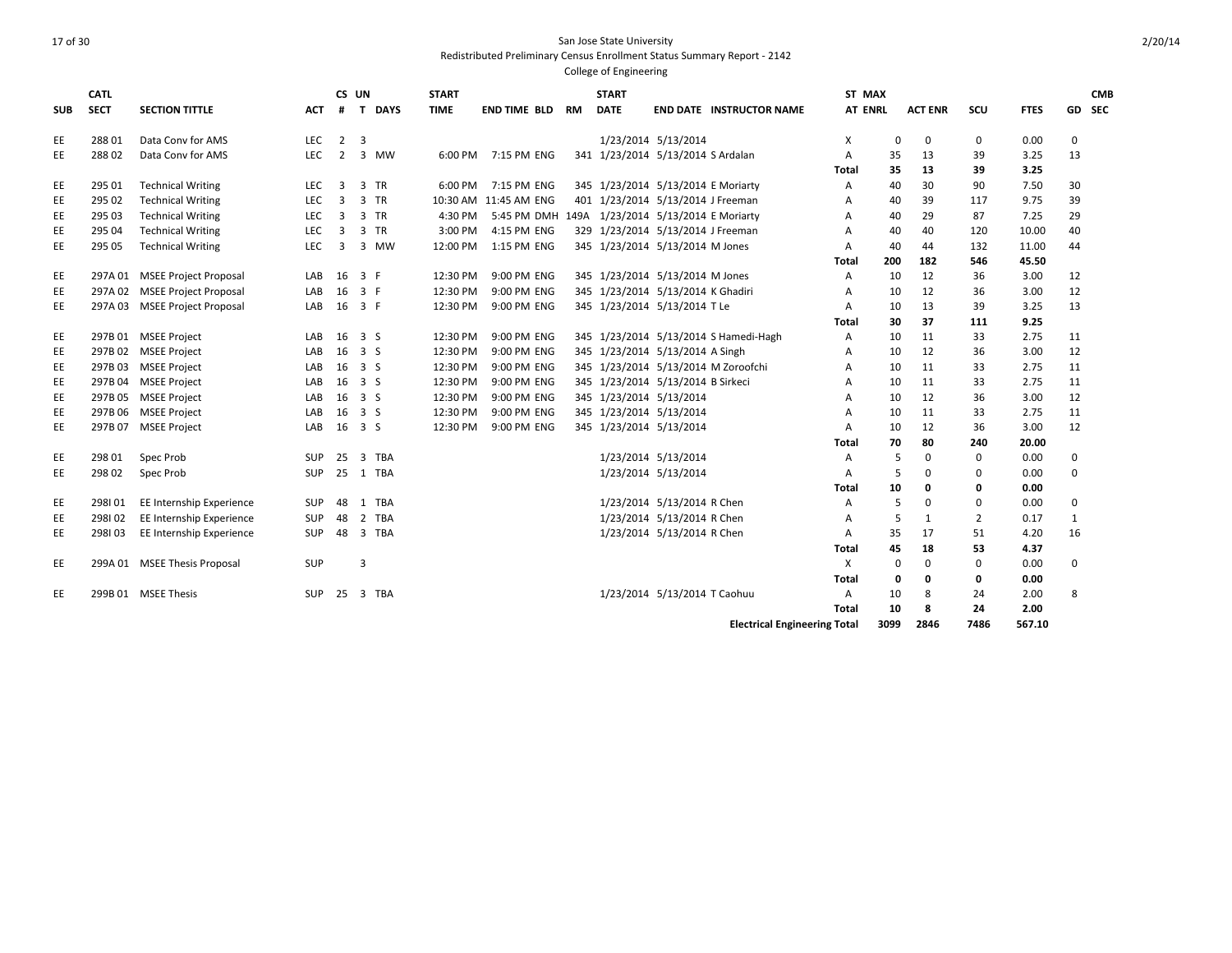San Jose State University

Redistributed Preliminary Census Enrollment Status Summary Report - 2142

College of Engineering

| SUB | CATL SECT | SECTION TITTLE | ACT | CS # | UN T | DAYS | START TIME | END TIME | BLD | RM | START DATE | END DATE | INSTRUCTOR NAME | ST AT | MAX ENRL | ACT ENR | SCU | FTES | GD | CMB SEC |
|---|---|---|---|---|---|---|---|---|---|---|---|---|---|---|---|---|---|---|---|---|
| EE | 288 01 | Data Conv for AMS | LEC | 2 | 3 | | | | | | 1/23/2014 | 5/13/2014 | | X | 0 | 0 | 0 | 0.00 | 0 | |
| EE | 288 02 | Data Conv for AMS | LEC | 2 | 3 | MW | 6:00 PM | 7:15 PM | ENG | 341 | 1/23/2014 | 5/13/2014 | S Ardalan | A | 35 | 13 | 39 | 3.25 | 13 | |
| | | | | | | | | | | | | | | **Total** | **35** | **13** | **39** | **3.25** | | |
| EE | 295 01 | Technical Writing | LEC | 3 | 3 | TR | 6:00 PM | 7:15 PM | ENG | 345 | 1/23/2014 | 5/13/2014 | E Moriarty | A | 40 | 30 | 90 | 7.50 | 30 | |
| EE | 295 02 | Technical Writing | LEC | 3 | 3 | TR | 10:30 AM | 11:45 AM | ENG | 401 | 1/23/2014 | 5/13/2014 | J Freeman | A | 40 | 39 | 117 | 9.75 | 39 | |
| EE | 295 03 | Technical Writing | LEC | 3 | 3 | TR | 4:30 PM | 5:45 PM | DMH | 149A | 1/23/2014 | 5/13/2014 | E Moriarty | A | 40 | 29 | 87 | 7.25 | 29 | |
| EE | 295 04 | Technical Writing | LEC | 3 | 3 | TR | 3:00 PM | 4:15 PM | ENG | 329 | 1/23/2014 | 5/13/2014 | J Freeman | A | 40 | 40 | 120 | 10.00 | 40 | |
| EE | 295 05 | Technical Writing | LEC | 3 | 3 | MW | 12:00 PM | 1:15 PM | ENG | 345 | 1/23/2014 | 5/13/2014 | M Jones | A | 40 | 44 | 132 | 11.00 | 44 | |
| | | | | | | | | | | | | | | **Total** | **200** | **182** | **546** | **45.50** | | |
| EE | 297A 01 | MSEE Project Proposal | LAB | 16 | 3 | F | 12:30 PM | 9:00 PM | ENG | 345 | 1/23/2014 | 5/13/2014 | M Jones | A | 10 | 12 | 36 | 3.00 | 12 | |
| EE | 297A 02 | MSEE Project Proposal | LAB | 16 | 3 | F | 12:30 PM | 9:00 PM | ENG | 345 | 1/23/2014 | 5/13/2014 | K Ghadiri | A | 10 | 12 | 36 | 3.00 | 12 | |
| EE | 297A 03 | MSEE Project Proposal | LAB | 16 | 3 | F | 12:30 PM | 9:00 PM | ENG | 345 | 1/23/2014 | 5/13/2014 | T Le | A | 10 | 13 | 39 | 3.25 | 13 | |
| | | | | | | | | | | | | | | **Total** | **30** | **37** | **111** | **9.25** | | |
| EE | 297B 01 | MSEE Project | LAB | 16 | 3 | S | 12:30 PM | 9:00 PM | ENG | 345 | 1/23/2014 | 5/13/2014 | S Hamedi-Hagh | A | 10 | 11 | 33 | 2.75 | 11 | |
| EE | 297B 02 | MSEE Project | LAB | 16 | 3 | S | 12:30 PM | 9:00 PM | ENG | 345 | 1/23/2014 | 5/13/2014 | A Singh | A | 10 | 12 | 36 | 3.00 | 12 | |
| EE | 297B 03 | MSEE Project | LAB | 16 | 3 | S | 12:30 PM | 9:00 PM | ENG | 345 | 1/23/2014 | 5/13/2014 | M Zoroofchi | A | 10 | 11 | 33 | 2.75 | 11 | |
| EE | 297B 04 | MSEE Project | LAB | 16 | 3 | S | 12:30 PM | 9:00 PM | ENG | 345 | 1/23/2014 | 5/13/2014 | B Sirkeci | A | 10 | 11 | 33 | 2.75 | 11 | |
| EE | 297B 05 | MSEE Project | LAB | 16 | 3 | S | 12:30 PM | 9:00 PM | ENG | 345 | 1/23/2014 | 5/13/2014 | | A | 10 | 12 | 36 | 3.00 | 12 | |
| EE | 297B 06 | MSEE Project | LAB | 16 | 3 | S | 12:30 PM | 9:00 PM | ENG | 345 | 1/23/2014 | 5/13/2014 | | A | 10 | 11 | 33 | 2.75 | 11 | |
| EE | 297B 07 | MSEE Project | LAB | 16 | 3 | S | 12:30 PM | 9:00 PM | ENG | 345 | 1/23/2014 | 5/13/2014 | | A | 10 | 12 | 36 | 3.00 | 12 | |
| | | | | | | | | | | | | | | **Total** | **70** | **80** | **240** | **20.00** | | |
| EE | 298 01 | Spec Prob | SUP | 25 | 3 | TBA | | | | | 1/23/2014 | 5/13/2014 | | A | 5 | 0 | 0 | 0.00 | 0 | |
| EE | 298 02 | Spec Prob | SUP | 25 | 1 | TBA | | | | | 1/23/2014 | 5/13/2014 | | A | 5 | 0 | 0 | 0.00 | 0 | |
| | | | | | | | | | | | | | | **Total** | **10** | **0** | **0** | **0.00** | | |
| EE | 298I 01 | EE Internship Experience | SUP | 48 | 1 | TBA | | | | | 1/23/2014 | 5/13/2014 | R Chen | A | 5 | 0 | 0 | 0.00 | 0 | |
| EE | 298I 02 | EE Internship Experience | SUP | 48 | 2 | TBA | | | | | 1/23/2014 | 5/13/2014 | R Chen | A | 5 | 1 | 2 | 0.17 | 1 | |
| EE | 298I 03 | EE Internship Experience | SUP | 48 | 3 | TBA | | | | | 1/23/2014 | 5/13/2014 | R Chen | A | 35 | 17 | 51 | 4.20 | 16 | |
| | | | | | | | | | | | | | | **Total** | **45** | **18** | **53** | **4.37** | | |
| EE | 299A 01 | MSEE Thesis Proposal | SUP | | 3 | | | | | | | | | X | 0 | 0 | 0 | 0.00 | 0 | |
| | | | | | | | | | | | | | | **Total** | **0** | **0** | **0** | **0.00** | | |
| EE | 299B 01 | MSEE Thesis | SUP | 25 | 3 | TBA | | | | | 1/23/2014 | 5/13/2014 | T Caohuu | A | 10 | 8 | 24 | 2.00 | 8 | |
| | | | | | | | | | | | | | | **Total** | **10** | **8** | **24** | **2.00** | | |
| | | | | | | | | | | | | | **Electrical Engineering Total** | | **3099** | **2846** | **7486** | **567.10** | | |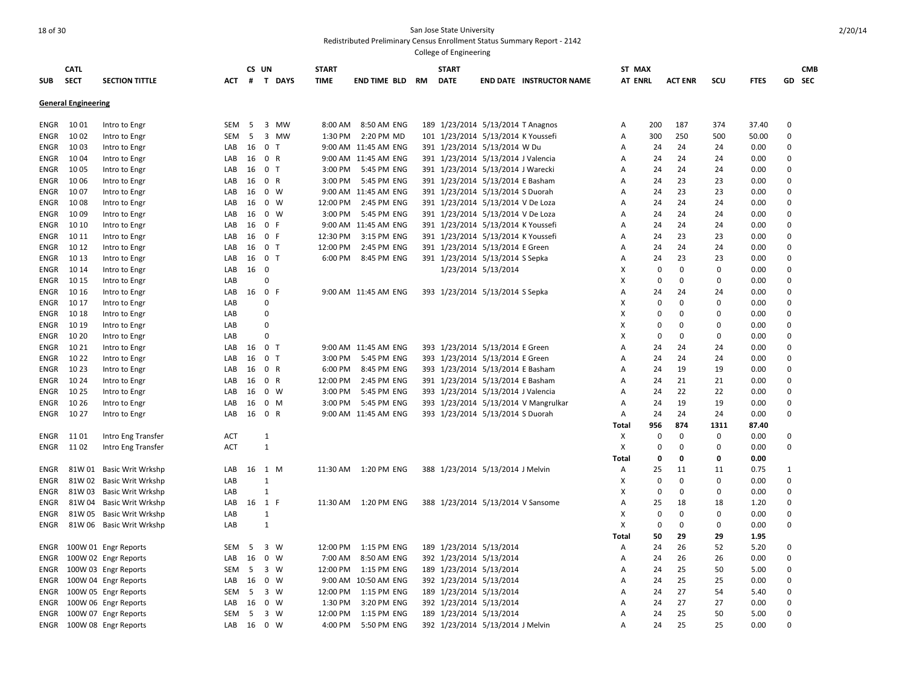San Jose State University

Redistributed Preliminary Census Enrollment Status Summary Report - 2142

College of Engineering

| SUB | CATL SECT | SECTION TITTLE | ACT | CS # | UN T | DAYS | START TIME | END TIME | BLD | RM | START DATE | END DATE | INSTRUCTOR NAME | ST AT | MAX ENRL | ACT ENR | SCU | FTES | GD | CMB SEC |
|---|---|---|---|---|---|---|---|---|---|---|---|---|---|---|---|---|---|---|---|---|
| **General Engineering** | | | | | | | | | | | | | | | | | | | | |
| ENGR | 10 01 | Intro to Engr | SEM | 5 | 3 | MW | 8:00 AM | 8:50 AM | ENG | 189 | 1/23/2014 | 5/13/2014 | T Anagnos | A | 200 | 187 | 374 | 37.40 | 0 | |
| ENGR | 10 02 | Intro to Engr | SEM | 5 | 3 | MW | 1:30 PM | 2:20 PM | MD | 101 | 1/23/2014 | 5/13/2014 | K Youssefi | A | 300 | 250 | 500 | 50.00 | 0 | |
| ENGR | 10 03 | Intro to Engr | LAB | 16 | 0 | T | 9:00 AM | 11:45 AM | ENG | 391 | 1/23/2014 | 5/13/2014 | W Du | A | 24 | 24 | 24 | 0.00 | 0 | |
| ENGR | 10 04 | Intro to Engr | LAB | 16 | 0 | R | 9:00 AM | 11:45 AM | ENG | 391 | 1/23/2014 | 5/13/2014 | J Valencia | A | 24 | 24 | 24 | 0.00 | 0 | |
| ENGR | 10 05 | Intro to Engr | LAB | 16 | 0 | T | 3:00 PM | 5:45 PM | ENG | 391 | 1/23/2014 | 5/13/2014 | J Warecki | A | 24 | 24 | 24 | 0.00 | 0 | |
| ENGR | 10 06 | Intro to Engr | LAB | 16 | 0 | R | 3:00 PM | 5:45 PM | ENG | 391 | 1/23/2014 | 5/13/2014 | E Basham | A | 24 | 23 | 23 | 0.00 | 0 | |
| ENGR | 10 07 | Intro to Engr | LAB | 16 | 0 | W | 9:00 AM | 11:45 AM | ENG | 391 | 1/23/2014 | 5/13/2014 | S Duorah | A | 24 | 23 | 23 | 0.00 | 0 | |
| ENGR | 10 08 | Intro to Engr | LAB | 16 | 0 | W | 12:00 PM | 2:45 PM | ENG | 391 | 1/23/2014 | 5/13/2014 | V De Loza | A | 24 | 24 | 24 | 0.00 | 0 | |
| ENGR | 10 09 | Intro to Engr | LAB | 16 | 0 | W | 3:00 PM | 5:45 PM | ENG | 391 | 1/23/2014 | 5/13/2014 | V De Loza | A | 24 | 24 | 24 | 0.00 | 0 | |
| ENGR | 10 10 | Intro to Engr | LAB | 16 | 0 | F | 9:00 AM | 11:45 AM | ENG | 391 | 1/23/2014 | 5/13/2014 | K Youssefi | A | 24 | 24 | 24 | 0.00 | 0 | |
| ENGR | 10 11 | Intro to Engr | LAB | 16 | 0 | F | 12:30 PM | 3:15 PM | ENG | 391 | 1/23/2014 | 5/13/2014 | K Youssefi | A | 24 | 23 | 23 | 0.00 | 0 | |
| ENGR | 10 12 | Intro to Engr | LAB | 16 | 0 | T | 12:00 PM | 2:45 PM | ENG | 391 | 1/23/2014 | 5/13/2014 | E Green | A | 24 | 24 | 24 | 0.00 | 0 | |
| ENGR | 10 13 | Intro to Engr | LAB | 16 | 0 | T | 6:00 PM | 8:45 PM | ENG | 391 | 1/23/2014 | 5/13/2014 | S Sepka | A | 24 | 23 | 23 | 0.00 | 0 | |
| ENGR | 10 14 | Intro to Engr | LAB | 16 | 0 | | | | | | 1/23/2014 | 5/13/2014 | | X | 0 | 0 | 0 | 0.00 | 0 | |
| ENGR | 10 15 | Intro to Engr | LAB | | 0 | | | | | | | | | X | 0 | 0 | 0 | 0.00 | 0 | |
| ENGR | 10 16 | Intro to Engr | LAB | 16 | 0 | F | 9:00 AM | 11:45 AM | ENG | 393 | 1/23/2014 | 5/13/2014 | S Sepka | A | 24 | 24 | 24 | 0.00 | 0 | |
| ENGR | 10 17 | Intro to Engr | LAB | | 0 | | | | | | | | | X | 0 | 0 | 0 | 0.00 | 0 | |
| ENGR | 10 18 | Intro to Engr | LAB | | 0 | | | | | | | | | X | 0 | 0 | 0 | 0.00 | 0 | |
| ENGR | 10 19 | Intro to Engr | LAB | | 0 | | | | | | | | | X | 0 | 0 | 0 | 0.00 | 0 | |
| ENGR | 10 20 | Intro to Engr | LAB | | 0 | | | | | | | | | X | 0 | 0 | 0 | 0.00 | 0 | |
| ENGR | 10 21 | Intro to Engr | LAB | 16 | 0 | T | 9:00 AM | 11:45 AM | ENG | 393 | 1/23/2014 | 5/13/2014 | E Green | A | 24 | 24 | 24 | 0.00 | 0 | |
| ENGR | 10 22 | Intro to Engr | LAB | 16 | 0 | T | 3:00 PM | 5:45 PM | ENG | 393 | 1/23/2014 | 5/13/2014 | E Green | A | 24 | 24 | 24 | 0.00 | 0 | |
| ENGR | 10 23 | Intro to Engr | LAB | 16 | 0 | R | 6:00 PM | 8:45 PM | ENG | 393 | 1/23/2014 | 5/13/2014 | E Basham | A | 24 | 19 | 19 | 0.00 | 0 | |
| ENGR | 10 24 | Intro to Engr | LAB | 16 | 0 | R | 12:00 PM | 2:45 PM | ENG | 391 | 1/23/2014 | 5/13/2014 | E Basham | A | 24 | 21 | 21 | 0.00 | 0 | |
| ENGR | 10 25 | Intro to Engr | LAB | 16 | 0 | W | 3:00 PM | 5:45 PM | ENG | 393 | 1/23/2014 | 5/13/2014 | J Valencia | A | 24 | 22 | 22 | 0.00 | 0 | |
| ENGR | 10 26 | Intro to Engr | LAB | 16 | 0 | M | 3:00 PM | 5:45 PM | ENG | 393 | 1/23/2014 | 5/13/2014 | V Mangrulkar | A | 24 | 19 | 19 | 0.00 | 0 | |
| ENGR | 10 27 | Intro to Engr | LAB | 16 | 0 | R | 9:00 AM | 11:45 AM | ENG | 393 | 1/23/2014 | 5/13/2014 | S Duorah | A | 24 | 24 | 24 | 0.00 | 0 | |
| | | | | | | | | | | | | | | **Total** | **956** | **874** | **1311** | **87.40** | | |
| ENGR | 11 01 | Intro Eng Transfer | ACT | | 1 | | | | | | | | | X | 0 | 0 | 0 | 0.00 | 0 | |
| ENGR | 11 02 | Intro Eng Transfer | ACT | | 1 | | | | | | | | | X | 0 | 0 | 0 | 0.00 | 0 | |
| | | | | | | | | | | | | | | **Total** | **0** | **0** | **0** | **0.00** | | |
| ENGR | 81W 01 | Basic Writ Wrkshp | LAB | 16 | 1 | M | 11:30 AM | 1:20 PM | ENG | 388 | 1/23/2014 | 5/13/2014 | J Melvin | A | 25 | 11 | 11 | 0.75 | 1 | |
| ENGR | 81W 02 | Basic Writ Wrkshp | LAB | | 1 | | | | | | | | | X | 0 | 0 | 0 | 0.00 | 0 | |
| ENGR | 81W 03 | Basic Writ Wrkshp | LAB | | 1 | | | | | | | | | X | 0 | 0 | 0 | 0.00 | 0 | |
| ENGR | 81W 04 | Basic Writ Wrkshp | LAB | 16 | 1 | F | 11:30 AM | 1:20 PM | ENG | 388 | 1/23/2014 | 5/13/2014 | V Sansome | A | 25 | 18 | 18 | 1.20 | 0 | |
| ENGR | 81W 05 | Basic Writ Wrkshp | LAB | | 1 | | | | | | | | | X | 0 | 0 | 0 | 0.00 | 0 | |
| ENGR | 81W 06 | Basic Writ Wrkshp | LAB | | 1 | | | | | | | | | X | 0 | 0 | 0 | 0.00 | 0 | |
| | | | | | | | | | | | | | | **Total** | **50** | **29** | **29** | **1.95** | | |
| ENGR | 100W 01 | Engr Reports | SEM | 5 | 3 | W | 12:00 PM | 1:15 PM | ENG | 189 | 1/23/2014 | 5/13/2014 | | A | 24 | 26 | 52 | 5.20 | 0 | |
| ENGR | 100W 02 | Engr Reports | LAB | 16 | 0 | W | 7:00 AM | 8:50 AM | ENG | 392 | 1/23/2014 | 5/13/2014 | | A | 24 | 26 | 26 | 0.00 | 0 | |
| ENGR | 100W 03 | Engr Reports | SEM | 5 | 3 | W | 12:00 PM | 1:15 PM | ENG | 189 | 1/23/2014 | 5/13/2014 | | A | 24 | 25 | 50 | 5.00 | 0 | |
| ENGR | 100W 04 | Engr Reports | LAB | 16 | 0 | W | 9:00 AM | 10:50 AM | ENG | 392 | 1/23/2014 | 5/13/2014 | | A | 24 | 25 | 25 | 0.00 | 0 | |
| ENGR | 100W 05 | Engr Reports | SEM | 5 | 3 | W | 12:00 PM | 1:15 PM | ENG | 189 | 1/23/2014 | 5/13/2014 | | A | 24 | 27 | 54 | 5.40 | 0 | |
| ENGR | 100W 06 | Engr Reports | LAB | 16 | 0 | W | 1:30 PM | 3:20 PM | ENG | 392 | 1/23/2014 | 5/13/2014 | | A | 24 | 27 | 27 | 0.00 | 0 | |
| ENGR | 100W 07 | Engr Reports | SEM | 5 | 3 | W | 12:00 PM | 1:15 PM | ENG | 189 | 1/23/2014 | 5/13/2014 | | A | 24 | 25 | 50 | 5.00 | 0 | |
| ENGR | 100W 08 | Engr Reports | LAB | 16 | 0 | W | 4:00 PM | 5:50 PM | ENG | 392 | 1/23/2014 | 5/13/2014 | J Melvin | A | 24 | 25 | 25 | 0.00 | 0 | |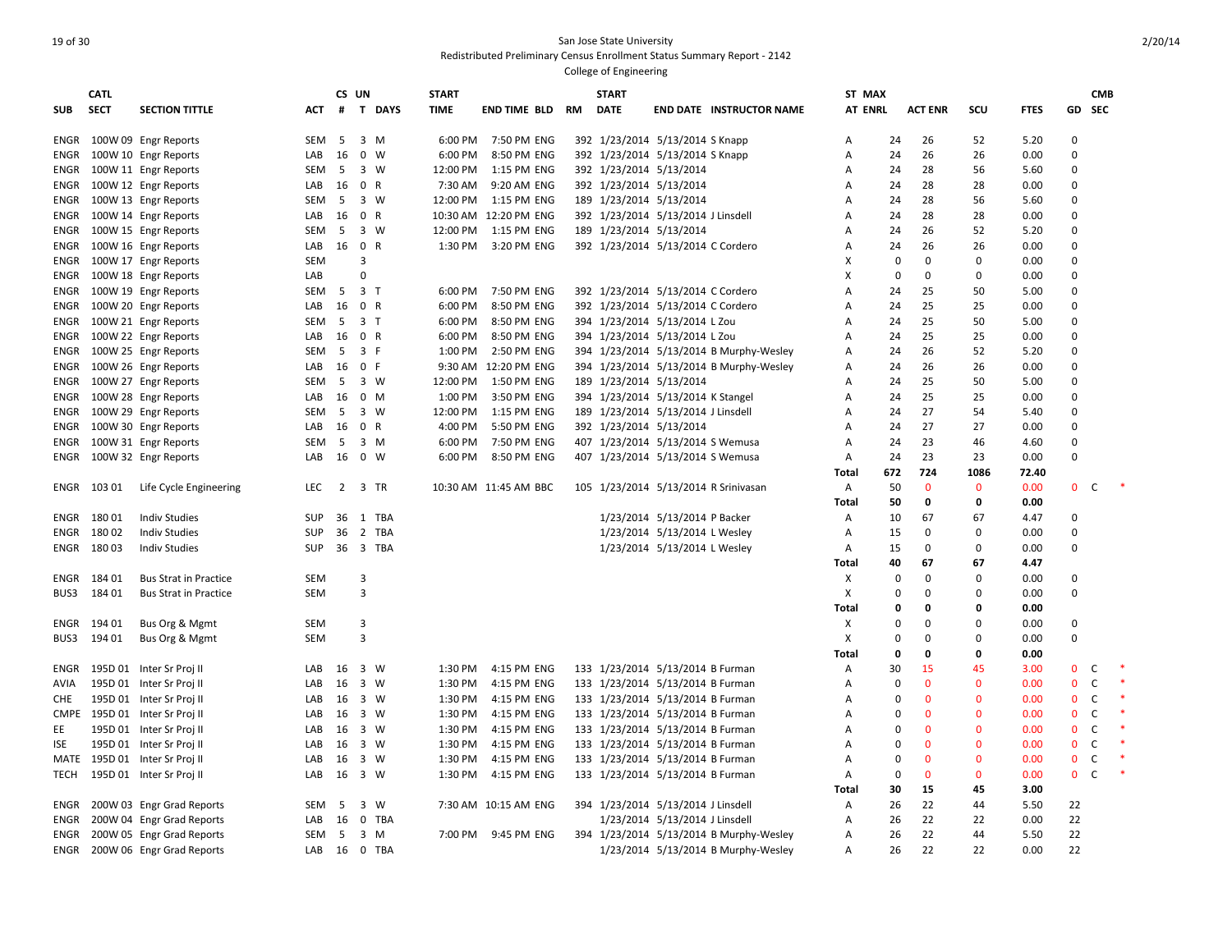San Jose State University

Redistributed Preliminary Census Enrollment Status Summary Report - 2142

College of Engineering

| SUB | CATL SECT | SECTION TITTLE | ACT | CS # | UN T | DAYS | START TIME | END TIME | BLD | RM | START DATE | END DATE | INSTRUCTOR NAME | ST AT | MAX ENRL | ACT ENR | SCU | FTES | GD | CMB SEC | |
|---|---|---|---|---|---|---|---|---|---|---|---|---|---|---|---|---|---|---|---|---|---|
| ENGR | 100W 09 | Engr Reports | SEM | 5 | 3 | M | 6:00 PM | 7:50 PM | ENG | 392 | 1/23/2014 | 5/13/2014 | S Knapp | A | 24 | 26 | 52 | 5.20 | 0 | | |
| ENGR | 100W 10 | Engr Reports | LAB | 16 | 0 | W | 6:00 PM | 8:50 PM | ENG | 392 | 1/23/2014 | 5/13/2014 | S Knapp | A | 24 | 26 | 26 | 0.00 | 0 | | |
| ENGR | 100W 11 | Engr Reports | SEM | 5 | 3 | W | 12:00 PM | 1:15 PM | ENG | 392 | 1/23/2014 | 5/13/2014 | | A | 24 | 28 | 56 | 5.60 | 0 | | |
| ENGR | 100W 12 | Engr Reports | LAB | 16 | 0 | R | 7:30 AM | 9:20 AM | ENG | 392 | 1/23/2014 | 5/13/2014 | | A | 24 | 28 | 28 | 0.00 | 0 | | |
| ENGR | 100W 13 | Engr Reports | SEM | 5 | 3 | W | 12:00 PM | 1:15 PM | ENG | 189 | 1/23/2014 | 5/13/2014 | | A | 24 | 28 | 56 | 5.60 | 0 | | |
| ENGR | 100W 14 | Engr Reports | LAB | 16 | 0 | R | 10:30 AM | 12:20 PM | ENG | 392 | 1/23/2014 | 5/13/2014 | J Linsdell | A | 24 | 28 | 28 | 0.00 | 0 | | |
| ENGR | 100W 15 | Engr Reports | SEM | 5 | 3 | W | 12:00 PM | 1:15 PM | ENG | 189 | 1/23/2014 | 5/13/2014 | | A | 24 | 26 | 52 | 5.20 | 0 | | |
| ENGR | 100W 16 | Engr Reports | LAB | 16 | 0 | R | 1:30 PM | 3:20 PM | ENG | 392 | 1/23/2014 | 5/13/2014 | C Cordero | A | 24 | 26 | 26 | 0.00 | 0 | | |
| ENGR | 100W 17 | Engr Reports | SEM | | 3 | | | | | | | | | X | 0 | 0 | 0 | 0.00 | 0 | | |
| ENGR | 100W 18 | Engr Reports | LAB | | 0 | | | | | | | | | X | 0 | 0 | 0 | 0.00 | 0 | | |
| ENGR | 100W 19 | Engr Reports | SEM | 5 | 3 | T | 6:00 PM | 7:50 PM | ENG | 392 | 1/23/2014 | 5/13/2014 | C Cordero | A | 24 | 25 | 50 | 5.00 | 0 | | |
| ENGR | 100W 20 | Engr Reports | LAB | 16 | 0 | R | 6:00 PM | 8:50 PM | ENG | 392 | 1/23/2014 | 5/13/2014 | C Cordero | A | 24 | 25 | 25 | 0.00 | 0 | | |
| ENGR | 100W 21 | Engr Reports | SEM | 5 | 3 | T | 6:00 PM | 8:50 PM | ENG | 394 | 1/23/2014 | 5/13/2014 | L Zou | A | 24 | 25 | 50 | 5.00 | 0 | | |
| ENGR | 100W 22 | Engr Reports | LAB | 16 | 0 | R | 6:00 PM | 8:50 PM | ENG | 394 | 1/23/2014 | 5/13/2014 | L Zou | A | 24 | 25 | 25 | 0.00 | 0 | | |
| ENGR | 100W 25 | Engr Reports | SEM | 5 | 3 | F | 1:00 PM | 2:50 PM | ENG | 394 | 1/23/2014 | 5/13/2014 | B Murphy-Wesley | A | 24 | 26 | 52 | 5.20 | 0 | | |
| ENGR | 100W 26 | Engr Reports | LAB | 16 | 0 | F | 9:30 AM | 12:20 PM | ENG | 394 | 1/23/2014 | 5/13/2014 | B Murphy-Wesley | A | 24 | 26 | 26 | 0.00 | 0 | | |
| ENGR | 100W 27 | Engr Reports | SEM | 5 | 3 | W | 12:00 PM | 1:50 PM | ENG | 189 | 1/23/2014 | 5/13/2014 | | A | 24 | 25 | 50 | 5.00 | 0 | | |
| ENGR | 100W 28 | Engr Reports | LAB | 16 | 0 | M | 1:00 PM | 3:50 PM | ENG | 394 | 1/23/2014 | 5/13/2014 | K Stangel | A | 24 | 25 | 25 | 0.00 | 0 | | |
| ENGR | 100W 29 | Engr Reports | SEM | 5 | 3 | W | 12:00 PM | 1:15 PM | ENG | 189 | 1/23/2014 | 5/13/2014 | J Linsdell | A | 24 | 27 | 54 | 5.40 | 0 | | |
| ENGR | 100W 30 | Engr Reports | LAB | 16 | 0 | R | 4:00 PM | 5:50 PM | ENG | 392 | 1/23/2014 | 5/13/2014 | | A | 24 | 27 | 27 | 0.00 | 0 | | |
| ENGR | 100W 31 | Engr Reports | SEM | 5 | 3 | M | 6:00 PM | 7:50 PM | ENG | 407 | 1/23/2014 | 5/13/2014 | S Wemusa | A | 24 | 23 | 46 | 4.60 | 0 | | |
| ENGR | 100W 32 | Engr Reports | LAB | 16 | 0 | W | 6:00 PM | 8:50 PM | ENG | 407 | 1/23/2014 | 5/13/2014 | S Wemusa | A | 24 | 23 | 23 | 0.00 | 0 | | |
| | | | | | | | | | | | | | | **Total** | **672** | **724** | **1086** | **72.40** | | | |
| ENGR | 103 01 | Life Cycle Engineering | LEC | 2 | 3 | TR | 10:30 AM | 11:45 AM | BBC | 105 | 1/23/2014 | 5/13/2014 | R Srinivasan | A | 50 | 0 | 0 | 0.00 | 0 | C | * |
| | | | | | | | | | | | | | | **Total** | **50** | **0** | **0** | **0.00** | | | |
| ENGR | 180 01 | Indiv Studies | SUP | 36 | 1 | TBA | | | | | 1/23/2014 | 5/13/2014 | P Backer | A | 10 | 67 | 67 | 4.47 | 0 | | |
| ENGR | 180 02 | Indiv Studies | SUP | 36 | 2 | TBA | | | | | 1/23/2014 | 5/13/2014 | L Wesley | A | 15 | 0 | 0 | 0.00 | 0 | | |
| ENGR | 180 03 | Indiv Studies | SUP | 36 | 3 | TBA | | | | | 1/23/2014 | 5/13/2014 | L Wesley | A | 15 | 0 | 0 | 0.00 | 0 | | |
| | | | | | | | | | | | | | | **Total** | **40** | **67** | **67** | **4.47** | | | |
| ENGR | 184 01 | Bus Strat in Practice | SEM | | 3 | | | | | | | | | X | 0 | 0 | 0 | 0.00 | 0 | | |
| BUS3 | 184 01 | Bus Strat in Practice | SEM | | 3 | | | | | | | | | X | 0 | 0 | 0 | 0.00 | 0 | | |
| | | | | | | | | | | | | | | **Total** | **0** | **0** | **0** | **0.00** | | | |
| ENGR | 194 01 | Bus Org & Mgmt | SEM | | 3 | | | | | | | | | X | 0 | 0 | 0 | 0.00 | 0 | | |
| BUS3 | 194 01 | Bus Org & Mgmt | SEM | | 3 | | | | | | | | | X | 0 | 0 | 0 | 0.00 | 0 | | |
| | | | | | | | | | | | | | | **Total** | **0** | **0** | **0** | **0.00** | | | |
| ENGR | 195D 01 | Inter Sr Proj II | LAB | 16 | 3 | W | 1:30 PM | 4:15 PM | ENG | 133 | 1/23/2014 | 5/13/2014 | B Furman | A | 30 | 15 | 45 | 3.00 | 0 | C | * |
| AVIA | 195D 01 | Inter Sr Proj II | LAB | 16 | 3 | W | 1:30 PM | 4:15 PM | ENG | 133 | 1/23/2014 | 5/13/2014 | B Furman | A | 0 | 0 | 0 | 0.00 | 0 | C | * |
| CHE | 195D 01 | Inter Sr Proj II | LAB | 16 | 3 | W | 1:30 PM | 4:15 PM | ENG | 133 | 1/23/2014 | 5/13/2014 | B Furman | A | 0 | 0 | 0 | 0.00 | 0 | C | * |
| CMPE | 195D 01 | Inter Sr Proj II | LAB | 16 | 3 | W | 1:30 PM | 4:15 PM | ENG | 133 | 1/23/2014 | 5/13/2014 | B Furman | A | 0 | 0 | 0 | 0.00 | 0 | C | * |
| EE | 195D 01 | Inter Sr Proj II | LAB | 16 | 3 | W | 1:30 PM | 4:15 PM | ENG | 133 | 1/23/2014 | 5/13/2014 | B Furman | A | 0 | 0 | 0 | 0.00 | 0 | C | * |
| ISE | 195D 01 | Inter Sr Proj II | LAB | 16 | 3 | W | 1:30 PM | 4:15 PM | ENG | 133 | 1/23/2014 | 5/13/2014 | B Furman | A | 0 | 0 | 0 | 0.00 | 0 | C | * |
| MATE | 195D 01 | Inter Sr Proj II | LAB | 16 | 3 | W | 1:30 PM | 4:15 PM | ENG | 133 | 1/23/2014 | 5/13/2014 | B Furman | A | 0 | 0 | 0 | 0.00 | 0 | C | * |
| TECH | 195D 01 | Inter Sr Proj II | LAB | 16 | 3 | W | 1:30 PM | 4:15 PM | ENG | 133 | 1/23/2014 | 5/13/2014 | B Furman | A | 0 | 0 | 0 | 0.00 | 0 | C | * |
| | | | | | | | | | | | | | | **Total** | **30** | **15** | **45** | **3.00** | | | |
| ENGR | 200W 03 | Engr Grad Reports | SEM | 5 | 3 | W | 7:30 AM | 10:15 AM | ENG | 394 | 1/23/2014 | 5/13/2014 | J Linsdell | A | 26 | 22 | 44 | 5.50 | 22 | | |
| ENGR | 200W 04 | Engr Grad Reports | LAB | 16 | 0 | TBA | | | | | 1/23/2014 | 5/13/2014 | J Linsdell | A | 26 | 22 | 22 | 0.00 | 22 | | |
| ENGR | 200W 05 | Engr Grad Reports | SEM | 5 | 3 | M | 7:00 PM | 9:45 PM | ENG | 394 | 1/23/2014 | 5/13/2014 | B Murphy-Wesley | A | 26 | 22 | 44 | 5.50 | 22 | | |
| ENGR | 200W 06 | Engr Grad Reports | LAB | 16 | 0 | TBA | | | | | 1/23/2014 | 5/13/2014 | B Murphy-Wesley | A | 26 | 22 | 22 | 0.00 | 22 | | |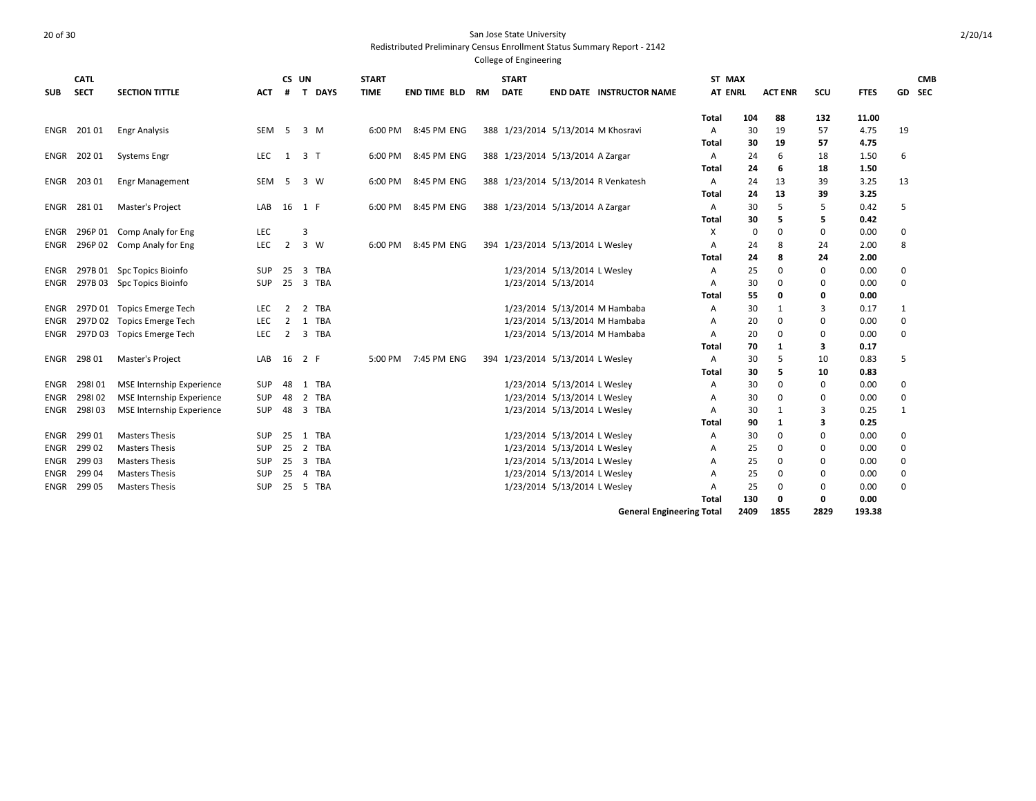San Jose State University

Redistributed Preliminary Census Enrollment Status Summary Report - 2142

College of Engineering

| SUB | CATL SECT | SECTION TITTLE | ACT | CS # | UN T | DAYS | START TIME | END TIME | BLD | RM | START DATE | END DATE | INSTRUCTOR NAME | ST AT | MAX ENRL | ACT ENR | SCU | FTES | GD | CMB SEC |
|---|---|---|---|---|---|---|---|---|---|---|---|---|---|---|---|---|---|---|---|---|
| | | | | | | | | | | | | | | Total | 104 | 88 | 132 | 11.00 | | |
| ENGR | 201 01 | Engr Analysis | SEM | 5 | 3 | M | 6:00 PM | 8:45 PM | ENG | 388 | 1/23/2014 | 5/13/2014 | M Khosravi | A | 30 | 19 | 57 | 4.75 | 19 | |
| | | | | | | | | | | | | | | Total | 30 | 19 | 57 | 4.75 | | |
| ENGR | 202 01 | Systems Engr | LEC | 1 | 3 | T | 6:00 PM | 8:45 PM | ENG | 388 | 1/23/2014 | 5/13/2014 | A Zargar | A | 24 | 6 | 18 | 1.50 | 6 | |
| | | | | | | | | | | | | | | Total | 24 | 6 | 18 | 1.50 | | |
| ENGR | 203 01 | Engr Management | SEM | 5 | 3 | W | 6:00 PM | 8:45 PM | ENG | 388 | 1/23/2014 | 5/13/2014 | R Venkatesh | A | 24 | 13 | 39 | 3.25 | 13 | |
| | | | | | | | | | | | | | | Total | 24 | 13 | 39 | 3.25 | | |
| ENGR | 281 01 | Master's Project | LAB | 16 | 1 | F | 6:00 PM | 8:45 PM | ENG | 388 | 1/23/2014 | 5/13/2014 | A Zargar | A | 30 | 5 | 5 | 0.42 | 5 | |
| | | | | | | | | | | | | | | Total | 30 | 5 | 5 | 0.42 | | |
| ENGR | 296P 01 | Comp Analy for Eng | LEC | | 3 | | | | | | | | | X | 0 | 0 | 0 | 0.00 | 0 | |
| ENGR | 296P 02 | Comp Analy for Eng | LEC | 2 | 3 | W | 6:00 PM | 8:45 PM | ENG | 394 | 1/23/2014 | 5/13/2014 | L Wesley | A | 24 | 8 | 24 | 2.00 | 8 | |
| | | | | | | | | | | | | | | Total | 24 | 8 | 24 | 2.00 | | |
| ENGR | 297B 01 | Spc Topics Bioinfo | SUP | 25 | 3 | TBA | | | | | 1/23/2014 | 5/13/2014 | L Wesley | A | 25 | 0 | 0 | 0.00 | 0 | |
| ENGR | 297B 03 | Spc Topics Bioinfo | SUP | 25 | 3 | TBA | | | | | 1/23/2014 | 5/13/2014 | | A | 30 | 0 | 0 | 0.00 | 0 | |
| | | | | | | | | | | | | | | Total | 55 | 0 | 0 | 0.00 | | |
| ENGR | 297D 01 | Topics Emerge Tech | LEC | 2 | 2 | TBA | | | | | 1/23/2014 | 5/13/2014 | M Hambaba | A | 30 | 1 | 3 | 0.17 | 1 | |
| ENGR | 297D 02 | Topics Emerge Tech | LEC | 2 | 1 | TBA | | | | | 1/23/2014 | 5/13/2014 | M Hambaba | A | 20 | 0 | 0 | 0.00 | 0 | |
| ENGR | 297D 03 | Topics Emerge Tech | LEC | 2 | 3 | TBA | | | | | 1/23/2014 | 5/13/2014 | M Hambaba | A | 20 | 0 | 0 | 0.00 | 0 | |
| | | | | | | | | | | | | | | Total | 70 | 1 | 3 | 0.17 | | |
| ENGR | 298 01 | Master's Project | LAB | 16 | 2 | F | 5:00 PM | 7:45 PM | ENG | 394 | 1/23/2014 | 5/13/2014 | L Wesley | A | 30 | 5 | 10 | 0.83 | 5 | |
| | | | | | | | | | | | | | | Total | 30 | 5 | 10 | 0.83 | | |
| ENGR | 298I 01 | MSE Internship Experience | SUP | 48 | 1 | TBA | | | | | 1/23/2014 | 5/13/2014 | L Wesley | A | 30 | 0 | 0 | 0.00 | 0 | |
| ENGR | 298I 02 | MSE Internship Experience | SUP | 48 | 2 | TBA | | | | | 1/23/2014 | 5/13/2014 | L Wesley | A | 30 | 0 | 0 | 0.00 | 0 | |
| ENGR | 298I 03 | MSE Internship Experience | SUP | 48 | 3 | TBA | | | | | 1/23/2014 | 5/13/2014 | L Wesley | A | 30 | 1 | 3 | 0.25 | 1 | |
| | | | | | | | | | | | | | | Total | 90 | 1 | 3 | 0.25 | | |
| ENGR | 299 01 | Masters Thesis | SUP | 25 | 1 | TBA | | | | | 1/23/2014 | 5/13/2014 | L Wesley | A | 30 | 0 | 0 | 0.00 | 0 | |
| ENGR | 299 02 | Masters Thesis | SUP | 25 | 2 | TBA | | | | | 1/23/2014 | 5/13/2014 | L Wesley | A | 25 | 0 | 0 | 0.00 | 0 | |
| ENGR | 299 03 | Masters Thesis | SUP | 25 | 3 | TBA | | | | | 1/23/2014 | 5/13/2014 | L Wesley | A | 25 | 0 | 0 | 0.00 | 0 | |
| ENGR | 299 04 | Masters Thesis | SUP | 25 | 4 | TBA | | | | | 1/23/2014 | 5/13/2014 | L Wesley | A | 25 | 0 | 0 | 0.00 | 0 | |
| ENGR | 299 05 | Masters Thesis | SUP | 25 | 5 | TBA | | | | | 1/23/2014 | 5/13/2014 | L Wesley | A | 25 | 0 | 0 | 0.00 | 0 | |
| | | | | | | | | | | | | | | Total | 130 | 0 | 0 | 0.00 | | |
| | | | | | | | | | | | | | General Engineering Total | | 2409 | 1855 | 2829 | 193.38 | | |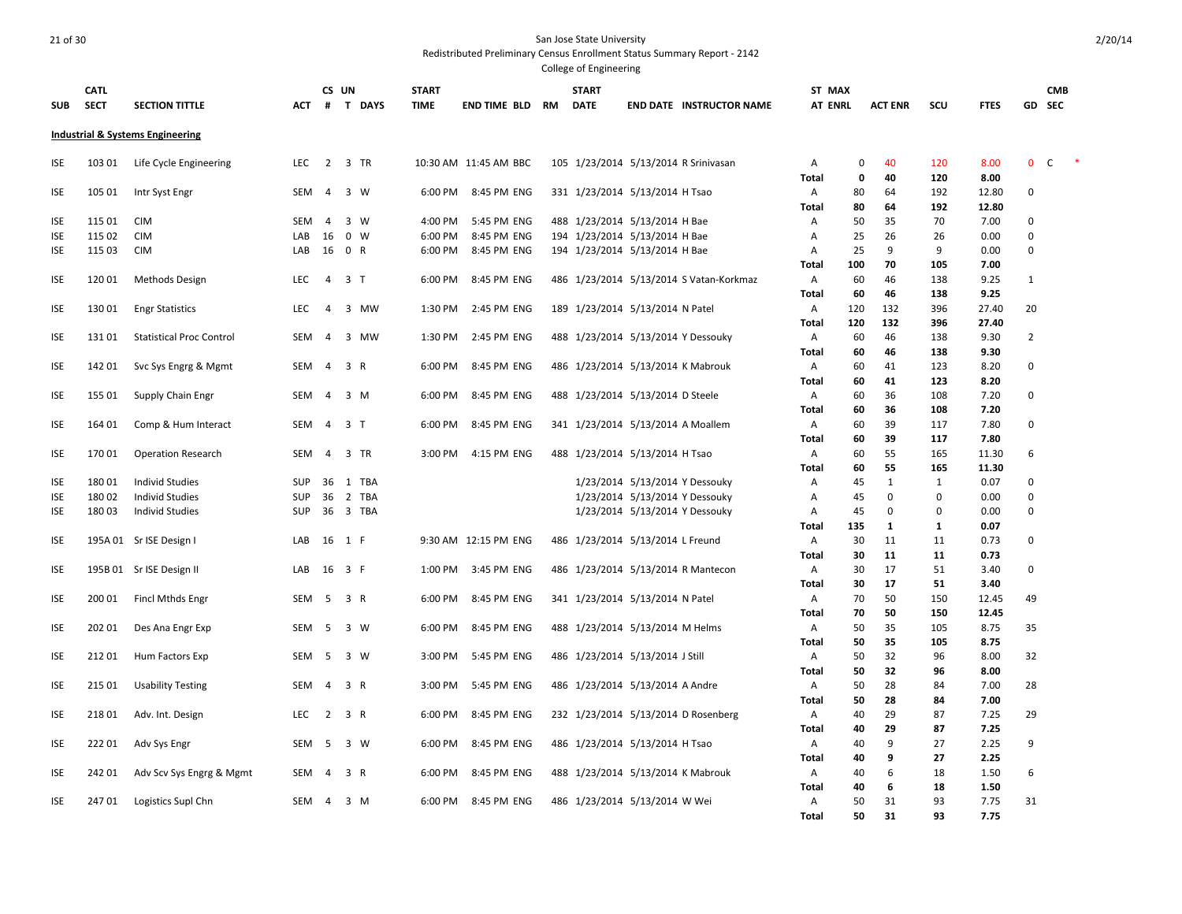San Jose State University

Redistributed Preliminary Census Enrollment Status Summary Report - 2142

College of Engineering

| SUB | CATL SECT | SECTION TITTLE | ACT | CS # | UN T | DAYS | START TIME | END TIME | BLD | RM | START DATE | END DATE | INSTRUCTOR NAME | ST AT | MAX ENRL | ACT ENR | SCU | FTES | GD | CMB SEC |
|---|---|---|---|---|---|---|---|---|---|---|---|---|---|---|---|---|---|---|---|---|
| **Industrial & Systems Engineering** | | | | | | | | | | | | | | | | | | | | |
| ISE | 103 01 | Life Cycle Engineering | LEC | 2 | 3 | TR | 10:30 AM | 11:45 AM | BBC | 105 | 1/23/2014 | 5/13/2014 | R Srinivasan | A | 0 | 40 | 120 | 8.00 | 0 | C * |
| | | | | | | | | | | | | | | **Total** | **0** | **40** | **120** | **8.00** | | |
| ISE | 105 01 | Intr Syst Engr | SEM | 4 | 3 | W | 6:00 PM | 8:45 PM | ENG | 331 | 1/23/2014 | 5/13/2014 | H Tsao | A | 80 | 64 | 192 | 12.80 | 0 | |
| | | | | | | | | | | | | | | **Total** | **80** | **64** | **192** | **12.80** | | |
| ISE | 115 01 | CIM | SEM | 4 | 3 | W | 4:00 PM | 5:45 PM | ENG | 488 | 1/23/2014 | 5/13/2014 | H Bae | A | 50 | 35 | 70 | 7.00 | 0 | |
| ISE | 115 02 | CIM | LAB | 16 | 0 | W | 6:00 PM | 8:45 PM | ENG | 194 | 1/23/2014 | 5/13/2014 | H Bae | A | 25 | 26 | 26 | 0.00 | 0 | |
| ISE | 115 03 | CIM | LAB | 16 | 0 | R | 6:00 PM | 8:45 PM | ENG | 194 | 1/23/2014 | 5/13/2014 | H Bae | A | 25 | 9 | 9 | 0.00 | 0 | |
| | | | | | | | | | | | | | | **Total** | **100** | **70** | **105** | **7.00** | | |
| ISE | 120 01 | Methods Design | LEC | 4 | 3 | T | 6:00 PM | 8:45 PM | ENG | 486 | 1/23/2014 | 5/13/2014 | S Vatan-Korkmaz | A | 60 | 46 | 138 | 9.25 | 1 | |
| | | | | | | | | | | | | | | **Total** | **60** | **46** | **138** | **9.25** | | |
| ISE | 130 01 | Engr Statistics | LEC | 4 | 3 | MW | 1:30 PM | 2:45 PM | ENG | 189 | 1/23/2014 | 5/13/2014 | N Patel | A | 120 | 132 | 396 | 27.40 | 20 | |
| | | | | | | | | | | | | | | **Total** | **120** | **132** | **396** | **27.40** | | |
| ISE | 131 01 | Statistical Proc Control | SEM | 4 | 3 | MW | 1:30 PM | 2:45 PM | ENG | 488 | 1/23/2014 | 5/13/2014 | Y Dessouky | A | 60 | 46 | 138 | 9.30 | 2 | |
| | | | | | | | | | | | | | | **Total** | **60** | **46** | **138** | **9.30** | | |
| ISE | 142 01 | Svc Sys Engrg & Mgmt | SEM | 4 | 3 | R | 6:00 PM | 8:45 PM | ENG | 486 | 1/23/2014 | 5/13/2014 | K Mabrouk | A | 60 | 41 | 123 | 8.20 | 0 | |
| | | | | | | | | | | | | | | **Total** | **60** | **41** | **123** | **8.20** | | |
| ISE | 155 01 | Supply Chain Engr | SEM | 4 | 3 | M | 6:00 PM | 8:45 PM | ENG | 488 | 1/23/2014 | 5/13/2014 | D Steele | A | 60 | 36 | 108 | 7.20 | 0 | |
| | | | | | | | | | | | | | | **Total** | **60** | **36** | **108** | **7.20** | | |
| ISE | 164 01 | Comp & Hum Interact | SEM | 4 | 3 | T | 6:00 PM | 8:45 PM | ENG | 341 | 1/23/2014 | 5/13/2014 | A Moallem | A | 60 | 39 | 117 | 7.80 | 0 | |
| | | | | | | | | | | | | | | **Total** | **60** | **39** | **117** | **7.80** | | |
| ISE | 170 01 | Operation Research | SEM | 4 | 3 | TR | 3:00 PM | 4:15 PM | ENG | 488 | 1/23/2014 | 5/13/2014 | H Tsao | A | 60 | 55 | 165 | 11.30 | 6 | |
| | | | | | | | | | | | | | | **Total** | **60** | **55** | **165** | **11.30** | | |
| ISE | 180 01 | Individ Studies | SUP | 36 | 1 | TBA | | | | | 1/23/2014 | 5/13/2014 | Y Dessouky | A | 45 | 1 | 1 | 0.07 | 0 | |
| ISE | 180 02 | Individ Studies | SUP | 36 | 2 | TBA | | | | | 1/23/2014 | 5/13/2014 | Y Dessouky | A | 45 | 0 | 0 | 0.00 | 0 | |
| ISE | 180 03 | Individ Studies | SUP | 36 | 3 | TBA | | | | | 1/23/2014 | 5/13/2014 | Y Dessouky | A | 45 | 0 | 0 | 0.00 | 0 | |
| | | | | | | | | | | | | | | **Total** | **135** | **1** | **1** | **0.07** | | |
| ISE | 195A 01 | Sr ISE Design I | LAB | 16 | 1 | F | 9:30 AM | 12:15 PM | ENG | 486 | 1/23/2014 | 5/13/2014 | L Freund | A | 30 | 11 | 11 | 0.73 | 0 | |
| | | | | | | | | | | | | | | **Total** | **30** | **11** | **11** | **0.73** | | |
| ISE | 195B 01 | Sr ISE Design II | LAB | 16 | 3 | F | 1:00 PM | 3:45 PM | ENG | 486 | 1/23/2014 | 5/13/2014 | R Mantecon | A | 30 | 17 | 51 | 3.40 | 0 | |
| | | | | | | | | | | | | | | **Total** | **30** | **17** | **51** | **3.40** | | |
| ISE | 200 01 | Fincl Mthds Engr | SEM | 5 | 3 | R | 6:00 PM | 8:45 PM | ENG | 341 | 1/23/2014 | 5/13/2014 | N Patel | A | 70 | 50 | 150 | 12.45 | 49 | |
| | | | | | | | | | | | | | | **Total** | **70** | **50** | **150** | **12.45** | | |
| ISE | 202 01 | Des Ana Engr Exp | SEM | 5 | 3 | W | 6:00 PM | 8:45 PM | ENG | 488 | 1/23/2014 | 5/13/2014 | M Helms | A | 50 | 35 | 105 | 8.75 | 35 | |
| | | | | | | | | | | | | | | **Total** | **50** | **35** | **105** | **8.75** | | |
| ISE | 212 01 | Hum Factors Exp | SEM | 5 | 3 | W | 3:00 PM | 5:45 PM | ENG | 486 | 1/23/2014 | 5/13/2014 | J Still | A | 50 | 32 | 96 | 8.00 | 32 | |
| | | | | | | | | | | | | | | **Total** | **50** | **32** | **96** | **8.00** | | |
| ISE | 215 01 | Usability Testing | SEM | 4 | 3 | R | 3:00 PM | 5:45 PM | ENG | 486 | 1/23/2014 | 5/13/2014 | A Andre | A | 50 | 28 | 84 | 7.00 | 28 | |
| | | | | | | | | | | | | | | **Total** | **50** | **28** | **84** | **7.00** | | |
| ISE | 218 01 | Adv. Int. Design | LEC | 2 | 3 | R | 6:00 PM | 8:45 PM | ENG | 232 | 1/23/2014 | 5/13/2014 | D Rosenberg | A | 40 | 29 | 87 | 7.25 | 29 | |
| | | | | | | | | | | | | | | **Total** | **40** | **29** | **87** | **7.25** | | |
| ISE | 222 01 | Adv Sys Engr | SEM | 5 | 3 | W | 6:00 PM | 8:45 PM | ENG | 486 | 1/23/2014 | 5/13/2014 | H Tsao | A | 40 | 9 | 27 | 2.25 | 9 | |
| | | | | | | | | | | | | | | **Total** | **40** | **9** | **27** | **2.25** | | |
| ISE | 242 01 | Adv Scv Sys Engrg & Mgmt | SEM | 4 | 3 | R | 6:00 PM | 8:45 PM | ENG | 488 | 1/23/2014 | 5/13/2014 | K Mabrouk | A | 40 | 6 | 18 | 1.50 | 6 | |
| | | | | | | | | | | | | | | **Total** | **40** | **6** | **18** | **1.50** | | |
| ISE | 247 01 | Logistics Supl Chn | SEM | 4 | 3 | M | 6:00 PM | 8:45 PM | ENG | 486 | 1/23/2014 | 5/13/2014 | W Wei | A | 50 | 31 | 93 | 7.75 | 31 | |
| | | | | | | | | | | | | | | **Total** | **50** | **31** | **93** | **7.75** | | |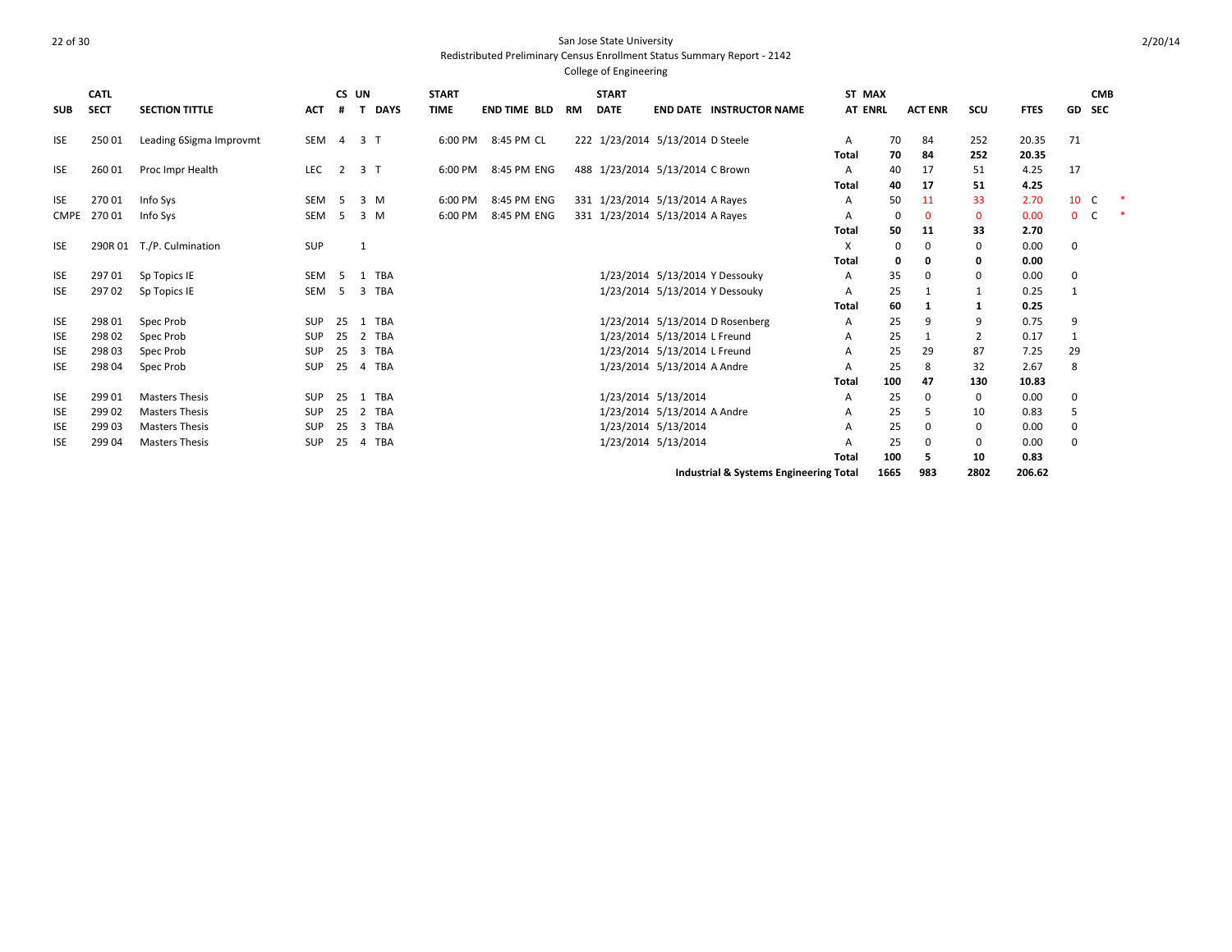San Jose State University

Redistributed Preliminary Census Enrollment Status Summary Report - 2142

College of Engineering

| SUB | CATL SECT | SECTION TITTLE | ACT | CS # | UN T | DAYS | START TIME | END TIME | BLD | RM | START DATE | END DATE | INSTRUCTOR NAME | ST AT | MAX ENRL | ACT ENR | SCU | FTES | GD | CMB SEC | |
|---|---|---|---|---|---|---|---|---|---|---|---|---|---|---|---|---|---|---|---|---|---|
| ISE | 250 01 | Leading 6Sigma Improvmt | SEM | 4 | 3 | T | 6:00 PM | 8:45 PM | CL | 222 | 1/23/2014 | 5/13/2014 | D Steele | A | 70 | 84 | 252 | 20.35 | 71 | | |
| | | | | | | | | | | | | | | **Total** | **70** | **84** | **252** | **20.35** | | | |
| ISE | 260 01 | Proc Impr Health | LEC | 2 | 3 | T | 6:00 PM | 8:45 PM | ENG | 488 | 1/23/2014 | 5/13/2014 | C Brown | A | 40 | 17 | 51 | 4.25 | 17 | | |
| | | | | | | | | | | | | | | **Total** | **40** | **17** | **51** | **4.25** | | | |
| ISE | 270 01 | Info Sys | SEM | 5 | 3 | M | 6:00 PM | 8:45 PM | ENG | 331 | 1/23/2014 | 5/13/2014 | A Rayes | A | 50 | 11 | 33 | 2.70 | 10 | C | * |
| CMPE | 270 01 | Info Sys | SEM | 5 | 3 | M | 6:00 PM | 8:45 PM | ENG | 331 | 1/23/2014 | 5/13/2014 | A Rayes | A | 0 | 0 | 0 | 0.00 | 0 | C | * |
| | | | | | | | | | | | | | | **Total** | **50** | **11** | **33** | **2.70** | | | |
| ISE | 290R 01 | T./P. Culmination | SUP | | 1 | | | | | | | | | X | 0 | 0 | 0 | 0.00 | 0 | | |
| | | | | | | | | | | | | | | **Total** | **0** | **0** | **0** | **0.00** | | | |
| ISE | 297 01 | Sp Topics IE | SEM | 5 | 1 | TBA | | | | | 1/23/2014 | 5/13/2014 | Y Dessouky | A | 35 | 0 | 0 | 0.00 | 0 | | |
| ISE | 297 02 | Sp Topics IE | SEM | 5 | 3 | TBA | | | | | 1/23/2014 | 5/13/2014 | Y Dessouky | A | 25 | 1 | 1 | 0.25 | 1 | | |
| | | | | | | | | | | | | | | **Total** | **60** | **1** | **1** | **0.25** | | | |
| ISE | 298 01 | Spec Prob | SUP | 25 | 1 | TBA | | | | | 1/23/2014 | 5/13/2014 | D Rosenberg | A | 25 | 9 | 9 | 0.75 | 9 | | |
| ISE | 298 02 | Spec Prob | SUP | 25 | 2 | TBA | | | | | 1/23/2014 | 5/13/2014 | L Freund | A | 25 | 1 | 2 | 0.17 | 1 | | |
| ISE | 298 03 | Spec Prob | SUP | 25 | 3 | TBA | | | | | 1/23/2014 | 5/13/2014 | L Freund | A | 25 | 29 | 87 | 7.25 | 29 | | |
| ISE | 298 04 | Spec Prob | SUP | 25 | 4 | TBA | | | | | 1/23/2014 | 5/13/2014 | A Andre | A | 25 | 8 | 32 | 2.67 | 8 | | |
| | | | | | | | | | | | | | | **Total** | **100** | **47** | **130** | **10.83** | | | |
| ISE | 299 01 | Masters Thesis | SUP | 25 | 1 | TBA | | | | | 1/23/2014 | 5/13/2014 | | A | 25 | 0 | 0 | 0.00 | 0 | | |
| ISE | 299 02 | Masters Thesis | SUP | 25 | 2 | TBA | | | | | 1/23/2014 | 5/13/2014 | A Andre | A | 25 | 5 | 10 | 0.83 | 5 | | |
| ISE | 299 03 | Masters Thesis | SUP | 25 | 3 | TBA | | | | | 1/23/2014 | 5/13/2014 | | A | 25 | 0 | 0 | 0.00 | 0 | | |
| ISE | 299 04 | Masters Thesis | SUP | 25 | 4 | TBA | | | | | 1/23/2014 | 5/13/2014 | | A | 25 | 0 | 0 | 0.00 | 0 | | |
| | | | | | | | | | | | | | | **Total** | **100** | **5** | **10** | **0.83** | | | |
| | | | | | | | | | | | | | **Industrial & Systems Engineering Total** | | **1665** | **983** | **2802** | **206.62** | | | |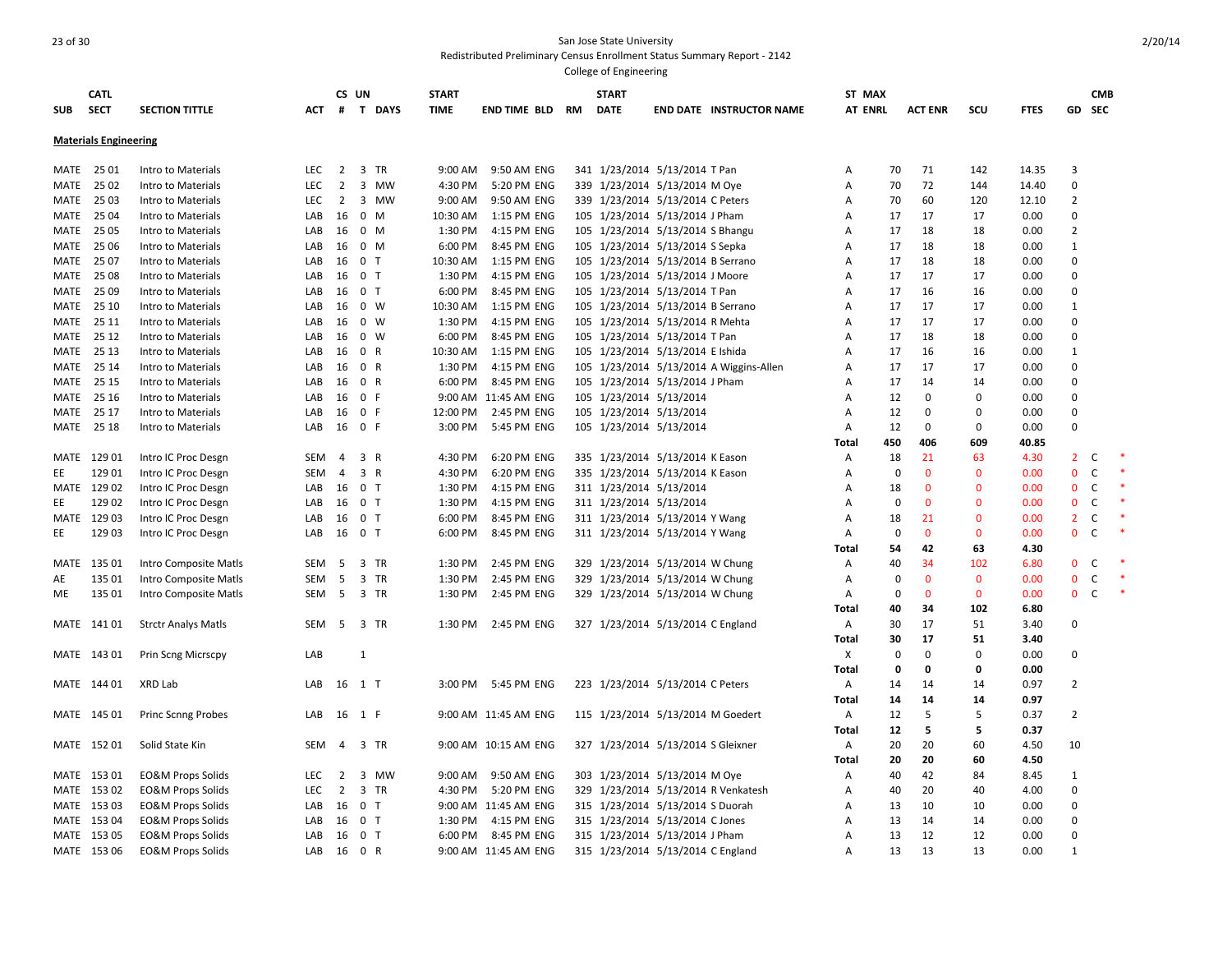San Jose State University

Redistributed Preliminary Census Enrollment Status Summary Report - 2142

College of Engineering

| SUB | CATL SECT | SECTION TITTLE | ACT | CS # | UN T | DAYS | START TIME | END TIME | BLD | RM | START DATE | END DATE | INSTRUCTOR NAME | ST AT | MAX ENRL | ACT ENR | SCU | FTES | GD | CMB SEC | |
|---|---|---|---|---|---|---|---|---|---|---|---|---|---|---|---|---|---|---|---|---|---|
| **Materials Engineering** | | | | | | | | | | | | | | | | | | | | | |
| MATE | 25 01 | Intro to Materials | LEC | 2 | 3 | TR | 9:00 AM | 9:50 AM | ENG | 341 | 1/23/2014 | 5/13/2014 | T Pan | A | 70 | 71 | 142 | 14.35 | 3 | | |
| MATE | 25 02 | Intro to Materials | LEC | 2 | 3 | MW | 4:30 PM | 5:20 PM | ENG | 339 | 1/23/2014 | 5/13/2014 | M Oye | A | 70 | 72 | 144 | 14.40 | 0 | | |
| MATE | 25 03 | Intro to Materials | LEC | 2 | 3 | MW | 9:00 AM | 9:50 AM | ENG | 339 | 1/23/2014 | 5/13/2014 | C Peters | A | 70 | 60 | 120 | 12.10 | 2 | | |
| MATE | 25 04 | Intro to Materials | LAB | 16 | 0 | M | 10:30 AM | 1:15 PM | ENG | 105 | 1/23/2014 | 5/13/2014 | J Pham | A | 17 | 17 | 17 | 0.00 | 0 | | |
| MATE | 25 05 | Intro to Materials | LAB | 16 | 0 | M | 1:30 PM | 4:15 PM | ENG | 105 | 1/23/2014 | 5/13/2014 | S Bhangu | A | 17 | 18 | 18 | 0.00 | 2 | | |
| MATE | 25 06 | Intro to Materials | LAB | 16 | 0 | M | 6:00 PM | 8:45 PM | ENG | 105 | 1/23/2014 | 5/13/2014 | S Sepka | A | 17 | 18 | 18 | 0.00 | 1 | | |
| MATE | 25 07 | Intro to Materials | LAB | 16 | 0 | T | 10:30 AM | 1:15 PM | ENG | 105 | 1/23/2014 | 5/13/2014 | B Serrano | A | 17 | 18 | 18 | 0.00 | 0 | | |
| MATE | 25 08 | Intro to Materials | LAB | 16 | 0 | T | 1:30 PM | 4:15 PM | ENG | 105 | 1/23/2014 | 5/13/2014 | J Moore | A | 17 | 17 | 17 | 0.00 | 0 | | |
| MATE | 25 09 | Intro to Materials | LAB | 16 | 0 | T | 6:00 PM | 8:45 PM | ENG | 105 | 1/23/2014 | 5/13/2014 | T Pan | A | 17 | 16 | 16 | 0.00 | 0 | | |
| MATE | 25 10 | Intro to Materials | LAB | 16 | 0 | W | 10:30 AM | 1:15 PM | ENG | 105 | 1/23/2014 | 5/13/2014 | B Serrano | A | 17 | 17 | 17 | 0.00 | 1 | | |
| MATE | 25 11 | Intro to Materials | LAB | 16 | 0 | W | 1:30 PM | 4:15 PM | ENG | 105 | 1/23/2014 | 5/13/2014 | R Mehta | A | 17 | 17 | 17 | 0.00 | 0 | | |
| MATE | 25 12 | Intro to Materials | LAB | 16 | 0 | W | 6:00 PM | 8:45 PM | ENG | 105 | 1/23/2014 | 5/13/2014 | T Pan | A | 17 | 18 | 18 | 0.00 | 0 | | |
| MATE | 25 13 | Intro to Materials | LAB | 16 | 0 | R | 10:30 AM | 1:15 PM | ENG | 105 | 1/23/2014 | 5/13/2014 | E Ishida | A | 17 | 16 | 16 | 0.00 | 1 | | |
| MATE | 25 14 | Intro to Materials | LAB | 16 | 0 | R | 1:30 PM | 4:15 PM | ENG | 105 | 1/23/2014 | 5/13/2014 | A Wiggins-Allen | A | 17 | 17 | 17 | 0.00 | 0 | | |
| MATE | 25 15 | Intro to Materials | LAB | 16 | 0 | R | 6:00 PM | 8:45 PM | ENG | 105 | 1/23/2014 | 5/13/2014 | J Pham | A | 17 | 14 | 14 | 0.00 | 0 | | |
| MATE | 25 16 | Intro to Materials | LAB | 16 | 0 | F | 9:00 AM | 11:45 AM | ENG | 105 | 1/23/2014 | 5/13/2014 | | A | 12 | 0 | 0 | 0.00 | 0 | | |
| MATE | 25 17 | Intro to Materials | LAB | 16 | 0 | F | 12:00 PM | 2:45 PM | ENG | 105 | 1/23/2014 | 5/13/2014 | | A | 12 | 0 | 0 | 0.00 | 0 | | |
| MATE | 25 18 | Intro to Materials | LAB | 16 | 0 | F | 3:00 PM | 5:45 PM | ENG | 105 | 1/23/2014 | 5/13/2014 | | A | 12 | 0 | 0 | 0.00 | 0 | | |
| | | | | | | | | | | | | | | **Total** | **450** | **406** | **609** | **40.85** | | | |
| MATE | 129 01 | Intro IC Proc Desgn | SEM | 4 | 3 | R | 4:30 PM | 6:20 PM | ENG | 335 | 1/23/2014 | 5/13/2014 | K Eason | A | 18 | 21 | 63 | 4.30 | 2 | C | * |
| EE | 129 01 | Intro IC Proc Desgn | SEM | 4 | 3 | R | 4:30 PM | 6:20 PM | ENG | 335 | 1/23/2014 | 5/13/2014 | K Eason | A | 0 | 0 | 0 | 0.00 | 0 | C | * |
| MATE | 129 02 | Intro IC Proc Desgn | LAB | 16 | 0 | T | 1:30 PM | 4:15 PM | ENG | 311 | 1/23/2014 | 5/13/2014 | | A | 18 | 0 | 0 | 0.00 | 0 | C | * |
| EE | 129 02 | Intro IC Proc Desgn | LAB | 16 | 0 | T | 1:30 PM | 4:15 PM | ENG | 311 | 1/23/2014 | 5/13/2014 | | A | 0 | 0 | 0 | 0.00 | 0 | C | * |
| MATE | 129 03 | Intro IC Proc Desgn | LAB | 16 | 0 | T | 6:00 PM | 8:45 PM | ENG | 311 | 1/23/2014 | 5/13/2014 | Y Wang | A | 18 | 21 | 0 | 0.00 | 2 | C | * |
| EE | 129 03 | Intro IC Proc Desgn | LAB | 16 | 0 | T | 6:00 PM | 8:45 PM | ENG | 311 | 1/23/2014 | 5/13/2014 | Y Wang | A | 0 | 0 | 0 | 0.00 | 0 | C | * |
| | | | | | | | | | | | | | | **Total** | **54** | **42** | **63** | **4.30** | | | |
| MATE | 135 01 | Intro Composite Matls | SEM | 5 | 3 | TR | 1:30 PM | 2:45 PM | ENG | 329 | 1/23/2014 | 5/13/2014 | W Chung | A | 40 | 34 | 102 | 6.80 | 0 | C | * |
| AE | 135 01 | Intro Composite Matls | SEM | 5 | 3 | TR | 1:30 PM | 2:45 PM | ENG | 329 | 1/23/2014 | 5/13/2014 | W Chung | A | 0 | 0 | 0 | 0.00 | 0 | C | * |
| ME | 135 01 | Intro Composite Matls | SEM | 5 | 3 | TR | 1:30 PM | 2:45 PM | ENG | 329 | 1/23/2014 | 5/13/2014 | W Chung | A | 0 | 0 | 0 | 0.00 | 0 | C | * |
| | | | | | | | | | | | | | | **Total** | **40** | **34** | **102** | **6.80** | | | |
| MATE | 141 01 | Strctr Analys Matls | SEM | 5 | 3 | TR | 1:30 PM | 2:45 PM | ENG | 327 | 1/23/2014 | 5/13/2014 | C England | A | 30 | 17 | 51 | 3.40 | 0 | | |
| | | | | | | | | | | | | | | **Total** | **30** | **17** | **51** | **3.40** | | | |
| MATE | 143 01 | Prin Scng Micrscpy | LAB | | 1 | | | | | | | | | X | 0 | 0 | 0 | 0.00 | 0 | | |
| | | | | | | | | | | | | | | **Total** | **0** | **0** | **0** | **0.00** | | | |
| MATE | 144 01 | XRD Lab | LAB | 16 | 1 | T | 3:00 PM | 5:45 PM | ENG | 223 | 1/23/2014 | 5/13/2014 | C Peters | A | 14 | 14 | 14 | 0.97 | 2 | | |
| | | | | | | | | | | | | | | **Total** | **14** | **14** | **14** | **0.97** | | | |
| MATE | 145 01 | Princ Scnng Probes | LAB | 16 | 1 | F | 9:00 AM | 11:45 AM | ENG | 115 | 1/23/2014 | 5/13/2014 | M Goedert | A | 12 | 5 | 5 | 0.37 | 2 | | |
| | | | | | | | | | | | | | | **Total** | **12** | **5** | **5** | **0.37** | | | |
| MATE | 152 01 | Solid State Kin | SEM | 4 | 3 | TR | 9:00 AM | 10:15 AM | ENG | 327 | 1/23/2014 | 5/13/2014 | S Gleixner | A | 20 | 20 | 60 | 4.50 | 10 | | |
| | | | | | | | | | | | | | | **Total** | **20** | **20** | **60** | **4.50** | | | |
| MATE | 153 01 | EO&M Props Solids | LEC | 2 | 3 | MW | 9:00 AM | 9:50 AM | ENG | 303 | 1/23/2014 | 5/13/2014 | M Oye | A | 40 | 42 | 84 | 8.45 | 1 | | |
| MATE | 153 02 | EO&M Props Solids | LEC | 2 | 3 | TR | 4:30 PM | 5:20 PM | ENG | 329 | 1/23/2014 | 5/13/2014 | R Venkatesh | A | 40 | 20 | 40 | 4.00 | 0 | | |
| MATE | 153 03 | EO&M Props Solids | LAB | 16 | 0 | T | 9:00 AM | 11:45 AM | ENG | 315 | 1/23/2014 | 5/13/2014 | S Duorah | A | 13 | 10 | 10 | 0.00 | 0 | | |
| MATE | 153 04 | EO&M Props Solids | LAB | 16 | 0 | T | 1:30 PM | 4:15 PM | ENG | 315 | 1/23/2014 | 5/13/2014 | C Jones | A | 13 | 14 | 14 | 0.00 | 0 | | |
| MATE | 153 05 | EO&M Props Solids | LAB | 16 | 0 | T | 6:00 PM | 8:45 PM | ENG | 315 | 1/23/2014 | 5/13/2014 | J Pham | A | 13 | 12 | 12 | 0.00 | 0 | | |
| MATE | 153 06 | EO&M Props Solids | LAB | 16 | 0 | R | 9:00 AM | 11:45 AM | ENG | 315 | 1/23/2014 | 5/13/2014 | C England | A | 13 | 13 | 13 | 0.00 | 1 | | |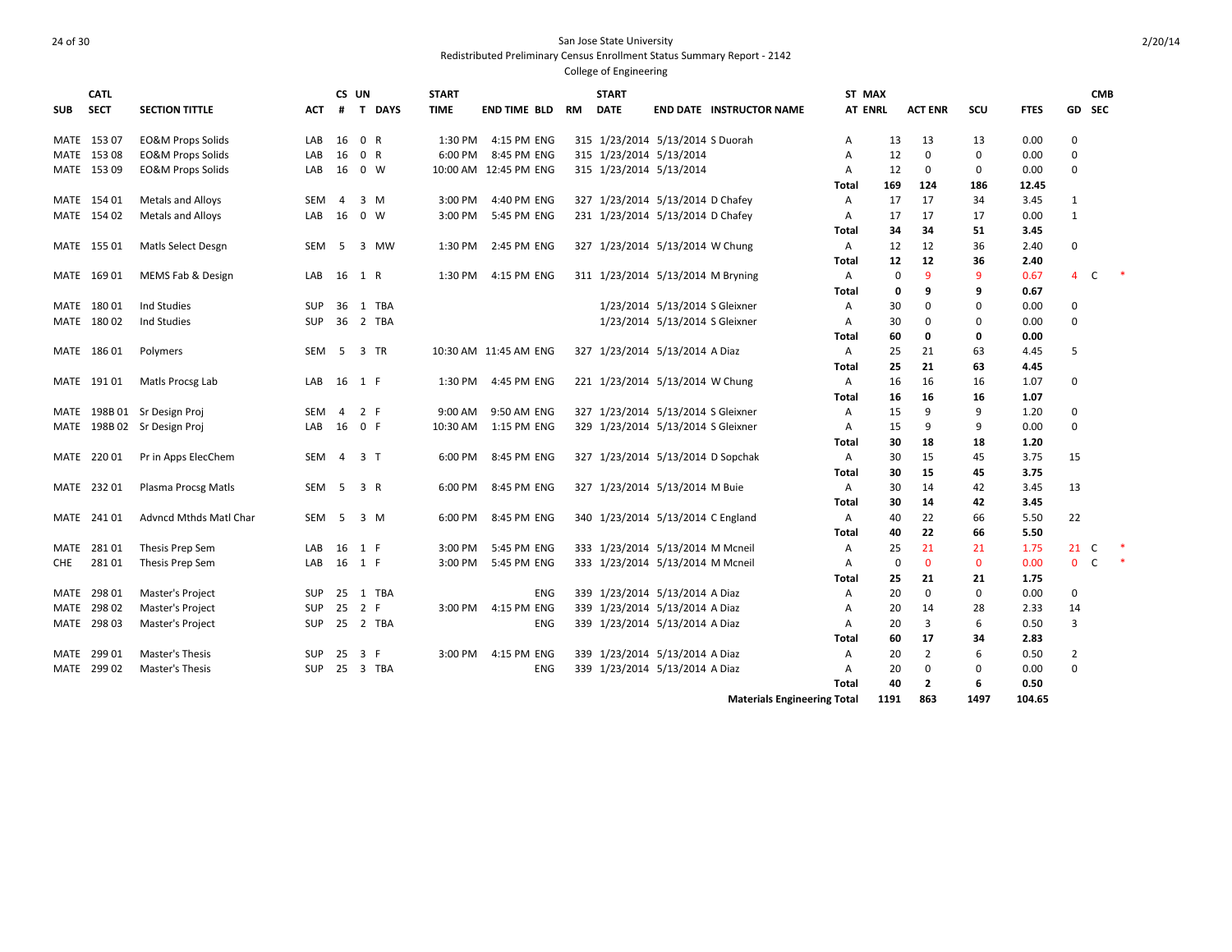San Jose State University

Redistributed Preliminary Census Enrollment Status Summary Report - 2142

College of Engineering

| SUB | CATL SECT | SECTION TITTLE | ACT | CS # | UN T | DAYS | START TIME | END TIME | BLD | RM | START DATE | END DATE | INSTRUCTOR NAME | ST AT | MAX ENRL | ACT ENR | SCU | FTES | GD | CMB SEC | |
|---|---|---|---|---|---|---|---|---|---|---|---|---|---|---|---|---|---|---|---|---|---|
| MATE | 153 07 | EO&M Props Solids | LAB | 16 | 0 | R | 1:30 PM | 4:15 PM | ENG | 315 | 1/23/2014 | 5/13/2014 | S Duorah | A | 13 | 13 | 13 | 0.00 | 0 | | |
| MATE | 153 08 | EO&M Props Solids | LAB | 16 | 0 | R | 6:00 PM | 8:45 PM | ENG | 315 | 1/23/2014 | 5/13/2014 | | A | 12 | 0 | 0 | 0.00 | 0 | | |
| MATE | 153 09 | EO&M Props Solids | LAB | 16 | 0 | W | 10:00 AM | 12:45 PM | ENG | 315 | 1/23/2014 | 5/13/2014 | | A | 12 | 0 | 0 | 0.00 | 0 | | |
| | | | | | | | | | | | | | | **Total** | **169** | **124** | **186** | **12.45** | | | |
| MATE | 154 01 | Metals and Alloys | SEM | 4 | 3 | M | 3:00 PM | 4:40 PM | ENG | 327 | 1/23/2014 | 5/13/2014 | D Chafey | A | 17 | 17 | 34 | 3.45 | 1 | | |
| MATE | 154 02 | Metals and Alloys | LAB | 16 | 0 | W | 3:00 PM | 5:45 PM | ENG | 231 | 1/23/2014 | 5/13/2014 | D Chafey | A | 17 | 17 | 17 | 0.00 | 1 | | |
| | | | | | | | | | | | | | | **Total** | **34** | **34** | **51** | **3.45** | | | |
| MATE | 155 01 | Matls Select Desgn | SEM | 5 | 3 | MW | 1:30 PM | 2:45 PM | ENG | 327 | 1/23/2014 | 5/13/2014 | W Chung | A | 12 | 12 | 36 | 2.40 | 0 | | |
| | | | | | | | | | | | | | | **Total** | **12** | **12** | **36** | **2.40** | | | |
| MATE | 169 01 | MEMS Fab & Design | LAB | 16 | 1 | R | 1:30 PM | 4:15 PM | ENG | 311 | 1/23/2014 | 5/13/2014 | M Bryning | A | 0 | 9 | 9 | 0.67 | 4 | C | * |
| | | | | | | | | | | | | | | **Total** | **0** | **9** | **9** | **0.67** | | | |
| MATE | 180 01 | Ind Studies | SUP | 36 | 1 | TBA | | | | | 1/23/2014 | 5/13/2014 | S Gleixner | A | 30 | 0 | 0 | 0.00 | 0 | | |
| MATE | 180 02 | Ind Studies | SUP | 36 | 2 | TBA | | | | | 1/23/2014 | 5/13/2014 | S Gleixner | A | 30 | 0 | 0 | 0.00 | 0 | | |
| | | | | | | | | | | | | | | **Total** | **60** | **0** | **0** | **0.00** | | | |
| MATE | 186 01 | Polymers | SEM | 5 | 3 | TR | 10:30 AM | 11:45 AM | ENG | 327 | 1/23/2014 | 5/13/2014 | A Diaz | A | 25 | 21 | 63 | 4.45 | 5 | | |
| | | | | | | | | | | | | | | **Total** | **25** | **21** | **63** | **4.45** | | | |
| MATE | 191 01 | Matls Procsg Lab | LAB | 16 | 1 | F | 1:30 PM | 4:45 PM | ENG | 221 | 1/23/2014 | 5/13/2014 | W Chung | A | 16 | 16 | 16 | 1.07 | 0 | | |
| | | | | | | | | | | | | | | **Total** | **16** | **16** | **16** | **1.07** | | | |
| MATE | 198B 01 | Sr Design Proj | SEM | 4 | 2 | F | 9:00 AM | 9:50 AM | ENG | 327 | 1/23/2014 | 5/13/2014 | S Gleixner | A | 15 | 9 | 9 | 1.20 | 0 | | |
| MATE | 198B 02 | Sr Design Proj | LAB | 16 | 0 | F | 10:30 AM | 1:15 PM | ENG | 329 | 1/23/2014 | 5/13/2014 | S Gleixner | A | 15 | 9 | 9 | 0.00 | 0 | | |
| | | | | | | | | | | | | | | **Total** | **30** | **18** | **18** | **1.20** | | | |
| MATE | 220 01 | Pr in Apps ElecChem | SEM | 4 | 3 | T | 6:00 PM | 8:45 PM | ENG | 327 | 1/23/2014 | 5/13/2014 | D Sopchak | A | 30 | 15 | 45 | 3.75 | 15 | | |
| | | | | | | | | | | | | | | **Total** | **30** | **15** | **45** | **3.75** | | | |
| MATE | 232 01 | Plasma Procsg Matls | SEM | 5 | 3 | R | 6:00 PM | 8:45 PM | ENG | 327 | 1/23/2014 | 5/13/2014 | M Buie | A | 30 | 14 | 42 | 3.45 | 13 | | |
| | | | | | | | | | | | | | | **Total** | **30** | **14** | **42** | **3.45** | | | |
| MATE | 241 01 | Advncd Mthds Matl Char | SEM | 5 | 3 | M | 6:00 PM | 8:45 PM | ENG | 340 | 1/23/2014 | 5/13/2014 | C England | A | 40 | 22 | 66 | 5.50 | 22 | | |
| | | | | | | | | | | | | | | **Total** | **40** | **22** | **66** | **5.50** | | | |
| MATE | 281 01 | Thesis Prep Sem | LAB | 16 | 1 | F | 3:00 PM | 5:45 PM | ENG | 333 | 1/23/2014 | 5/13/2014 | M Mcneil | A | 25 | 21 | 21 | 1.75 | 21 | C | * |
| CHE | 281 01 | Thesis Prep Sem | LAB | 16 | 1 | F | 3:00 PM | 5:45 PM | ENG | 333 | 1/23/2014 | 5/13/2014 | M Mcneil | A | 0 | 0 | 0 | 0.00 | 0 | C | * |
| | | | | | | | | | | | | | | **Total** | **25** | **21** | **21** | **1.75** | | | |
| MATE | 298 01 | Master's Project | SUP | 25 | 1 | TBA | | | ENG | 339 | 1/23/2014 | 5/13/2014 | A Diaz | A | 20 | 0 | 0 | 0.00 | 0 | | |
| MATE | 298 02 | Master's Project | SUP | 25 | 2 | F | 3:00 PM | 4:15 PM | ENG | 339 | 1/23/2014 | 5/13/2014 | A Diaz | A | 20 | 14 | 28 | 2.33 | 14 | | |
| MATE | 298 03 | Master's Project | SUP | 25 | 2 | TBA | | | ENG | 339 | 1/23/2014 | 5/13/2014 | A Diaz | A | 20 | 3 | 6 | 0.50 | 3 | | |
| | | | | | | | | | | | | | | **Total** | **60** | **17** | **34** | **2.83** | | | |
| MATE | 299 01 | Master's Thesis | SUP | 25 | 3 | F | 3:00 PM | 4:15 PM | ENG | 339 | 1/23/2014 | 5/13/2014 | A Diaz | A | 20 | 2 | 6 | 0.50 | 2 | | |
| MATE | 299 02 | Master's Thesis | SUP | 25 | 3 | TBA | | | ENG | 339 | 1/23/2014 | 5/13/2014 | A Diaz | A | 20 | 0 | 0 | 0.00 | 0 | | |
| | | | | | | | | | | | | | | **Total** | **40** | **2** | **6** | **0.50** | | | |
| | | | | | | | | | | | | | **Materials Engineering Total** | | **1191** | **863** | **1497** | **104.65** | | | |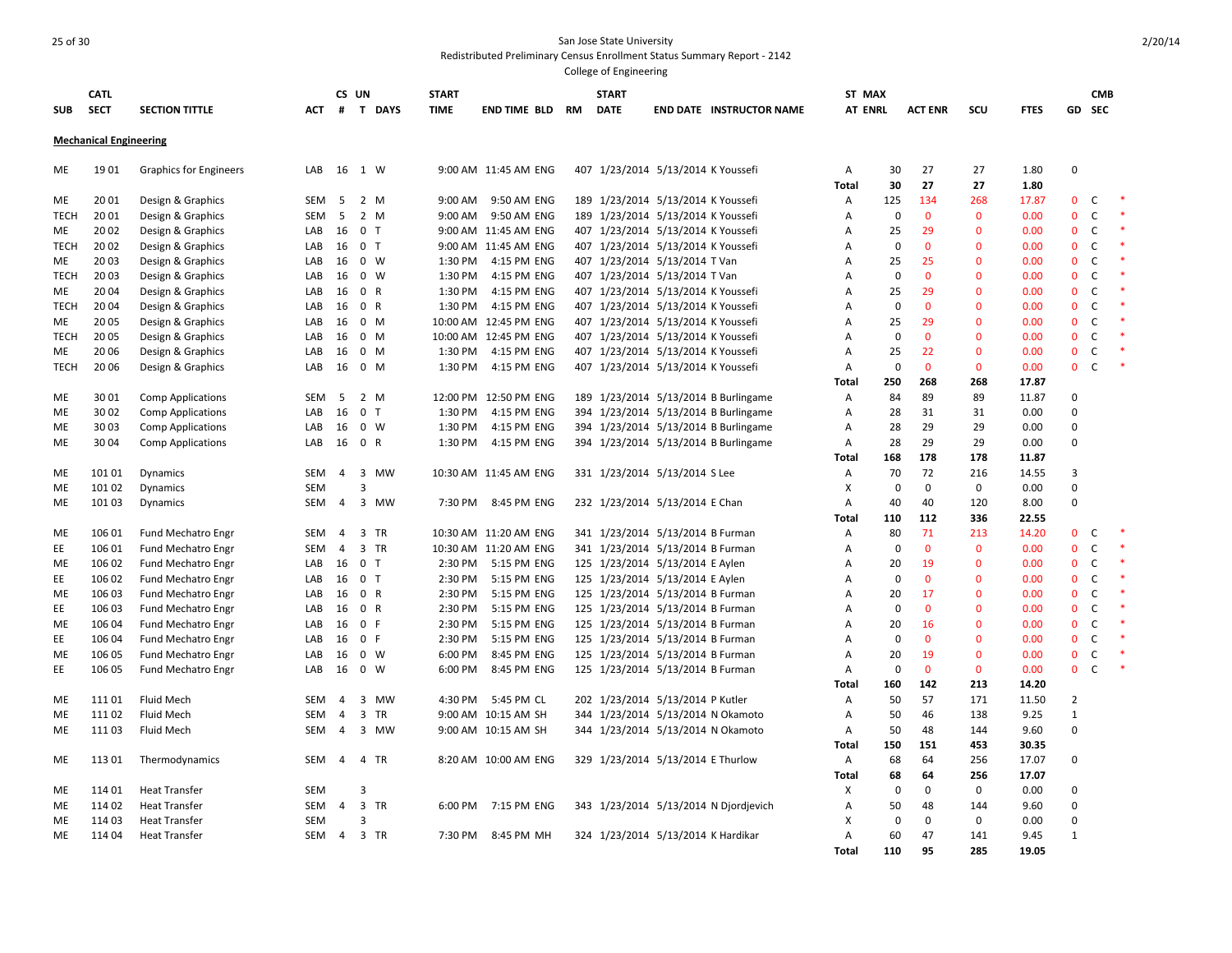San Jose State University
Redistributed Preliminary Census Enrollment Status Summary Report - 2142
College of Engineering

| SUB | CATL SECT | SECTION TITTLE | ACT | CS # | UN T | DAYS | START TIME | END TIME | BLD | RM | START DATE | END DATE | INSTRUCTOR NAME | ST AT | MAX ENRL | ACT ENR | SCU | FTES | GD | CMB SEC | |
|---|---|---|---|---|---|---|---|---|---|---|---|---|---|---|---|---|---|---|---|---|---|
| **Mechanical Engineering** | | | | | | | | | | | | | | | | | | | | | |
| ME | 19 01 | Graphics for Engineers | LAB | 16 | 1 | W | 9:00 AM | 11:45 AM | ENG | 407 | 1/23/2014 | 5/13/2014 | K Youssefi | A | 30 | 27 | 27 | 1.80 | 0 | | |
| | | | | | | | | | | | | | | **Total** | **30** | **27** | **27** | **1.80** | | | |
| ME | 20 01 | Design & Graphics | SEM | 5 | 2 | M | 9:00 AM | 9:50 AM | ENG | 189 | 1/23/2014 | 5/13/2014 | K Youssefi | A | 125 | 134 | 268 | 17.87 | 0 | C | * |
| TECH | 20 01 | Design & Graphics | SEM | 5 | 2 | M | 9:00 AM | 9:50 AM | ENG | 189 | 1/23/2014 | 5/13/2014 | K Youssefi | A | 0 | 0 | 0 | 0.00 | 0 | C | * |
| ME | 20 02 | Design & Graphics | LAB | 16 | 0 | T | 9:00 AM | 11:45 AM | ENG | 407 | 1/23/2014 | 5/13/2014 | K Youssefi | A | 25 | 29 | 0 | 0.00 | 0 | C | * |
| TECH | 20 02 | Design & Graphics | LAB | 16 | 0 | T | 9:00 AM | 11:45 AM | ENG | 407 | 1/23/2014 | 5/13/2014 | K Youssefi | A | 0 | 0 | 0 | 0.00 | 0 | C | * |
| ME | 20 03 | Design & Graphics | LAB | 16 | 0 | W | 1:30 PM | 4:15 PM | ENG | 407 | 1/23/2014 | 5/13/2014 | T Van | A | 25 | 25 | 0 | 0.00 | 0 | C | * |
| TECH | 20 03 | Design & Graphics | LAB | 16 | 0 | W | 1:30 PM | 4:15 PM | ENG | 407 | 1/23/2014 | 5/13/2014 | T Van | A | 0 | 0 | 0 | 0.00 | 0 | C | * |
| ME | 20 04 | Design & Graphics | LAB | 16 | 0 | R | 1:30 PM | 4:15 PM | ENG | 407 | 1/23/2014 | 5/13/2014 | K Youssefi | A | 25 | 29 | 0 | 0.00 | 0 | C | * |
| TECH | 20 04 | Design & Graphics | LAB | 16 | 0 | R | 1:30 PM | 4:15 PM | ENG | 407 | 1/23/2014 | 5/13/2014 | K Youssefi | A | 0 | 0 | 0 | 0.00 | 0 | C | * |
| ME | 20 05 | Design & Graphics | LAB | 16 | 0 | M | 10:00 AM | 12:45 PM | ENG | 407 | 1/23/2014 | 5/13/2014 | K Youssefi | A | 25 | 29 | 0 | 0.00 | 0 | C | * |
| TECH | 20 05 | Design & Graphics | LAB | 16 | 0 | M | 10:00 AM | 12:45 PM | ENG | 407 | 1/23/2014 | 5/13/2014 | K Youssefi | A | 0 | 0 | 0 | 0.00 | 0 | C | * |
| ME | 20 06 | Design & Graphics | LAB | 16 | 0 | M | 1:30 PM | 4:15 PM | ENG | 407 | 1/23/2014 | 5/13/2014 | K Youssefi | A | 25 | 22 | 0 | 0.00 | 0 | C | * |
| TECH | 20 06 | Design & Graphics | LAB | 16 | 0 | M | 1:30 PM | 4:15 PM | ENG | 407 | 1/23/2014 | 5/13/2014 | K Youssefi | A | 0 | 0 | 0 | 0.00 | 0 | C | * |
| | | | | | | | | | | | | | | **Total** | **250** | **268** | **268** | **17.87** | | | |
| ME | 30 01 | Comp Applications | SEM | 5 | 2 | M | 12:00 PM | 12:50 PM | ENG | 189 | 1/23/2014 | 5/13/2014 | B Burlingame | A | 84 | 89 | 89 | 11.87 | 0 | | |
| ME | 30 02 | Comp Applications | LAB | 16 | 0 | T | 1:30 PM | 4:15 PM | ENG | 394 | 1/23/2014 | 5/13/2014 | B Burlingame | A | 28 | 31 | 31 | 0.00 | 0 | | |
| ME | 30 03 | Comp Applications | LAB | 16 | 0 | W | 1:30 PM | 4:15 PM | ENG | 394 | 1/23/2014 | 5/13/2014 | B Burlingame | A | 28 | 29 | 29 | 0.00 | 0 | | |
| ME | 30 04 | Comp Applications | LAB | 16 | 0 | R | 1:30 PM | 4:15 PM | ENG | 394 | 1/23/2014 | 5/13/2014 | B Burlingame | A | 28 | 29 | 29 | 0.00 | 0 | | |
| | | | | | | | | | | | | | | **Total** | **168** | **178** | **178** | **11.87** | | | |
| ME | 101 01 | Dynamics | SEM | 4 | 3 | MW | 10:30 AM | 11:45 AM | ENG | 331 | 1/23/2014 | 5/13/2014 | S Lee | A | 70 | 72 | 216 | 14.55 | 3 | | |
| ME | 101 02 | Dynamics | SEM | | 3 | | | | | | | | | X | 0 | 0 | 0 | 0.00 | 0 | | |
| ME | 101 03 | Dynamics | SEM | 4 | 3 | MW | 7:30 PM | 8:45 PM | ENG | 232 | 1/23/2014 | 5/13/2014 | E Chan | A | 40 | 40 | 120 | 8.00 | 0 | | |
| | | | | | | | | | | | | | | **Total** | **110** | **112** | **336** | **22.55** | | | |
| ME | 106 01 | Fund Mechatro Engr | SEM | 4 | 3 | TR | 10:30 AM | 11:20 AM | ENG | 341 | 1/23/2014 | 5/13/2014 | B Furman | A | 80 | 71 | 213 | 14.20 | 0 | C | * |
| EE | 106 01 | Fund Mechatro Engr | SEM | 4 | 3 | TR | 10:30 AM | 11:20 AM | ENG | 341 | 1/23/2014 | 5/13/2014 | B Furman | A | 0 | 0 | 0 | 0.00 | 0 | C | * |
| ME | 106 02 | Fund Mechatro Engr | LAB | 16 | 0 | T | 2:30 PM | 5:15 PM | ENG | 125 | 1/23/2014 | 5/13/2014 | E Aylen | A | 20 | 19 | 0 | 0.00 | 0 | C | * |
| EE | 106 02 | Fund Mechatro Engr | LAB | 16 | 0 | T | 2:30 PM | 5:15 PM | ENG | 125 | 1/23/2014 | 5/13/2014 | E Aylen | A | 0 | 0 | 0 | 0.00 | 0 | C | * |
| ME | 106 03 | Fund Mechatro Engr | LAB | 16 | 0 | R | 2:30 PM | 5:15 PM | ENG | 125 | 1/23/2014 | 5/13/2014 | B Furman | A | 20 | 17 | 0 | 0.00 | 0 | C | * |
| EE | 106 03 | Fund Mechatro Engr | LAB | 16 | 0 | R | 2:30 PM | 5:15 PM | ENG | 125 | 1/23/2014 | 5/13/2014 | B Furman | A | 0 | 0 | 0 | 0.00 | 0 | C | * |
| ME | 106 04 | Fund Mechatro Engr | LAB | 16 | 0 | F | 2:30 PM | 5:15 PM | ENG | 125 | 1/23/2014 | 5/13/2014 | B Furman | A | 20 | 16 | 0 | 0.00 | 0 | C | * |
| EE | 106 04 | Fund Mechatro Engr | LAB | 16 | 0 | F | 2:30 PM | 5:15 PM | ENG | 125 | 1/23/2014 | 5/13/2014 | B Furman | A | 0 | 0 | 0 | 0.00 | 0 | C | * |
| ME | 106 05 | Fund Mechatro Engr | LAB | 16 | 0 | W | 6:00 PM | 8:45 PM | ENG | 125 | 1/23/2014 | 5/13/2014 | B Furman | A | 20 | 19 | 0 | 0.00 | 0 | C | * |
| EE | 106 05 | Fund Mechatro Engr | LAB | 16 | 0 | W | 6:00 PM | 8:45 PM | ENG | 125 | 1/23/2014 | 5/13/2014 | B Furman | A | 0 | 0 | 0 | 0.00 | 0 | C | * |
| | | | | | | | | | | | | | | **Total** | **160** | **142** | **213** | **14.20** | | | |
| ME | 111 01 | Fluid Mech | SEM | 4 | 3 | MW | 4:30 PM | 5:45 PM | CL | 202 | 1/23/2014 | 5/13/2014 | P Kutler | A | 50 | 57 | 171 | 11.50 | 2 | | |
| ME | 111 02 | Fluid Mech | SEM | 4 | 3 | TR | 9:00 AM | 10:15 AM | SH | 344 | 1/23/2014 | 5/13/2014 | N Okamoto | A | 50 | 46 | 138 | 9.25 | 1 | | |
| ME | 111 03 | Fluid Mech | SEM | 4 | 3 | MW | 9:00 AM | 10:15 AM | SH | 344 | 1/23/2014 | 5/13/2014 | N Okamoto | A | 50 | 48 | 144 | 9.60 | 0 | | |
| | | | | | | | | | | | | | | **Total** | **150** | **151** | **453** | **30.35** | | | |
| ME | 113 01 | Thermodynamics | SEM | 4 | 4 | TR | 8:20 AM | 10:00 AM | ENG | 329 | 1/23/2014 | 5/13/2014 | E Thurlow | A | 68 | 64 | 256 | 17.07 | 0 | | |
| | | | | | | | | | | | | | | **Total** | **68** | **64** | **256** | **17.07** | | | |
| ME | 114 01 | Heat Transfer | SEM | | 3 | | | | | | | | | X | 0 | 0 | 0 | 0.00 | 0 | | |
| ME | 114 02 | Heat Transfer | SEM | 4 | 3 | TR | 6:00 PM | 7:15 PM | ENG | 343 | 1/23/2014 | 5/13/2014 | N Djordjevich | A | 50 | 48 | 144 | 9.60 | 0 | | |
| ME | 114 03 | Heat Transfer | SEM | | 3 | | | | | | | | | X | 0 | 0 | 0 | 0.00 | 0 | | |
| ME | 114 04 | Heat Transfer | SEM | 4 | 3 | TR | 7:30 PM | 8:45 PM | MH | 324 | 1/23/2014 | 5/13/2014 | K Hardikar | A | 60 | 47 | 141 | 9.45 | 1 | | |
| | | | | | | | | | | | | | | **Total** | **110** | **95** | **285** | **19.05** | | | |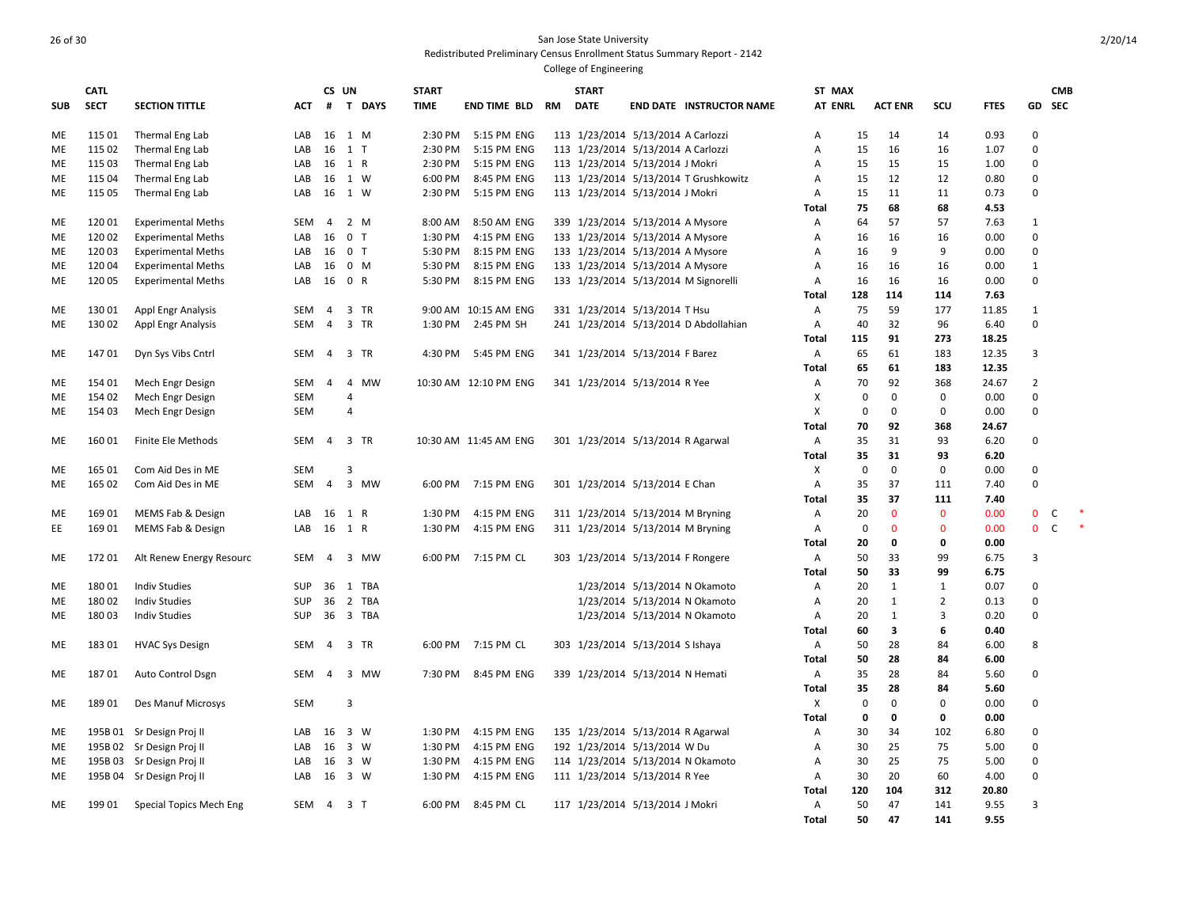San Jose State University

Redistributed Preliminary Census Enrollment Status Summary Report - 2142

College of Engineering

| SUB | CATL SECT | SECTION TITTLE | ACT | CS # | UN T | DAYS | START TIME | END TIME | BLD | RM | START DATE | END DATE | INSTRUCTOR NAME | ST AT | MAX ENRL | ACT ENR | SCU | FTES | GD | CMB SEC | |
|---|---|---|---|---|---|---|---|---|---|---|---|---|---|---|---|---|---|---|---|---|---|
| ME | 115 01 | Thermal Eng Lab | LAB | 16 | 1 | M | 2:30 PM | 5:15 PM | ENG | 113 | 1/23/2014 | 5/13/2014 | A Carlozzi | A | 15 | 14 | 14 | 0.93 | 0 | | |
| ME | 115 02 | Thermal Eng Lab | LAB | 16 | 1 | T | 2:30 PM | 5:15 PM | ENG | 113 | 1/23/2014 | 5/13/2014 | A Carlozzi | A | 15 | 16 | 16 | 1.07 | 0 | | |
| ME | 115 03 | Thermal Eng Lab | LAB | 16 | 1 | R | 2:30 PM | 5:15 PM | ENG | 113 | 1/23/2014 | 5/13/2014 | J Mokri | A | 15 | 15 | 15 | 1.00 | 0 | | |
| ME | 115 04 | Thermal Eng Lab | LAB | 16 | 1 | W | 6:00 PM | 8:45 PM | ENG | 113 | 1/23/2014 | 5/13/2014 | T Grushkowitz | A | 15 | 12 | 12 | 0.80 | 0 | | |
| ME | 115 05 | Thermal Eng Lab | LAB | 16 | 1 | W | 2:30 PM | 5:15 PM | ENG | 113 | 1/23/2014 | 5/13/2014 | J Mokri | A | 15 | 11 | 11 | 0.73 | 0 | | |
| | | | | | | | | | | | | | | **Total** | **75** | **68** | **68** | **4.53** | | | |
| ME | 120 01 | Experimental Meths | SEM | 4 | 2 | M | 8:00 AM | 8:50 AM | ENG | 339 | 1/23/2014 | 5/13/2014 | A Mysore | A | 64 | 57 | 57 | 7.63 | 1 | | |
| ME | 120 02 | Experimental Meths | LAB | 16 | 0 | T | 1:30 PM | 4:15 PM | ENG | 133 | 1/23/2014 | 5/13/2014 | A Mysore | A | 16 | 16 | 16 | 0.00 | 0 | | |
| ME | 120 03 | Experimental Meths | LAB | 16 | 0 | T | 5:30 PM | 8:15 PM | ENG | 133 | 1/23/2014 | 5/13/2014 | A Mysore | A | 16 | 9 | 9 | 0.00 | 0 | | |
| ME | 120 04 | Experimental Meths | LAB | 16 | 0 | M | 5:30 PM | 8:15 PM | ENG | 133 | 1/23/2014 | 5/13/2014 | A Mysore | A | 16 | 16 | 16 | 0.00 | 1 | | |
| ME | 120 05 | Experimental Meths | LAB | 16 | 0 | R | 5:30 PM | 8:15 PM | ENG | 133 | 1/23/2014 | 5/13/2014 | M Signorelli | A | 16 | 16 | 16 | 0.00 | 0 | | |
| | | | | | | | | | | | | | | **Total** | **128** | **114** | **114** | **7.63** | | | |
| ME | 130 01 | Appl Engr Analysis | SEM | 4 | 3 | TR | 9:00 AM | 10:15 AM | ENG | 331 | 1/23/2014 | 5/13/2014 | T Hsu | A | 75 | 59 | 177 | 11.85 | 1 | | |
| ME | 130 02 | Appl Engr Analysis | SEM | 4 | 3 | TR | 1:30 PM | 2:45 PM | SH | 241 | 1/23/2014 | 5/13/2014 | D Abdollahian | A | 40 | 32 | 96 | 6.40 | 0 | | |
| | | | | | | | | | | | | | | **Total** | **115** | **91** | **273** | **18.25** | | | |
| ME | 147 01 | Dyn Sys Vibs Cntrl | SEM | 4 | 3 | TR | 4:30 PM | 5:45 PM | ENG | 341 | 1/23/2014 | 5/13/2014 | F Barez | A | 65 | 61 | 183 | 12.35 | 3 | | |
| | | | | | | | | | | | | | | **Total** | **65** | **61** | **183** | **12.35** | | | |
| ME | 154 01 | Mech Engr Design | SEM | 4 | 4 | MW | 10:30 AM | 12:10 PM | ENG | 341 | 1/23/2014 | 5/13/2014 | R Yee | A | 70 | 92 | 368 | 24.67 | 2 | | |
| ME | 154 02 | Mech Engr Design | SEM | | 4 | | | | | | | | | X | 0 | 0 | 0 | 0.00 | 0 | | |
| ME | 154 03 | Mech Engr Design | SEM | | 4 | | | | | | | | | X | 0 | 0 | 0 | 0.00 | 0 | | |
| | | | | | | | | | | | | | | **Total** | **70** | **92** | **368** | **24.67** | | | |
| ME | 160 01 | Finite Ele Methods | SEM | 4 | 3 | TR | 10:30 AM | 11:45 AM | ENG | 301 | 1/23/2014 | 5/13/2014 | R Agarwal | A | 35 | 31 | 93 | 6.20 | 0 | | |
| | | | | | | | | | | | | | | **Total** | **35** | **31** | **93** | **6.20** | | | |
| ME | 165 01 | Com Aid Des in ME | SEM | | 3 | | | | | | | | | X | 0 | 0 | 0 | 0.00 | 0 | | |
| ME | 165 02 | Com Aid Des in ME | SEM | 4 | 3 | MW | 6:00 PM | 7:15 PM | ENG | 301 | 1/23/2014 | 5/13/2014 | E Chan | A | 35 | 37 | 111 | 7.40 | 0 | | |
| | | | | | | | | | | | | | | **Total** | **35** | **37** | **111** | **7.40** | | | |
| ME | 169 01 | MEMS Fab & Design | LAB | 16 | 1 | R | 1:30 PM | 4:15 PM | ENG | 311 | 1/23/2014 | 5/13/2014 | M Bryning | A | 20 | 0 | 0 | 0.00 | 0 | C | * |
| EE | 169 01 | MEMS Fab & Design | LAB | 16 | 1 | R | 1:30 PM | 4:15 PM | ENG | 311 | 1/23/2014 | 5/13/2014 | M Bryning | A | 0 | 0 | 0 | 0.00 | 0 | C | * |
| | | | | | | | | | | | | | | **Total** | **20** | **0** | **0** | **0.00** | | | |
| ME | 172 01 | Alt Renew Energy Resourc | SEM | 4 | 3 | MW | 6:00 PM | 7:15 PM | CL | 303 | 1/23/2014 | 5/13/2014 | F Rongere | A | 50 | 33 | 99 | 6.75 | 3 | | |
| | | | | | | | | | | | | | | **Total** | **50** | **33** | **99** | **6.75** | | | |
| ME | 180 01 | Indiv Studies | SUP | 36 | 1 | TBA | | | | | 1/23/2014 | 5/13/2014 | N Okamoto | A | 20 | 1 | 1 | 0.07 | 0 | | |
| ME | 180 02 | Indiv Studies | SUP | 36 | 2 | TBA | | | | | 1/23/2014 | 5/13/2014 | N Okamoto | A | 20 | 1 | 2 | 0.13 | 0 | | |
| ME | 180 03 | Indiv Studies | SUP | 36 | 3 | TBA | | | | | 1/23/2014 | 5/13/2014 | N Okamoto | A | 20 | 1 | 3 | 0.20 | 0 | | |
| | | | | | | | | | | | | | | **Total** | **60** | **3** | **6** | **0.40** | | | |
| ME | 183 01 | HVAC Sys Design | SEM | 4 | 3 | TR | 6:00 PM | 7:15 PM | CL | 303 | 1/23/2014 | 5/13/2014 | S Ishaya | A | 50 | 28 | 84 | 6.00 | 8 | | |
| | | | | | | | | | | | | | | **Total** | **50** | **28** | **84** | **6.00** | | | |
| ME | 187 01 | Auto Control Dsgn | SEM | 4 | 3 | MW | 7:30 PM | 8:45 PM | ENG | 339 | 1/23/2014 | 5/13/2014 | N Hemati | A | 35 | 28 | 84 | 5.60 | 0 | | |
| | | | | | | | | | | | | | | **Total** | **35** | **28** | **84** | **5.60** | | | |
| ME | 189 01 | Des Manuf Microsys | SEM | | 3 | | | | | | | | | X | 0 | 0 | 0 | 0.00 | 0 | | |
| | | | | | | | | | | | | | | **Total** | **0** | **0** | **0** | **0.00** | | | |
| ME | 195B 01 | Sr Design Proj II | LAB | 16 | 3 | W | 1:30 PM | 4:15 PM | ENG | 135 | 1/23/2014 | 5/13/2014 | R Agarwal | A | 30 | 34 | 102 | 6.80 | 0 | | |
| ME | 195B 02 | Sr Design Proj II | LAB | 16 | 3 | W | 1:30 PM | 4:15 PM | ENG | 192 | 1/23/2014 | 5/13/2014 | W Du | A | 30 | 25 | 75 | 5.00 | 0 | | |
| ME | 195B 03 | Sr Design Proj II | LAB | 16 | 3 | W | 1:30 PM | 4:15 PM | ENG | 114 | 1/23/2014 | 5/13/2014 | N Okamoto | A | 30 | 25 | 75 | 5.00 | 0 | | |
| ME | 195B 04 | Sr Design Proj II | LAB | 16 | 3 | W | 1:30 PM | 4:15 PM | ENG | 111 | 1/23/2014 | 5/13/2014 | R Yee | A | 30 | 20 | 60 | 4.00 | 0 | | |
| | | | | | | | | | | | | | | **Total** | **120** | **104** | **312** | **20.80** | | | |
| ME | 199 01 | Special Topics Mech Eng | SEM | 4 | 3 | T | 6:00 PM | 8:45 PM | CL | 117 | 1/23/2014 | 5/13/2014 | J Mokri | A | 50 | 47 | 141 | 9.55 | 3 | | |
| | | | | | | | | | | | | | | **Total** | **50** | **47** | **141** | **9.55** | | | |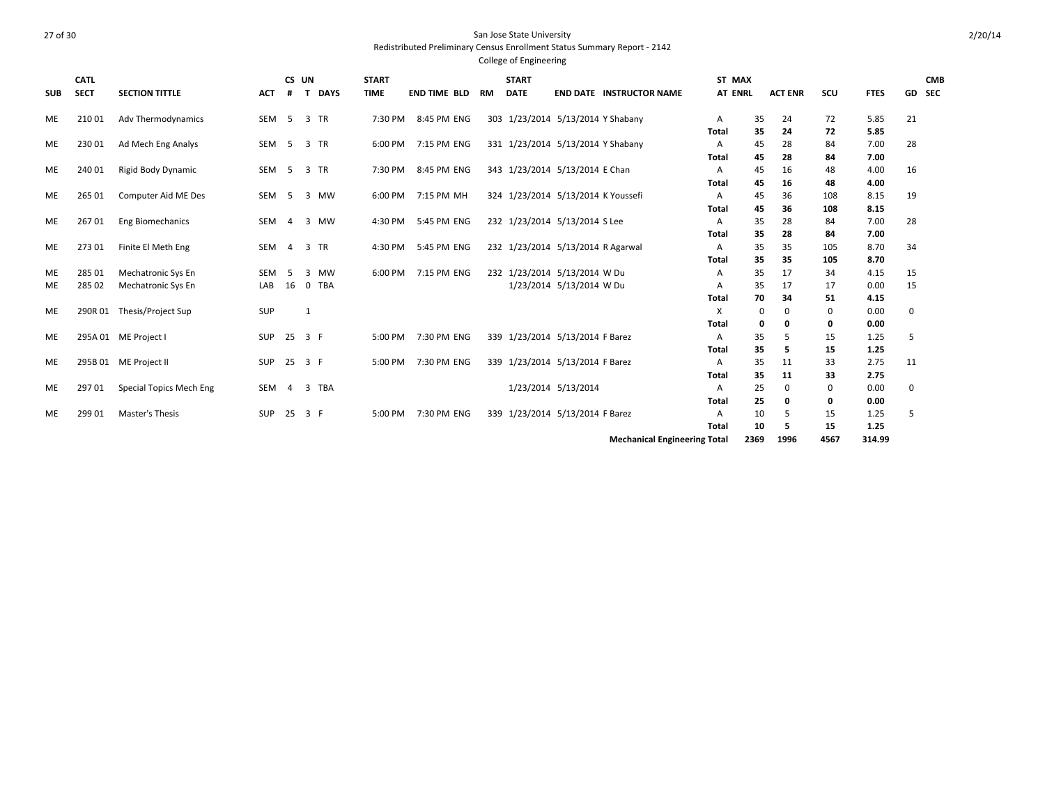San Jose State University

Redistributed Preliminary Census Enrollment Status Summary Report - 2142

College of Engineering

| SUB | CATL SECT | SECTION TITTLE | ACT | CS # | UN T | DAYS | START TIME | END TIME | BLD | RM | START DATE | END DATE | INSTRUCTOR NAME | ST AT | MAX ENRL | ACT ENR | SCU | FTES | GD | CMB SEC |
|---|---|---|---|---|---|---|---|---|---|---|---|---|---|---|---|---|---|---|---|---|
| ME | 210 01 | Adv Thermodynamics | SEM | 5 | 3 | TR | 7:30 PM | 8:45 PM | ENG | 303 | 1/23/2014 | 5/13/2014 | Y Shabany | A | 35 | 24 | 72 | 5.85 | 21 | |
| | | | | | | | | | | | | | | **Total** | **35** | **24** | **72** | **5.85** | | |
| ME | 230 01 | Ad Mech Eng Analys | SEM | 5 | 3 | TR | 6:00 PM | 7:15 PM | ENG | 331 | 1/23/2014 | 5/13/2014 | Y Shabany | A | 45 | 28 | 84 | 7.00 | 28 | |
| | | | | | | | | | | | | | | **Total** | **45** | **28** | **84** | **7.00** | | |
| ME | 240 01 | Rigid Body Dynamic | SEM | 5 | 3 | TR | 7:30 PM | 8:45 PM | ENG | 343 | 1/23/2014 | 5/13/2014 | E Chan | A | 45 | 16 | 48 | 4.00 | 16 | |
| | | | | | | | | | | | | | | **Total** | **45** | **16** | **48** | **4.00** | | |
| ME | 265 01 | Computer Aid ME Des | SEM | 5 | 3 | MW | 6:00 PM | 7:15 PM | MH | 324 | 1/23/2014 | 5/13/2014 | K Youssefi | A | 45 | 36 | 108 | 8.15 | 19 | |
| | | | | | | | | | | | | | | **Total** | **45** | **36** | **108** | **8.15** | | |
| ME | 267 01 | Eng Biomechanics | SEM | 4 | 3 | MW | 4:30 PM | 5:45 PM | ENG | 232 | 1/23/2014 | 5/13/2014 | S Lee | A | 35 | 28 | 84 | 7.00 | 28 | |
| | | | | | | | | | | | | | | **Total** | **35** | **28** | **84** | **7.00** | | |
| ME | 273 01 | Finite El Meth Eng | SEM | 4 | 3 | TR | 4:30 PM | 5:45 PM | ENG | 232 | 1/23/2014 | 5/13/2014 | R Agarwal | A | 35 | 35 | 105 | 8.70 | 34 | |
| | | | | | | | | | | | | | | **Total** | **35** | **35** | **105** | **8.70** | | |
| ME | 285 01 | Mechatronic Sys En | SEM | 5 | 3 | MW | 6:00 PM | 7:15 PM | ENG | 232 | 1/23/2014 | 5/13/2014 | W Du | A | 35 | 17 | 34 | 4.15 | 15 | |
| ME | 285 02 | Mechatronic Sys En | LAB | 16 | 0 | TBA | | | | | 1/23/2014 | 5/13/2014 | W Du | A | 35 | 17 | 17 | 0.00 | 15 | |
| | | | | | | | | | | | | | | **Total** | **70** | **34** | **51** | **4.15** | | |
| ME | 290R 01 | Thesis/Project Sup | SUP | | 1 | | | | | | | | | X | 0 | 0 | 0 | 0.00 | 0 | |
| | | | | | | | | | | | | | | **Total** | **0** | **0** | **0** | **0.00** | | |
| ME | 295A 01 | ME Project I | SUP | 25 | 3 | F | 5:00 PM | 7:30 PM | ENG | 339 | 1/23/2014 | 5/13/2014 | F Barez | A | 35 | 5 | 15 | 1.25 | 5 | |
| | | | | | | | | | | | | | | **Total** | **35** | **5** | **15** | **1.25** | | |
| ME | 295B 01 | ME Project II | SUP | 25 | 3 | F | 5:00 PM | 7:30 PM | ENG | 339 | 1/23/2014 | 5/13/2014 | F Barez | A | 35 | 11 | 33 | 2.75 | 11 | |
| | | | | | | | | | | | | | | **Total** | **35** | **11** | **33** | **2.75** | | |
| ME | 297 01 | Special Topics Mech Eng | SEM | 4 | 3 | TBA | | | | | 1/23/2014 | 5/13/2014 | | A | 25 | 0 | 0 | 0.00 | 0 | |
| | | | | | | | | | | | | | | **Total** | **25** | **0** | **0** | **0.00** | | |
| ME | 299 01 | Master's Thesis | SUP | 25 | 3 | F | 5:00 PM | 7:30 PM | ENG | 339 | 1/23/2014 | 5/13/2014 | F Barez | A | 10 | 5 | 15 | 1.25 | 5 | |
| | | | | | | | | | | | | | | **Total** | **10** | **5** | **15** | **1.25** | | |
| | | | | | | | | | | | | | **Mechanical Engineering Total** | | **2369** | **1996** | **4567** | **314.99** | | |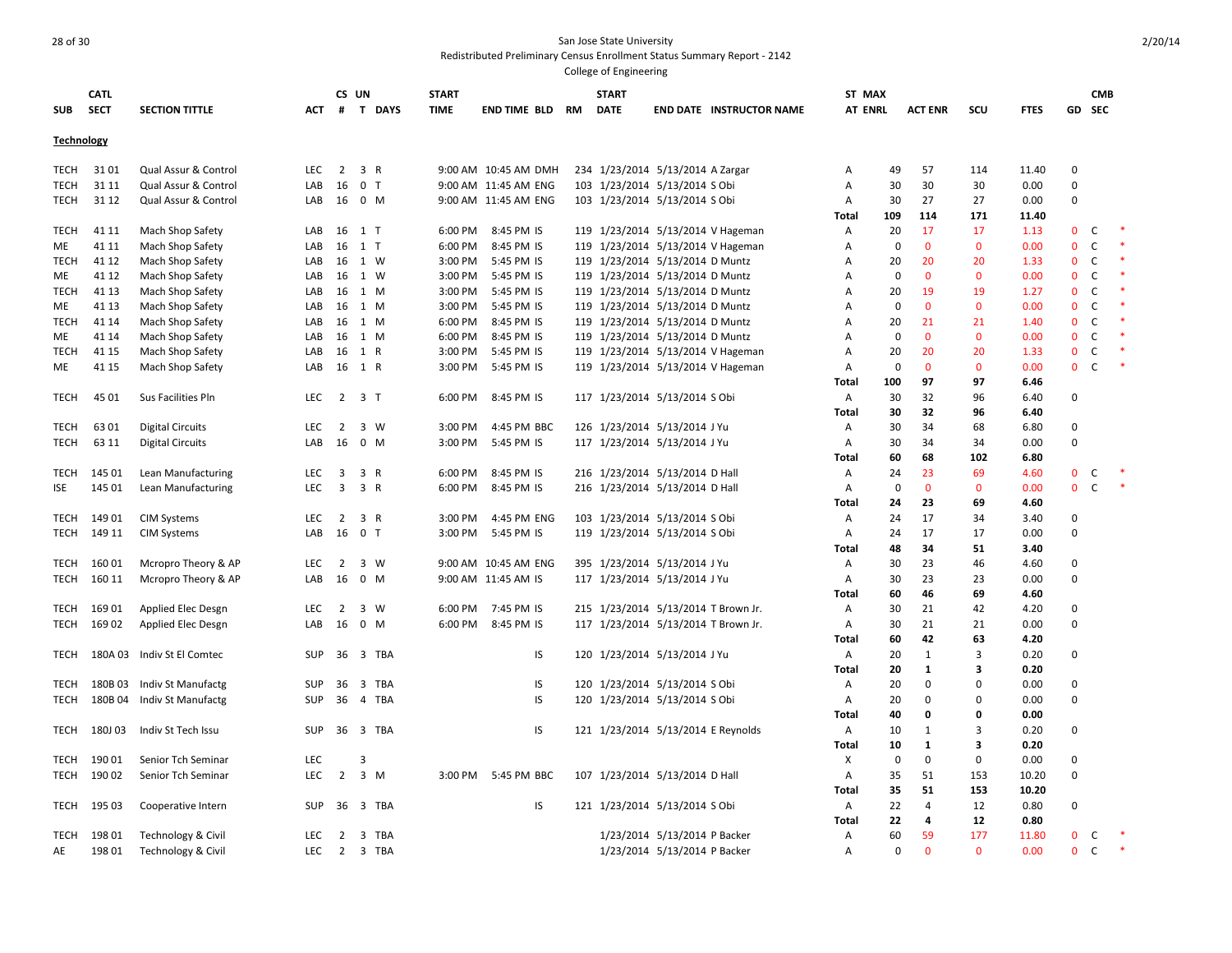San Jose State University

Redistributed Preliminary Census Enrollment Status Summary Report - 2142

College of Engineering

| SUB | CATL SECT | SECTION TITTLE | ACT | CS # | UN T | DAYS | START TIME | END TIME | BLD | RM | START DATE | END DATE | INSTRUCTOR NAME | ST AT | MAX ENRL | ACT ENR | SCU | FTES | GD | CMB SEC | |
|---|---|---|---|---|---|---|---|---|---|---|---|---|---|---|---|---|---|---|---|---|---|
| **Technology** | | | | | | | | | | | | | | | | | | | | | |
| TECH | 31 01 | Qual Assur & Control | LEC | 2 | 3 | R | 9:00 AM | 10:45 AM | DMH | 234 | 1/23/2014 | 5/13/2014 | A Zargar | A | 49 | 57 | 114 | 11.40 | 0 | | |
| TECH | 31 11 | Qual Assur & Control | LAB | 16 | 0 | T | 9:00 AM | 11:45 AM | ENG | 103 | 1/23/2014 | 5/13/2014 | S Obi | A | 30 | 30 | 30 | 0.00 | 0 | | |
| TECH | 31 12 | Qual Assur & Control | LAB | 16 | 0 | M | 9:00 AM | 11:45 AM | ENG | 103 | 1/23/2014 | 5/13/2014 | S Obi | A | 30 | 27 | 27 | 0.00 | 0 | | |
| | | | | | | | | | | | | | | **Total** | **109** | **114** | **171** | **11.40** | | | |
| TECH | 41 11 | Mach Shop Safety | LAB | 16 | 1 | T | 6:00 PM | 8:45 PM | IS | 119 | 1/23/2014 | 5/13/2014 | V Hageman | A | 20 | 17 | 17 | 1.13 | 0 | C | * |
| ME | 41 11 | Mach Shop Safety | LAB | 16 | 1 | T | 6:00 PM | 8:45 PM | IS | 119 | 1/23/2014 | 5/13/2014 | V Hageman | A | 0 | 0 | 0 | 0.00 | 0 | C | * |
| TECH | 41 12 | Mach Shop Safety | LAB | 16 | 1 | W | 3:00 PM | 5:45 PM | IS | 119 | 1/23/2014 | 5/13/2014 | D Muntz | A | 20 | 20 | 20 | 1.33 | 0 | C | * |
| ME | 41 12 | Mach Shop Safety | LAB | 16 | 1 | W | 3:00 PM | 5:45 PM | IS | 119 | 1/23/2014 | 5/13/2014 | D Muntz | A | 0 | 0 | 0 | 0.00 | 0 | C | * |
| TECH | 41 13 | Mach Shop Safety | LAB | 16 | 1 | M | 3:00 PM | 5:45 PM | IS | 119 | 1/23/2014 | 5/13/2014 | D Muntz | A | 20 | 19 | 19 | 1.27 | 0 | C | * |
| ME | 41 13 | Mach Shop Safety | LAB | 16 | 1 | M | 3:00 PM | 5:45 PM | IS | 119 | 1/23/2014 | 5/13/2014 | D Muntz | A | 0 | 0 | 0 | 0.00 | 0 | C | * |
| TECH | 41 14 | Mach Shop Safety | LAB | 16 | 1 | M | 6:00 PM | 8:45 PM | IS | 119 | 1/23/2014 | 5/13/2014 | D Muntz | A | 20 | 21 | 21 | 1.40 | 0 | C | * |
| ME | 41 14 | Mach Shop Safety | LAB | 16 | 1 | M | 6:00 PM | 8:45 PM | IS | 119 | 1/23/2014 | 5/13/2014 | D Muntz | A | 0 | 0 | 0 | 0.00 | 0 | C | * |
| TECH | 41 15 | Mach Shop Safety | LAB | 16 | 1 | R | 3:00 PM | 5:45 PM | IS | 119 | 1/23/2014 | 5/13/2014 | V Hageman | A | 20 | 20 | 20 | 1.33 | 0 | C | * |
| ME | 41 15 | Mach Shop Safety | LAB | 16 | 1 | R | 3:00 PM | 5:45 PM | IS | 119 | 1/23/2014 | 5/13/2014 | V Hageman | A | 0 | 0 | 0 | 0.00 | 0 | C | * |
| | | | | | | | | | | | | | | **Total** | **100** | **97** | **97** | **6.46** | | | |
| TECH | 45 01 | Sus Facilities Pln | LEC | 2 | 3 | T | 6:00 PM | 8:45 PM | IS | 117 | 1/23/2014 | 5/13/2014 | S Obi | A | 30 | 32 | 96 | 6.40 | 0 | | |
| | | | | | | | | | | | | | | **Total** | **30** | **32** | **96** | **6.40** | | | |
| TECH | 63 01 | Digital Circuits | LEC | 2 | 3 | W | 3:00 PM | 4:45 PM | BBC | 126 | 1/23/2014 | 5/13/2014 | J Yu | A | 30 | 34 | 68 | 6.80 | 0 | | |
| TECH | 63 11 | Digital Circuits | LAB | 16 | 0 | M | 3:00 PM | 5:45 PM | IS | 117 | 1/23/2014 | 5/13/2014 | J Yu | A | 30 | 34 | 34 | 0.00 | 0 | | |
| | | | | | | | | | | | | | | **Total** | **60** | **68** | **102** | **6.80** | | | |
| TECH | 145 01 | Lean Manufacturing | LEC | 3 | 3 | R | 6:00 PM | 8:45 PM | IS | 216 | 1/23/2014 | 5/13/2014 | D Hall | A | 24 | 23 | 69 | 4.60 | 0 | C | * |
| ISE | 145 01 | Lean Manufacturing | LEC | 3 | 3 | R | 6:00 PM | 8:45 PM | IS | 216 | 1/23/2014 | 5/13/2014 | D Hall | A | 0 | 0 | 0 | 0.00 | 0 | C | * |
| | | | | | | | | | | | | | | **Total** | **24** | **23** | **69** | **4.60** | | | |
| TECH | 149 01 | CIM Systems | LEC | 2 | 3 | R | 3:00 PM | 4:45 PM | ENG | 103 | 1/23/2014 | 5/13/2014 | S Obi | A | 24 | 17 | 34 | 3.40 | 0 | | |
| TECH | 149 11 | CIM Systems | LAB | 16 | 0 | T | 3:00 PM | 5:45 PM | IS | 119 | 1/23/2014 | 5/13/2014 | S Obi | A | 24 | 17 | 17 | 0.00 | 0 | | |
| | | | | | | | | | | | | | | **Total** | **48** | **34** | **51** | **3.40** | | | |
| TECH | 160 01 | Mcropro Theory & AP | LEC | 2 | 3 | W | 9:00 AM | 10:45 AM | ENG | 395 | 1/23/2014 | 5/13/2014 | J Yu | A | 30 | 23 | 46 | 4.60 | 0 | | |
| TECH | 160 11 | Mcropro Theory & AP | LAB | 16 | 0 | M | 9:00 AM | 11:45 AM | IS | 117 | 1/23/2014 | 5/13/2014 | J Yu | A | 30 | 23 | 23 | 0.00 | 0 | | |
| | | | | | | | | | | | | | | **Total** | **60** | **46** | **69** | **4.60** | | | |
| TECH | 169 01 | Applied Elec Desgn | LEC | 2 | 3 | W | 6:00 PM | 7:45 PM | IS | 215 | 1/23/2014 | 5/13/2014 | T Brown Jr. | A | 30 | 21 | 42 | 4.20 | 0 | | |
| TECH | 169 02 | Applied Elec Desgn | LAB | 16 | 0 | M | 6:00 PM | 8:45 PM | IS | 117 | 1/23/2014 | 5/13/2014 | T Brown Jr. | A | 30 | 21 | 21 | 0.00 | 0 | | |
| | | | | | | | | | | | | | | **Total** | **60** | **42** | **63** | **4.20** | | | |
| TECH | 180A 03 | Indiv St El Comtec | SUP | 36 | 3 | TBA | | | IS | 120 | 1/23/2014 | 5/13/2014 | J Yu | A | 20 | 1 | 3 | 0.20 | 0 | | |
| | | | | | | | | | | | | | | **Total** | **20** | **1** | **3** | **0.20** | | | |
| TECH | 180B 03 | Indiv St Manufactg | SUP | 36 | 3 | TBA | | | IS | 120 | 1/23/2014 | 5/13/2014 | S Obi | A | 20 | 0 | 0 | 0.00 | 0 | | |
| TECH | 180B 04 | Indiv St Manufactg | SUP | 36 | 4 | TBA | | | IS | 120 | 1/23/2014 | 5/13/2014 | S Obi | A | 20 | 0 | 0 | 0.00 | 0 | | |
| | | | | | | | | | | | | | | **Total** | **40** | **0** | **0** | **0.00** | | | |
| TECH | 180J 03 | Indiv St Tech Issu | SUP | 36 | 3 | TBA | | | IS | 121 | 1/23/2014 | 5/13/2014 | E Reynolds | A | 10 | 1 | 3 | 0.20 | 0 | | |
| | | | | | | | | | | | | | | **Total** | **10** | **1** | **3** | **0.20** | | | |
| TECH | 190 01 | Senior Tch Seminar | LEC | | 3 | | | | | | | | | X | 0 | 0 | 0 | 0.00 | 0 | | |
| TECH | 190 02 | Senior Tch Seminar | LEC | 2 | 3 | M | 3:00 PM | 5:45 PM | BBC | 107 | 1/23/2014 | 5/13/2014 | D Hall | A | 35 | 51 | 153 | 10.20 | 0 | | |
| | | | | | | | | | | | | | | **Total** | **35** | **51** | **153** | **10.20** | | | |
| TECH | 195 03 | Cooperative Intern | SUP | 36 | 3 | TBA | | | IS | 121 | 1/23/2014 | 5/13/2014 | S Obi | A | 22 | 4 | 12 | 0.80 | 0 | | |
| | | | | | | | | | | | | | | **Total** | **22** | **4** | **12** | **0.80** | | | |
| TECH | 198 01 | Technology & Civil | LEC | 2 | 3 | TBA | | | | | 1/23/2014 | 5/13/2014 | P Backer | A | 60 | 59 | 177 | 11.80 | 0 | C | * |
| AE | 198 01 | Technology & Civil | LEC | 2 | 3 | TBA | | | | | 1/23/2014 | 5/13/2014 | P Backer | A | 0 | 0 | 0 | 0.00 | 0 | C | * |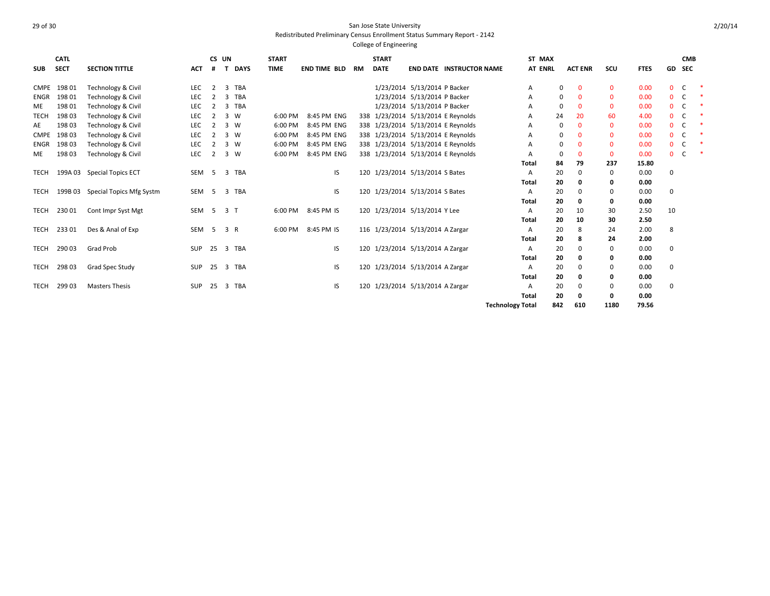San Jose State University

Redistributed Preliminary Census Enrollment Status Summary Report - 2142

College of Engineering

| SUB | CATL SECT | SECTION TITTLE | ACT | CS # | UN T | DAYS | START TIME | END TIME | BLD | RM | START DATE | END DATE | INSTRUCTOR NAME | ST AT | MAX ENRL | ACT ENR | SCU | FTES | GD | CMB SEC | |
|---|---|---|---|---|---|---|---|---|---|---|---|---|---|---|---|---|---|---|---|---|---|
| CMPE | 198 01 | Technology & Civil | LEC | 2 | 3 | TBA | | | | | 1/23/2014 | 5/13/2014 | P Backer | A | 0 | 0 | 0 | 0.00 | 0 | C | * |
| ENGR | 198 01 | Technology & Civil | LEC | 2 | 3 | TBA | | | | | 1/23/2014 | 5/13/2014 | P Backer | A | 0 | 0 | 0 | 0.00 | 0 | C | * |
| ME | 198 01 | Technology & Civil | LEC | 2 | 3 | TBA | | | | | 1/23/2014 | 5/13/2014 | P Backer | A | 0 | 0 | 0 | 0.00 | 0 | C | * |
| TECH | 198 03 | Technology & Civil | LEC | 2 | 3 | W | 6:00 PM | 8:45 PM | ENG | 338 | 1/23/2014 | 5/13/2014 | E Reynolds | A | 24 | 20 | 60 | 4.00 | 0 | C | * |
| AE | 198 03 | Technology & Civil | LEC | 2 | 3 | W | 6:00 PM | 8:45 PM | ENG | 338 | 1/23/2014 | 5/13/2014 | E Reynolds | A | 0 | 0 | 0 | 0.00 | 0 | C | * |
| CMPE | 198 03 | Technology & Civil | LEC | 2 | 3 | W | 6:00 PM | 8:45 PM | ENG | 338 | 1/23/2014 | 5/13/2014 | E Reynolds | A | 0 | 0 | 0 | 0.00 | 0 | C | * |
| ENGR | 198 03 | Technology & Civil | LEC | 2 | 3 | W | 6:00 PM | 8:45 PM | ENG | 338 | 1/23/2014 | 5/13/2014 | E Reynolds | A | 0 | 0 | 0 | 0.00 | 0 | C | * |
| ME | 198 03 | Technology & Civil | LEC | 2 | 3 | W | 6:00 PM | 8:45 PM | ENG | 338 | 1/23/2014 | 5/13/2014 | E Reynolds | A | 0 | 0 | 0 | 0.00 | 0 | C | * |
| | | | | | | | | | | | | | | **Total** | **84** | **79** | **237** | **15.80** | | | |
| TECH | 199A 03 | Special Topics ECT | SEM | 5 | 3 | TBA | | | IS | 120 | 1/23/2014 | 5/13/2014 | S Bates | A | 20 | 0 | 0 | 0.00 | 0 | | |
| | | | | | | | | | | | | | | **Total** | **20** | **0** | **0** | **0.00** | | | |
| TECH | 199B 03 | Special Topics Mfg Systm | SEM | 5 | 3 | TBA | | | IS | 120 | 1/23/2014 | 5/13/2014 | S Bates | A | 20 | 0 | 0 | 0.00 | 0 | | |
| | | | | | | | | | | | | | | **Total** | **20** | **0** | **0** | **0.00** | | | |
| TECH | 230 01 | Cont Impr Syst Mgt | SEM | 5 | 3 | T | 6:00 PM | 8:45 PM | IS | 120 | 1/23/2014 | 5/13/2014 | Y Lee | A | 20 | 10 | 30 | 2.50 | 10 | | |
| | | | | | | | | | | | | | | **Total** | **20** | **10** | **30** | **2.50** | | | |
| TECH | 233 01 | Des & Anal of Exp | SEM | 5 | 3 | R | 6:00 PM | 8:45 PM | IS | 116 | 1/23/2014 | 5/13/2014 | A Zargar | A | 20 | 8 | 24 | 2.00 | 8 | | |
| | | | | | | | | | | | | | | **Total** | **20** | **8** | **24** | **2.00** | | | |
| TECH | 290 03 | Grad Prob | SUP | 25 | 3 | TBA | | | IS | 120 | 1/23/2014 | 5/13/2014 | A Zargar | A | 20 | 0 | 0 | 0.00 | 0 | | |
| | | | | | | | | | | | | | | **Total** | **20** | **0** | **0** | **0.00** | | | |
| TECH | 298 03 | Grad Spec Study | SUP | 25 | 3 | TBA | | | IS | 120 | 1/23/2014 | 5/13/2014 | A Zargar | A | 20 | 0 | 0 | 0.00 | 0 | | |
| | | | | | | | | | | | | | | **Total** | **20** | **0** | **0** | **0.00** | | | |
| TECH | 299 03 | Masters Thesis | SUP | 25 | 3 | TBA | | | IS | 120 | 1/23/2014 | 5/13/2014 | A Zargar | A | 20 | 0 | 0 | 0.00 | 0 | | |
| | | | | | | | | | | | | | | **Total** | **20** | **0** | **0** | **0.00** | | | |
| | | | | | | | | | | | | | **Technology Total** | | **842** | **610** | **1180** | **79.56** | | | |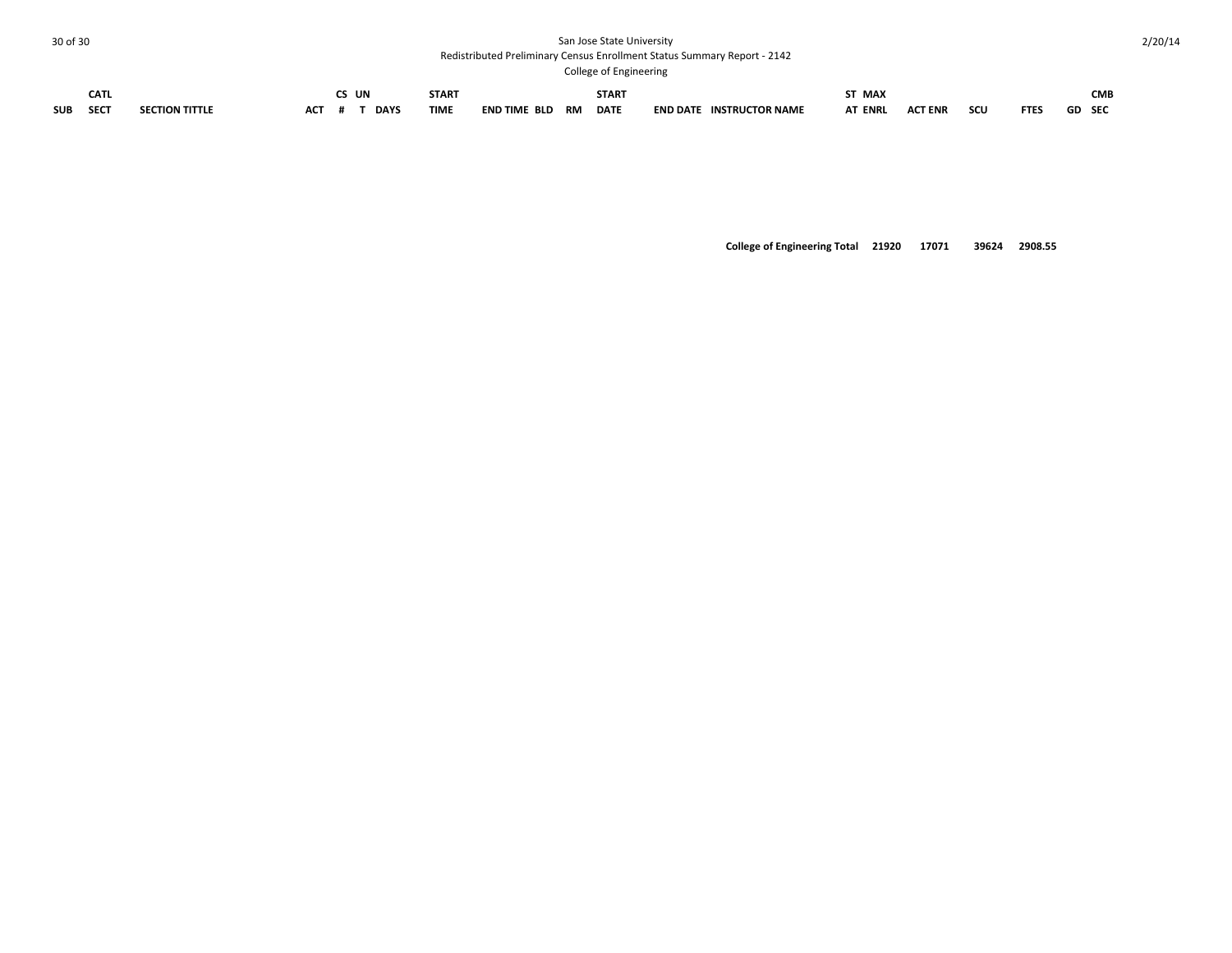| SUB | CATL SECT | SECTION TITTLE | ACT | CS # | UN T | DAYS | START TIME | END TIME | BLD | RM | START DATE | END DATE | INSTRUCTOR NAME | ST AT | MAX ENRL | ACT ENR | SCU | FTES | GD | CMB SEC |
|---|---|---|---|---|---|---|---|---|---|---|---|---|---|---|---|---|---|---|---|---|
| | | | | | | | | | | | | | **College of Engineering Total** | | **21920** | **17071** | **39624** | **2908.55** | | |